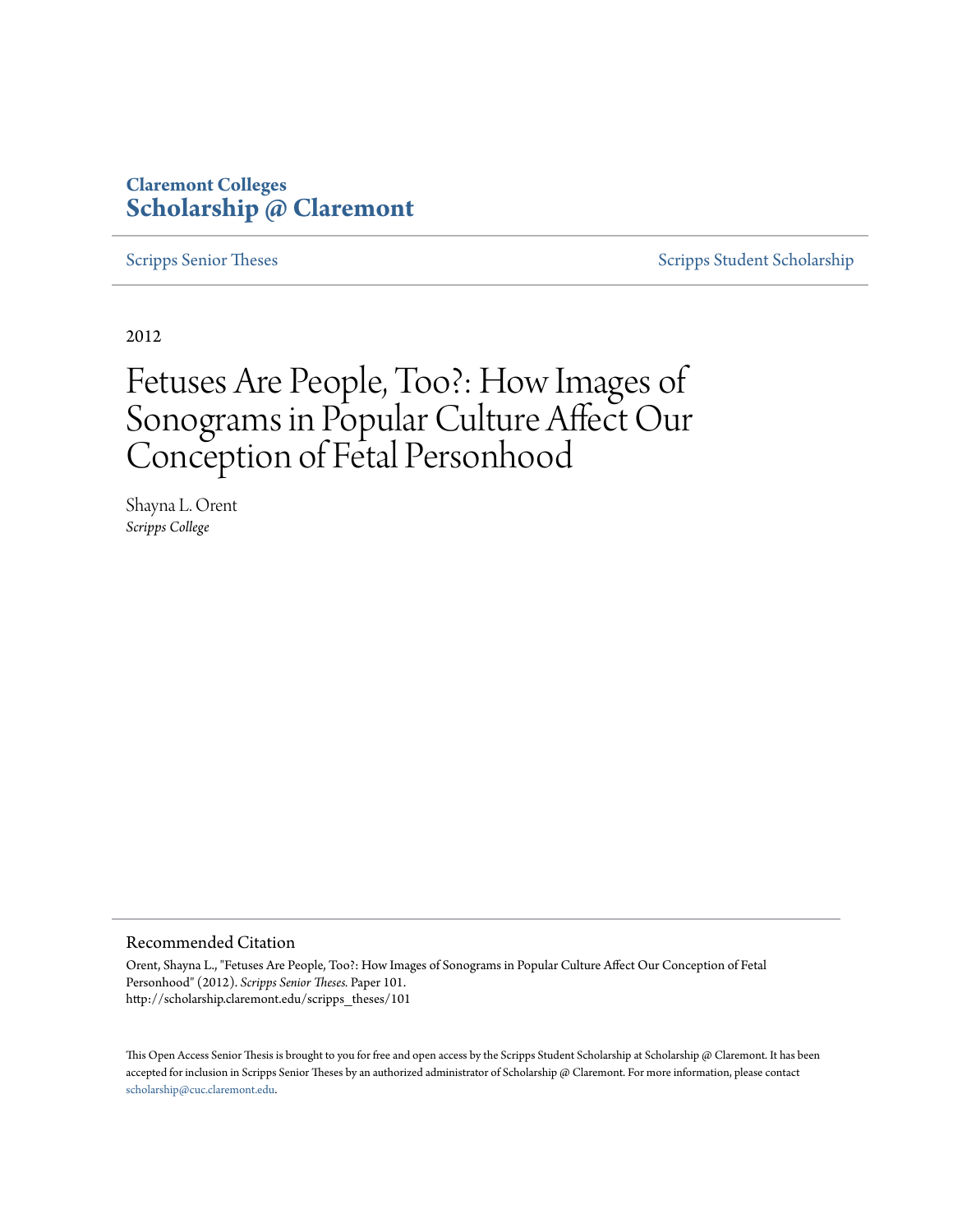**Claremont Colleges**
**Scholarship @ Claremont**

Scripps Senior Theses | Scripps Student Scholarship

2012

# Fetuses Are People, Too?: How Images of Sonograms in Popular Culture Affect Our Conception of Fetal Personhood

Shayna L. Orent
*Scripps College*

## Recommended Citation

Orent, Shayna L., "Fetuses Are People, Too?: How Images of Sonograms in Popular Culture Affect Our Conception of Fetal Personhood" (2012). *Scripps Senior Theses.* Paper 101.
http://scholarship.claremont.edu/scripps_theses/101

This Open Access Senior Thesis is brought to you for free and open access by the Scripps Student Scholarship at Scholarship @ Claremont. It has been accepted for inclusion in Scripps Senior Theses by an authorized administrator of Scholarship @ Claremont. For more information, please contact scholarship@cuc.claremont.edu.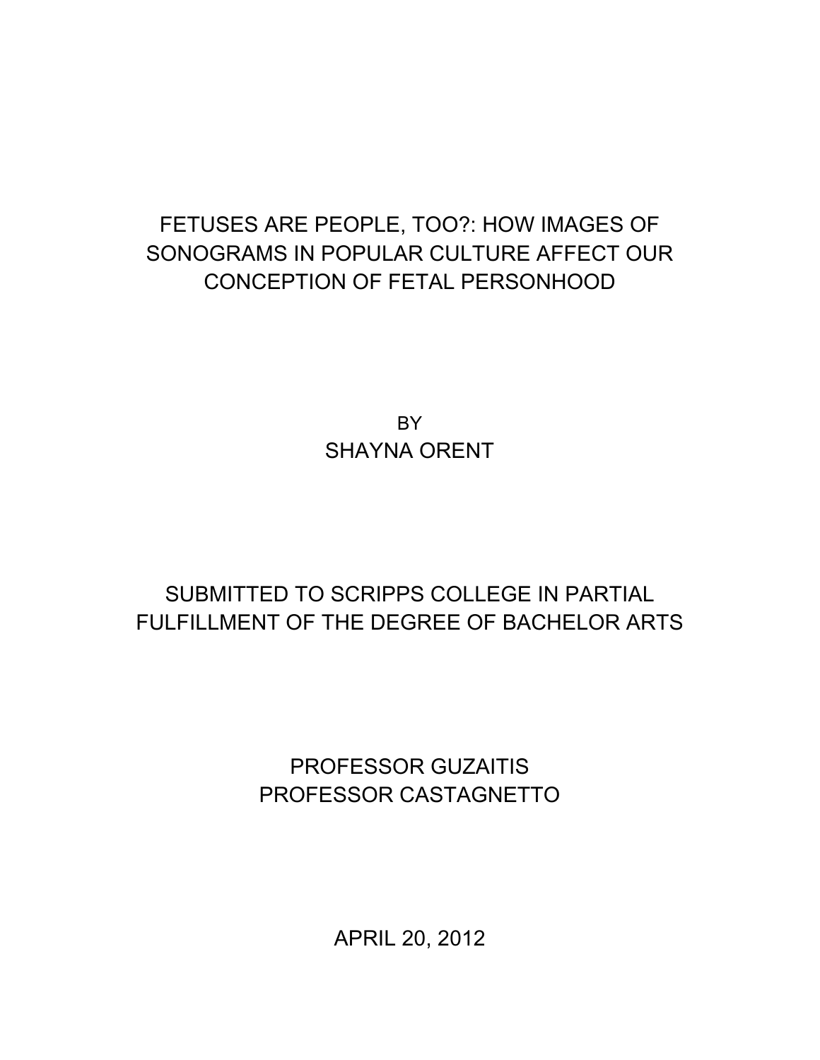# FETUSES ARE PEOPLE, TOO?: HOW IMAGES OF SONOGRAMS IN POPULAR CULTURE AFFECT OUR CONCEPTION OF FETAL PERSONHOOD

BY

SHAYNA ORENT

SUBMITTED TO SCRIPPS COLLEGE IN PARTIAL FULFILLMENT OF THE DEGREE OF BACHELOR ARTS

PROFESSOR GUZAITIS

PROFESSOR CASTAGNETTO

APRIL 20, 2012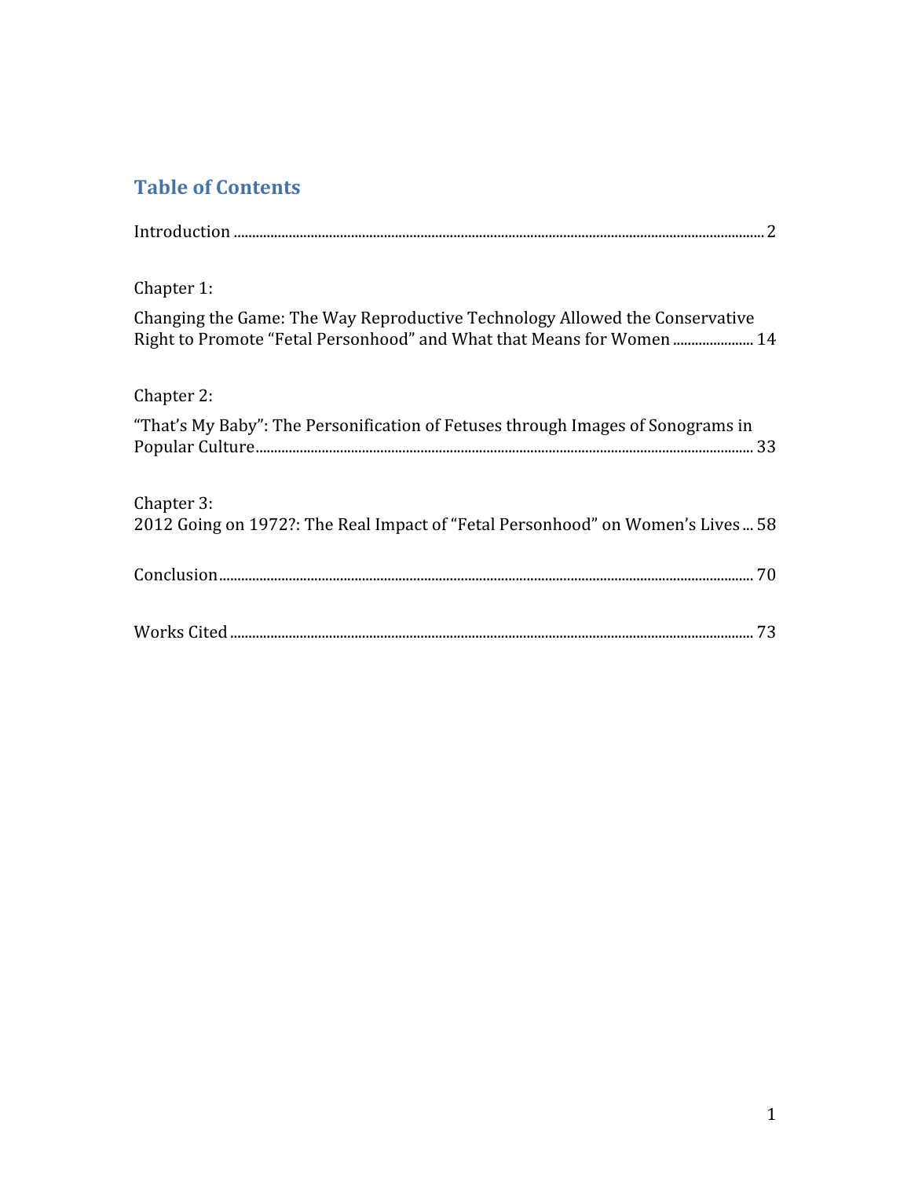# Table of Contents

Introduction ........................................................................................................................................ 2

Chapter 1:

Changing the Game: The Way Reproductive Technology Allowed the Conservative Right to Promote "Fetal Personhood" and What that Means for Women ...................... 14

Chapter 2:

"That's My Baby": The Personification of Fetuses through Images of Sonograms in Popular Culture......................................................................................................................... 33

Chapter 3:

2012 Going on 1972?: The Real Impact of "Fetal Personhood" on Women's Lives ... 58

Conclusion................................................................................................................................... 70

Works Cited ................................................................................................................................ 73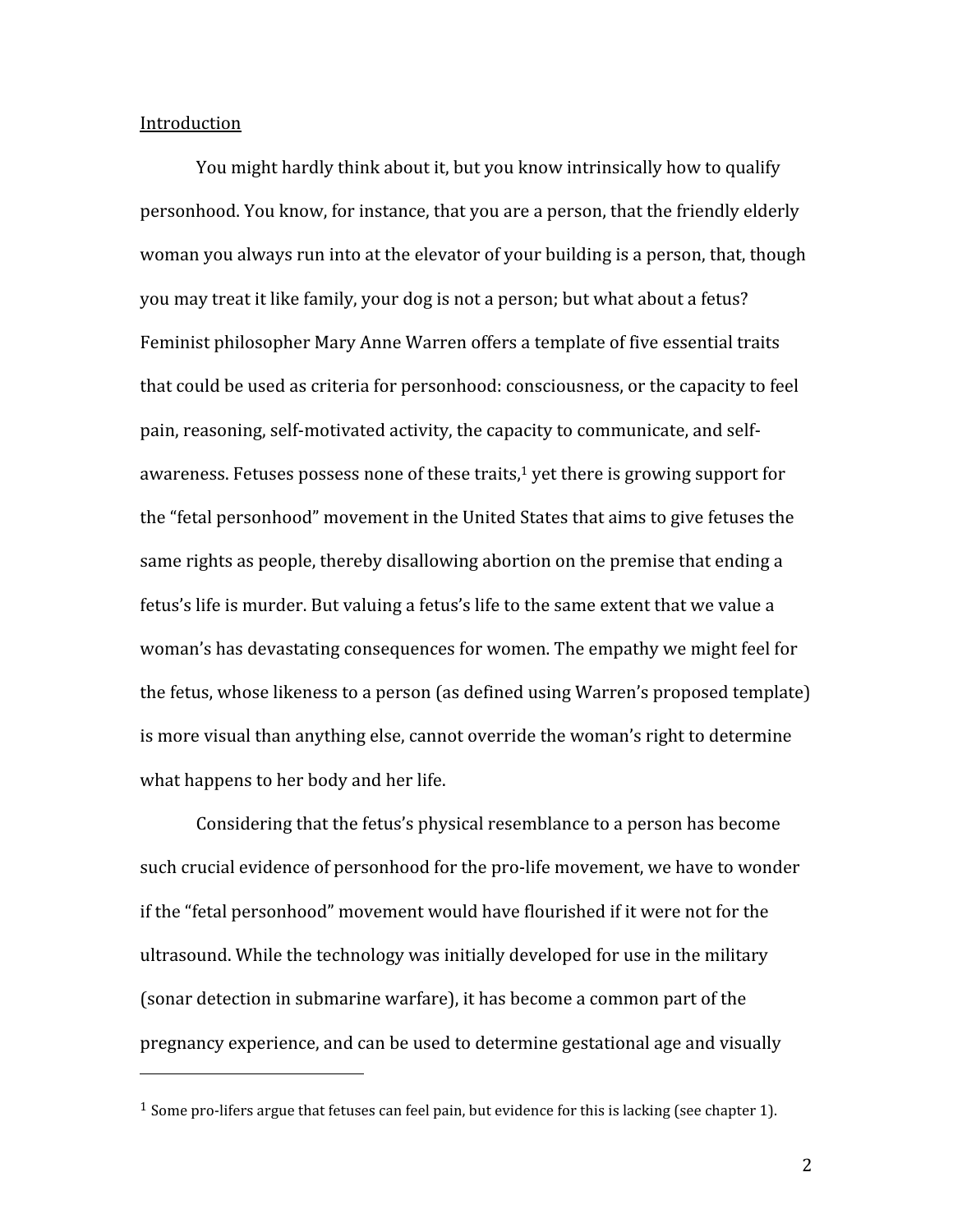<u>Introduction</u>

You might hardly think about it, but you know intrinsically how to qualify personhood. You know, for instance, that you are a person, that the friendly elderly woman you always run into at the elevator of your building is a person, that, though you may treat it like family, your dog is not a person; but what about a fetus? Feminist philosopher Mary Anne Warren offers a template of five essential traits that could be used as criteria for personhood: consciousness, or the capacity to feel pain, reasoning, self-motivated activity, the capacity to communicate, and self-awareness. Fetuses possess none of these traits,[1] yet there is growing support for the "fetal personhood" movement in the United States that aims to give fetuses the same rights as people, thereby disallowing abortion on the premise that ending a fetus's life is murder. But valuing a fetus's life to the same extent that we value a woman's has devastating consequences for women. The empathy we might feel for the fetus, whose likeness to a person (as defined using Warren's proposed template) is more visual than anything else, cannot override the woman's right to determine what happens to her body and her life.

Considering that the fetus's physical resemblance to a person has become such crucial evidence of personhood for the pro-life movement, we have to wonder if the "fetal personhood" movement would have flourished if it were not for the ultrasound. While the technology was initially developed for use in the military (sonar detection in submarine warfare), it has become a common part of the pregnancy experience, and can be used to determine gestational age and visually

---

[1] Some pro-lifers argue that fetuses can feel pain, but evidence for this is lacking (see chapter 1).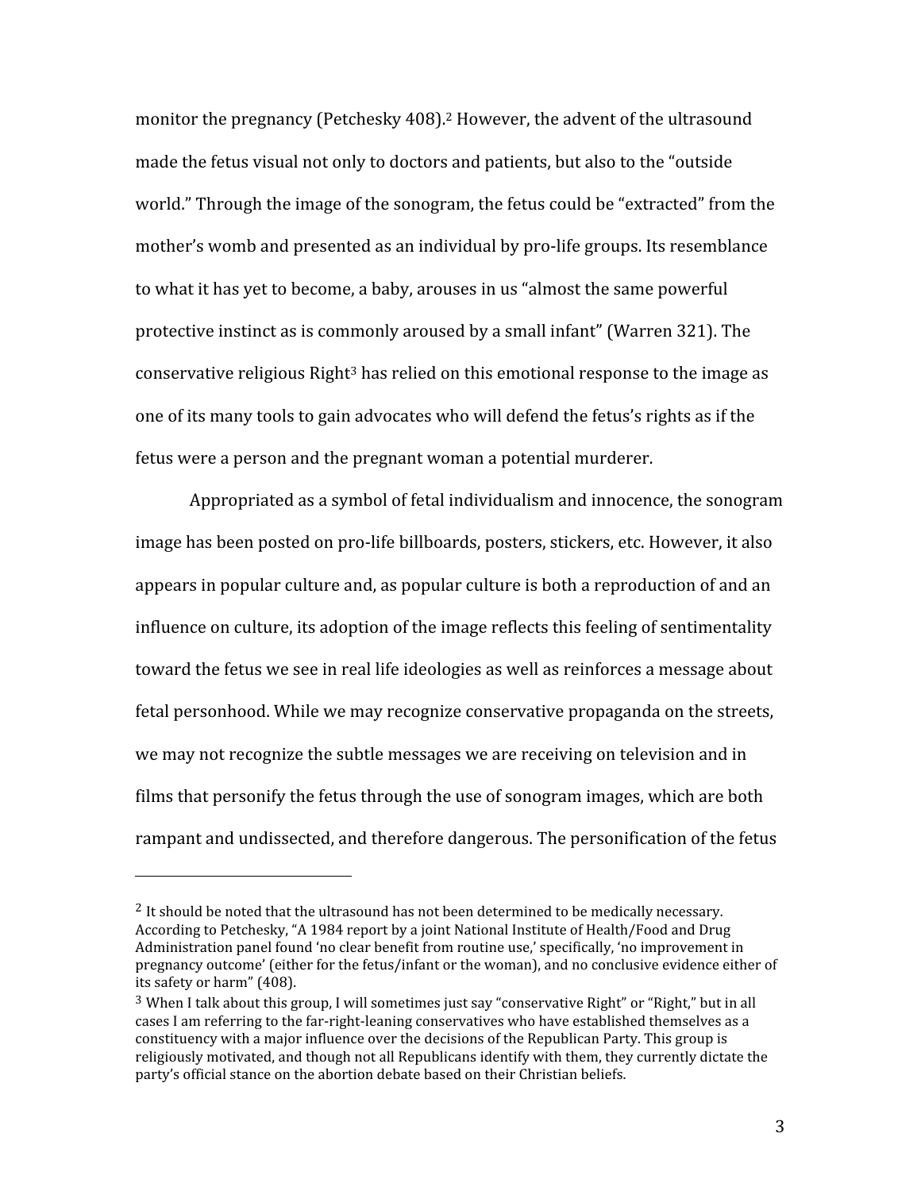monitor the pregnancy (Petchesky 408).[2] However, the advent of the ultrasound made the fetus visual not only to doctors and patients, but also to the "outside world." Through the image of the sonogram, the fetus could be "extracted" from the mother's womb and presented as an individual by pro-life groups. Its resemblance to what it has yet to become, a baby, arouses in us "almost the same powerful protective instinct as is commonly aroused by a small infant" (Warren 321). The conservative religious Right[3] has relied on this emotional response to the image as one of its many tools to gain advocates who will defend the fetus's rights as if the fetus were a person and the pregnant woman a potential murderer.

Appropriated as a symbol of fetal individualism and innocence, the sonogram image has been posted on pro-life billboards, posters, stickers, etc. However, it also appears in popular culture and, as popular culture is both a reproduction of and an influence on culture, its adoption of the image reflects this feeling of sentimentality toward the fetus we see in real life ideologies as well as reinforces a message about fetal personhood. While we may recognize conservative propaganda on the streets, we may not recognize the subtle messages we are receiving on television and in films that personify the fetus through the use of sonogram images, which are both rampant and undissected, and therefore dangerous. The personification of the fetus

---

[2] It should be noted that the ultrasound has not been determined to be medically necessary. According to Petchesky, "A 1984 report by a joint National Institute of Health/Food and Drug Administration panel found 'no clear benefit from routine use,' specifically, 'no improvement in pregnancy outcome' (either for the fetus/infant or the woman), and no conclusive evidence either of its safety or harm" (408).

[3] When I talk about this group, I will sometimes just say "conservative Right" or "Right," but in all cases I am referring to the far-right-leaning conservatives who have established themselves as a constituency with a major influence over the decisions of the Republican Party. This group is religiously motivated, and though not all Republicans identify with them, they currently dictate the party's official stance on the abortion debate based on their Christian beliefs.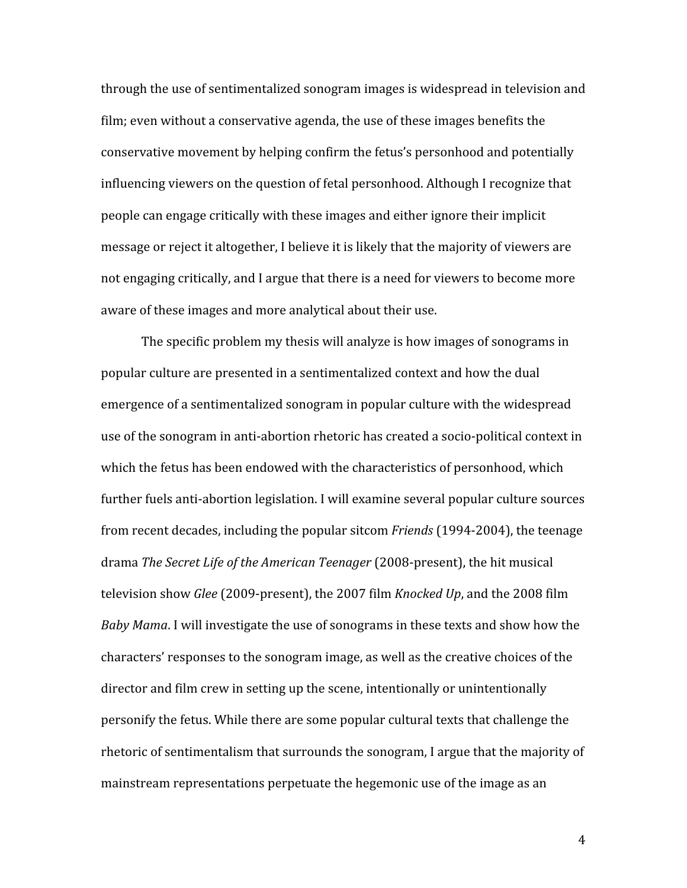through the use of sentimentalized sonogram images is widespread in television and film; even without a conservative agenda, the use of these images benefits the conservative movement by helping confirm the fetus's personhood and potentially influencing viewers on the question of fetal personhood. Although I recognize that people can engage critically with these images and either ignore their implicit message or reject it altogether, I believe it is likely that the majority of viewers are not engaging critically, and I argue that there is a need for viewers to become more aware of these images and more analytical about their use.

The specific problem my thesis will analyze is how images of sonograms in popular culture are presented in a sentimentalized context and how the dual emergence of a sentimentalized sonogram in popular culture with the widespread use of the sonogram in anti-abortion rhetoric has created a socio-political context in which the fetus has been endowed with the characteristics of personhood, which further fuels anti-abortion legislation. I will examine several popular culture sources from recent decades, including the popular sitcom *Friends* (1994-2004), the teenage drama *The Secret Life of the American Teenager* (2008-present), the hit musical television show *Glee* (2009-present), the 2007 film *Knocked Up*, and the 2008 film *Baby Mama*. I will investigate the use of sonograms in these texts and show how the characters' responses to the sonogram image, as well as the creative choices of the director and film crew in setting up the scene, intentionally or unintentionally personify the fetus. While there are some popular cultural texts that challenge the rhetoric of sentimentalism that surrounds the sonogram, I argue that the majority of mainstream representations perpetuate the hegemonic use of the image as an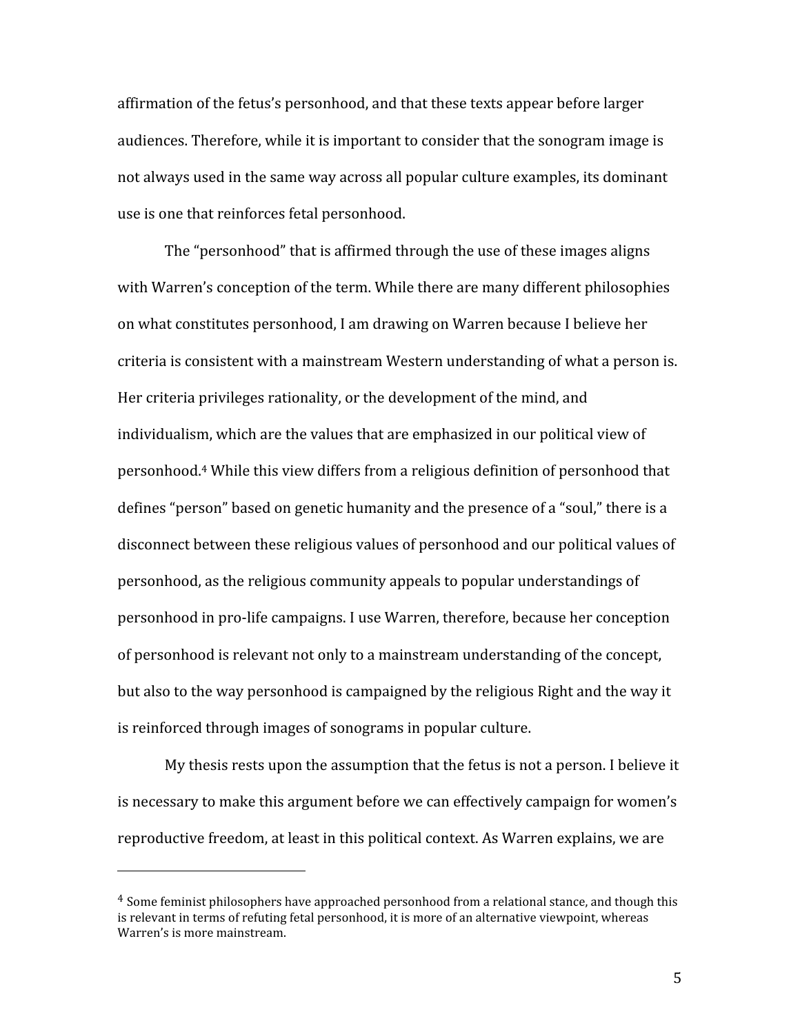affirmation of the fetus's personhood, and that these texts appear before larger audiences. Therefore, while it is important to consider that the sonogram image is not always used in the same way across all popular culture examples, its dominant use is one that reinforces fetal personhood.

The "personhood" that is affirmed through the use of these images aligns with Warren's conception of the term. While there are many different philosophies on what constitutes personhood, I am drawing on Warren because I believe her criteria is consistent with a mainstream Western understanding of what a person is. Her criteria privileges rationality, or the development of the mind, and individualism, which are the values that are emphasized in our political view of personhood.[4] While this view differs from a religious definition of personhood that defines "person" based on genetic humanity and the presence of a "soul," there is a disconnect between these religious values of personhood and our political values of personhood, as the religious community appeals to popular understandings of personhood in pro-life campaigns. I use Warren, therefore, because her conception of personhood is relevant not only to a mainstream understanding of the concept, but also to the way personhood is campaigned by the religious Right and the way it is reinforced through images of sonograms in popular culture.

My thesis rests upon the assumption that the fetus is not a person. I believe it is necessary to make this argument before we can effectively campaign for women's reproductive freedom, at least in this political context. As Warren explains, we are

[4] Some feminist philosophers have approached personhood from a relational stance, and though this is relevant in terms of refuting fetal personhood, it is more of an alternative viewpoint, whereas Warren's is more mainstream.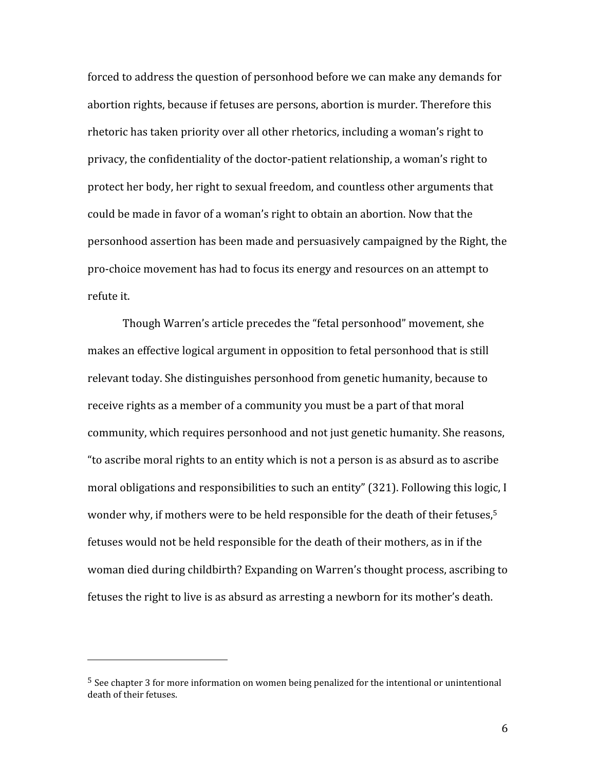forced to address the question of personhood before we can make any demands for abortion rights, because if fetuses are persons, abortion is murder. Therefore this rhetoric has taken priority over all other rhetorics, including a woman's right to privacy, the confidentiality of the doctor-patient relationship, a woman's right to protect her body, her right to sexual freedom, and countless other arguments that could be made in favor of a woman's right to obtain an abortion. Now that the personhood assertion has been made and persuasively campaigned by the Right, the pro-choice movement has had to focus its energy and resources on an attempt to refute it.

Though Warren's article precedes the "fetal personhood" movement, she makes an effective logical argument in opposition to fetal personhood that is still relevant today. She distinguishes personhood from genetic humanity, because to receive rights as a member of a community you must be a part of that moral community, which requires personhood and not just genetic humanity. She reasons, "to ascribe moral rights to an entity which is not a person is as absurd as to ascribe moral obligations and responsibilities to such an entity" (321). Following this logic, I wonder why, if mothers were to be held responsible for the death of their fetuses,[5] fetuses would not be held responsible for the death of their mothers, as in if the woman died during childbirth? Expanding on Warren's thought process, ascribing to fetuses the right to live is as absurd as arresting a newborn for its mother's death.

---

[5] See chapter 3 for more information on women being penalized for the intentional or unintentional death of their fetuses.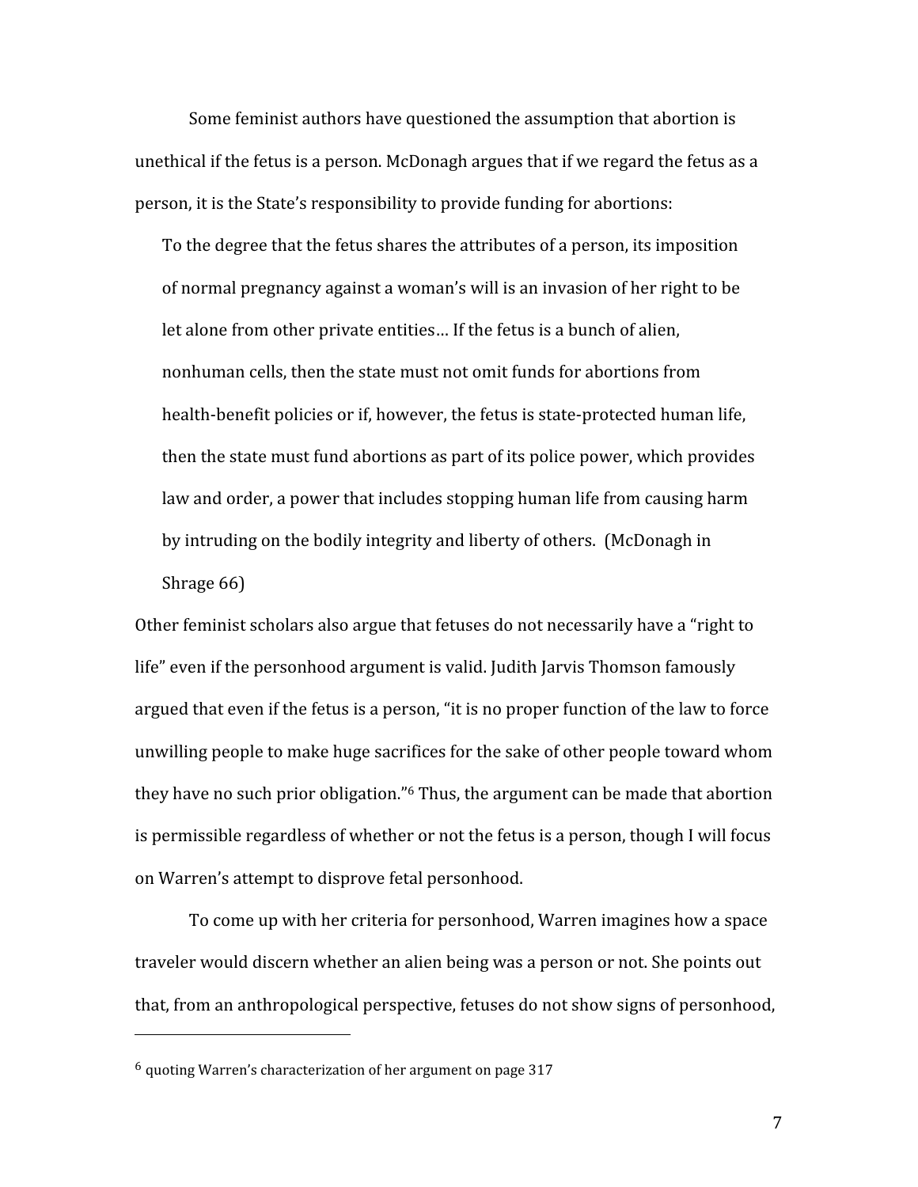Some feminist authors have questioned the assumption that abortion is unethical if the fetus is a person. McDonagh argues that if we regard the fetus as a person, it is the State's responsibility to provide funding for abortions:

> To the degree that the fetus shares the attributes of a person, its imposition of normal pregnancy against a woman's will is an invasion of her right to be let alone from other private entities… If the fetus is a bunch of alien, nonhuman cells, then the state must not omit funds for abortions from health-benefit policies or if, however, the fetus is state-protected human life, then the state must fund abortions as part of its police power, which provides law and order, a power that includes stopping human life from causing harm by intruding on the bodily integrity and liberty of others. (McDonagh in Shrage 66)

Other feminist scholars also argue that fetuses do not necessarily have a "right to life" even if the personhood argument is valid. Judith Jarvis Thomson famously argued that even if the fetus is a person, "it is no proper function of the law to force unwilling people to make huge sacrifices for the sake of other people toward whom they have no such prior obligation."[6] Thus, the argument can be made that abortion is permissible regardless of whether or not the fetus is a person, though I will focus on Warren's attempt to disprove fetal personhood.

To come up with her criteria for personhood, Warren imagines how a space traveler would discern whether an alien being was a person or not. She points out that, from an anthropological perspective, fetuses do not show signs of personhood,

---

[6] quoting Warren's characterization of her argument on page 317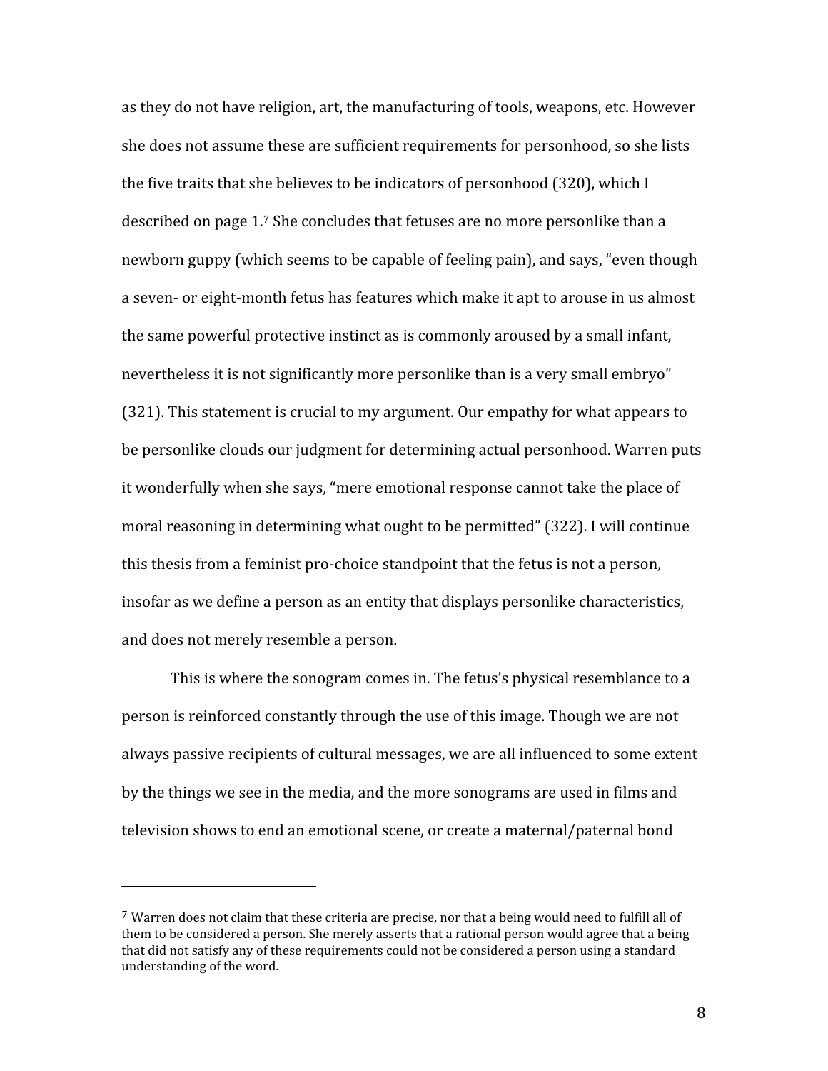as they do not have religion, art, the manufacturing of tools, weapons, etc. However she does not assume these are sufficient requirements for personhood, so she lists the five traits that she believes to be indicators of personhood (320), which I described on page 1.[7] She concludes that fetuses are no more personlike than a newborn guppy (which seems to be capable of feeling pain), and says, "even though a seven- or eight-month fetus has features which make it apt to arouse in us almost the same powerful protective instinct as is commonly aroused by a small infant, nevertheless it is not significantly more personlike than is a very small embryo" (321). This statement is crucial to my argument. Our empathy for what appears to be personlike clouds our judgment for determining actual personhood. Warren puts it wonderfully when she says, "mere emotional response cannot take the place of moral reasoning in determining what ought to be permitted" (322). I will continue this thesis from a feminist pro-choice standpoint that the fetus is not a person, insofar as we define a person as an entity that displays personlike characteristics, and does not merely resemble a person.

This is where the sonogram comes in. The fetus's physical resemblance to a person is reinforced constantly through the use of this image. Though we are not always passive recipients of cultural messages, we are all influenced to some extent by the things we see in the media, and the more sonograms are used in films and television shows to end an emotional scene, or create a maternal/paternal bond

[7] Warren does not claim that these criteria are precise, nor that a being would need to fulfill all of them to be considered a person. She merely asserts that a rational person would agree that a being that did not satisfy any of these requirements could not be considered a person using a standard understanding of the word.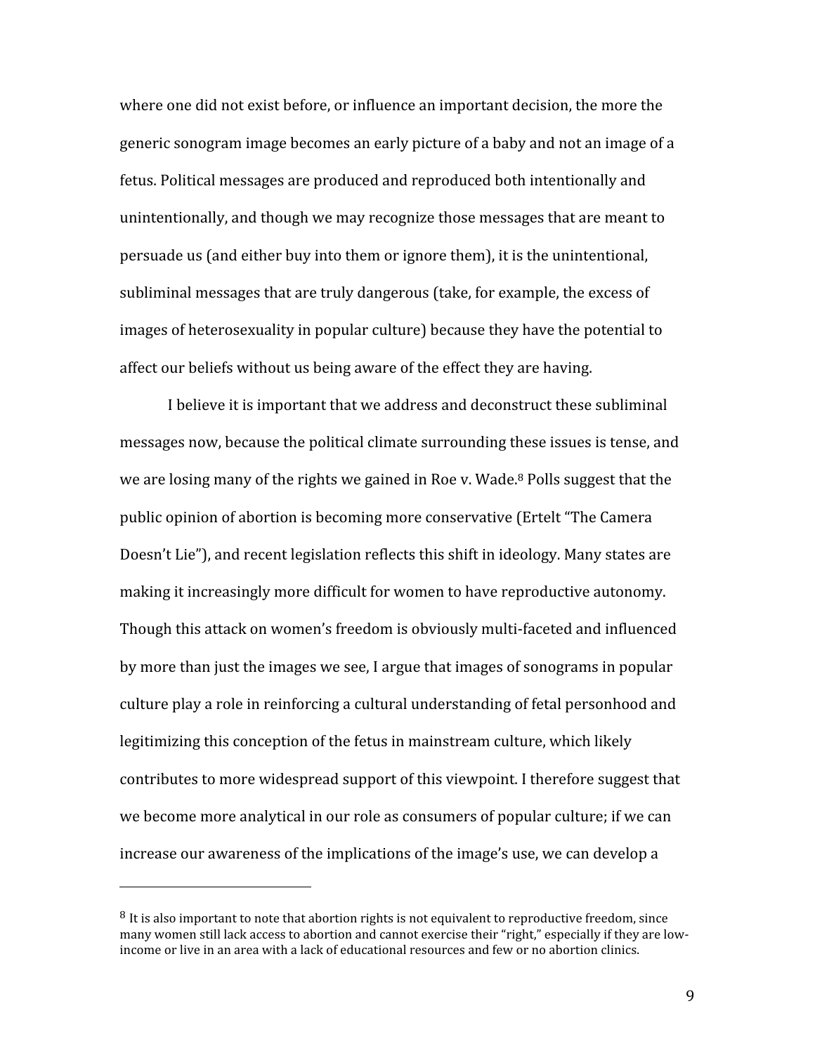where one did not exist before, or influence an important decision, the more the generic sonogram image becomes an early picture of a baby and not an image of a fetus. Political messages are produced and reproduced both intentionally and unintentionally, and though we may recognize those messages that are meant to persuade us (and either buy into them or ignore them), it is the unintentional, subliminal messages that are truly dangerous (take, for example, the excess of images of heterosexuality in popular culture) because they have the potential to affect our beliefs without us being aware of the effect they are having.

I believe it is important that we address and deconstruct these subliminal messages now, because the political climate surrounding these issues is tense, and we are losing many of the rights we gained in Roe v. Wade.[8] Polls suggest that the public opinion of abortion is becoming more conservative (Ertelt "The Camera Doesn't Lie"), and recent legislation reflects this shift in ideology. Many states are making it increasingly more difficult for women to have reproductive autonomy. Though this attack on women's freedom is obviously multi-faceted and influenced by more than just the images we see, I argue that images of sonograms in popular culture play a role in reinforcing a cultural understanding of fetal personhood and legitimizing this conception of the fetus in mainstream culture, which likely contributes to more widespread support of this viewpoint. I therefore suggest that we become more analytical in our role as consumers of popular culture; if we can increase our awareness of the implications of the image's use, we can develop a

---

[8] It is also important to note that abortion rights is not equivalent to reproductive freedom, since many women still lack access to abortion and cannot exercise their "right," especially if they are low-income or live in an area with a lack of educational resources and few or no abortion clinics.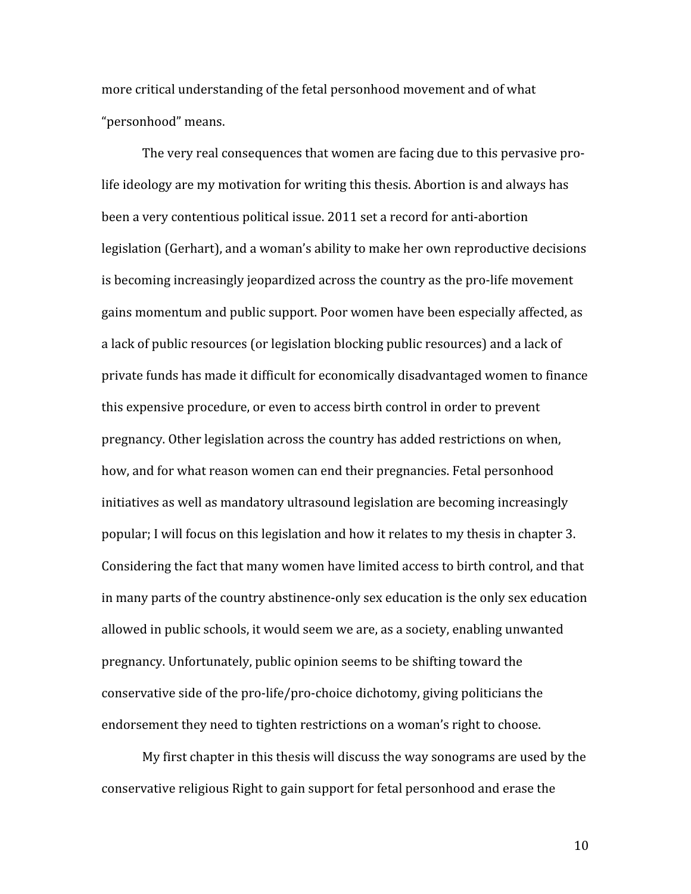more critical understanding of the fetal personhood movement and of what "personhood" means.

The very real consequences that women are facing due to this pervasive pro-life ideology are my motivation for writing this thesis. Abortion is and always has been a very contentious political issue. 2011 set a record for anti-abortion legislation (Gerhart), and a woman's ability to make her own reproductive decisions is becoming increasingly jeopardized across the country as the pro-life movement gains momentum and public support. Poor women have been especially affected, as a lack of public resources (or legislation blocking public resources) and a lack of private funds has made it difficult for economically disadvantaged women to finance this expensive procedure, or even to access birth control in order to prevent pregnancy. Other legislation across the country has added restrictions on when, how, and for what reason women can end their pregnancies. Fetal personhood initiatives as well as mandatory ultrasound legislation are becoming increasingly popular; I will focus on this legislation and how it relates to my thesis in chapter 3. Considering the fact that many women have limited access to birth control, and that in many parts of the country abstinence-only sex education is the only sex education allowed in public schools, it would seem we are, as a society, enabling unwanted pregnancy. Unfortunately, public opinion seems to be shifting toward the conservative side of the pro-life/pro-choice dichotomy, giving politicians the endorsement they need to tighten restrictions on a woman's right to choose.

My first chapter in this thesis will discuss the way sonograms are used by the conservative religious Right to gain support for fetal personhood and erase the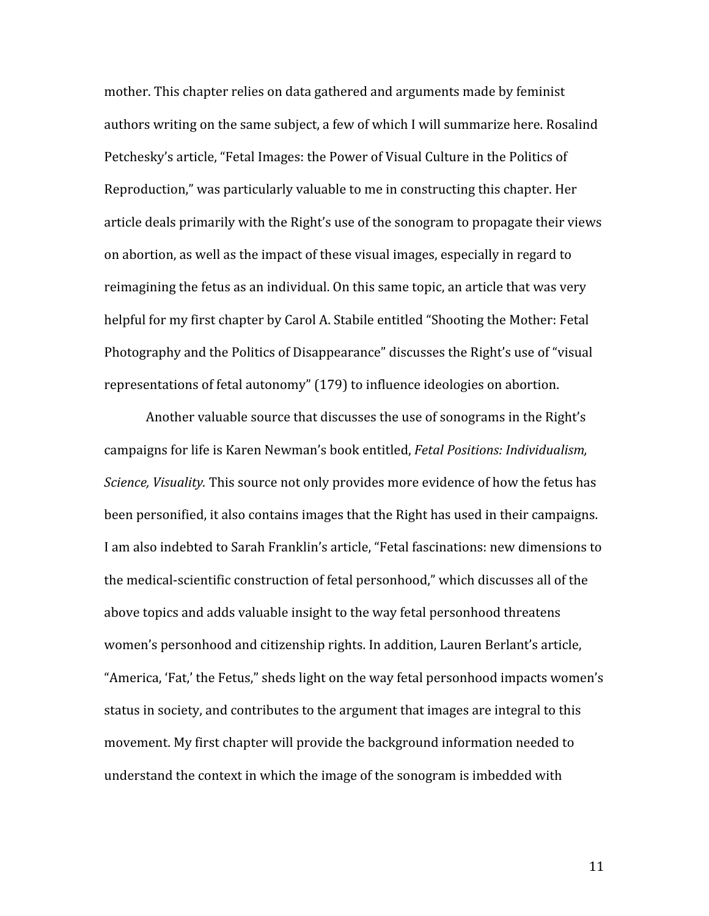mother. This chapter relies on data gathered and arguments made by feminist authors writing on the same subject, a few of which I will summarize here. Rosalind Petchesky's article, "Fetal Images: the Power of Visual Culture in the Politics of Reproduction," was particularly valuable to me in constructing this chapter. Her article deals primarily with the Right's use of the sonogram to propagate their views on abortion, as well as the impact of these visual images, especially in regard to reimagining the fetus as an individual. On this same topic, an article that was very helpful for my first chapter by Carol A. Stabile entitled "Shooting the Mother: Fetal Photography and the Politics of Disappearance" discusses the Right's use of "visual representations of fetal autonomy" (179) to influence ideologies on abortion.

Another valuable source that discusses the use of sonograms in the Right's campaigns for life is Karen Newman's book entitled, *Fetal Positions: Individualism, Science, Visuality.* This source not only provides more evidence of how the fetus has been personified, it also contains images that the Right has used in their campaigns. I am also indebted to Sarah Franklin's article, "Fetal fascinations: new dimensions to the medical-scientific construction of fetal personhood," which discusses all of the above topics and adds valuable insight to the way fetal personhood threatens women's personhood and citizenship rights. In addition, Lauren Berlant's article, "America, 'Fat,' the Fetus," sheds light on the way fetal personhood impacts women's status in society, and contributes to the argument that images are integral to this movement. My first chapter will provide the background information needed to understand the context in which the image of the sonogram is imbedded with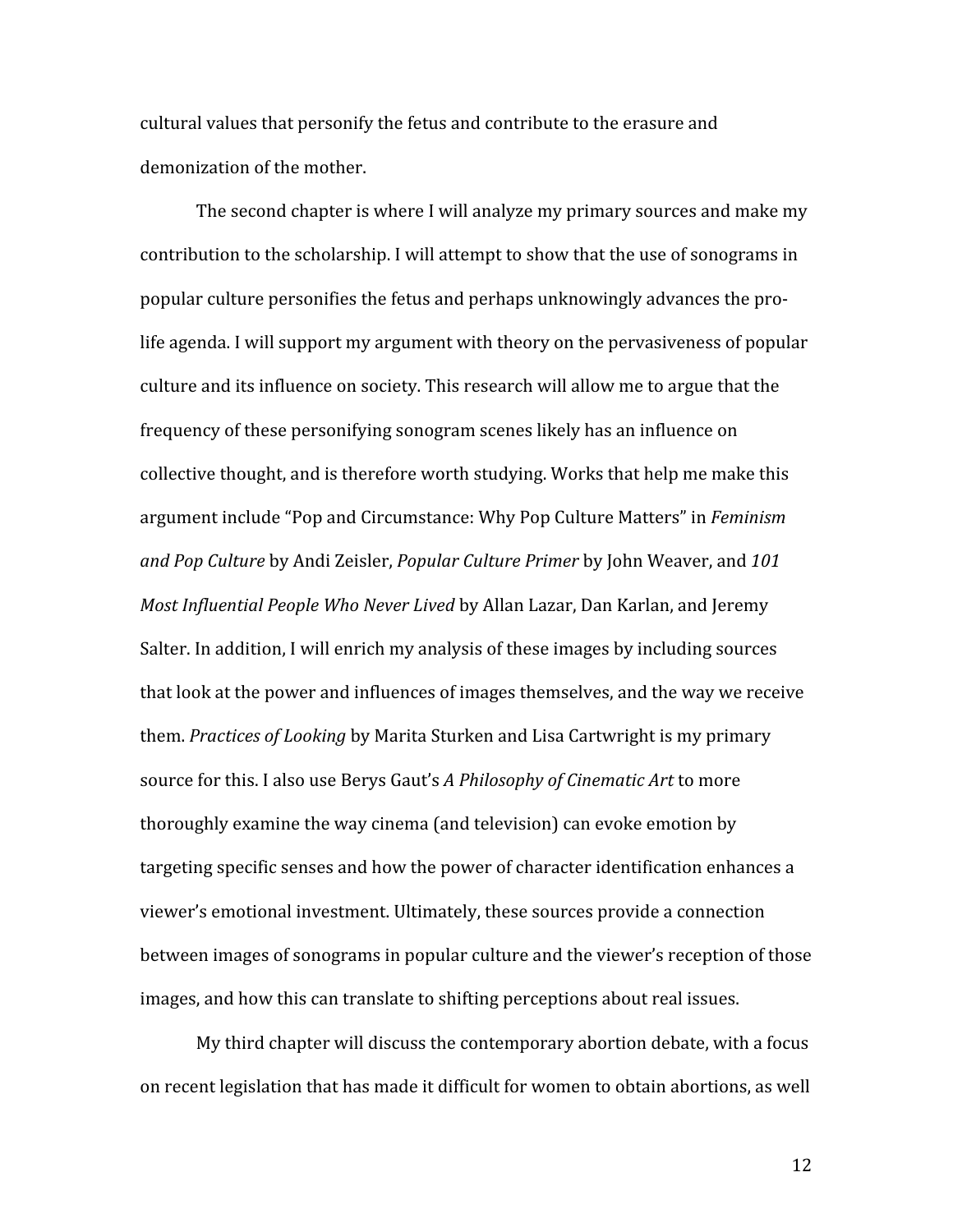cultural values that personify the fetus and contribute to the erasure and demonization of the mother.

The second chapter is where I will analyze my primary sources and make my contribution to the scholarship. I will attempt to show that the use of sonograms in popular culture personifies the fetus and perhaps unknowingly advances the pro-life agenda. I will support my argument with theory on the pervasiveness of popular culture and its influence on society. This research will allow me to argue that the frequency of these personifying sonogram scenes likely has an influence on collective thought, and is therefore worth studying. Works that help me make this argument include "Pop and Circumstance: Why Pop Culture Matters" in *Feminism and Pop Culture* by Andi Zeisler, *Popular Culture Primer* by John Weaver, and *101 Most Influential People Who Never Lived* by Allan Lazar, Dan Karlan, and Jeremy Salter. In addition, I will enrich my analysis of these images by including sources that look at the power and influences of images themselves, and the way we receive them. *Practices of Looking* by Marita Sturken and Lisa Cartwright is my primary source for this. I also use Berys Gaut's *A Philosophy of Cinematic Art* to more thoroughly examine the way cinema (and television) can evoke emotion by targeting specific senses and how the power of character identification enhances a viewer's emotional investment. Ultimately, these sources provide a connection between images of sonograms in popular culture and the viewer's reception of those images, and how this can translate to shifting perceptions about real issues.

My third chapter will discuss the contemporary abortion debate, with a focus on recent legislation that has made it difficult for women to obtain abortions, as well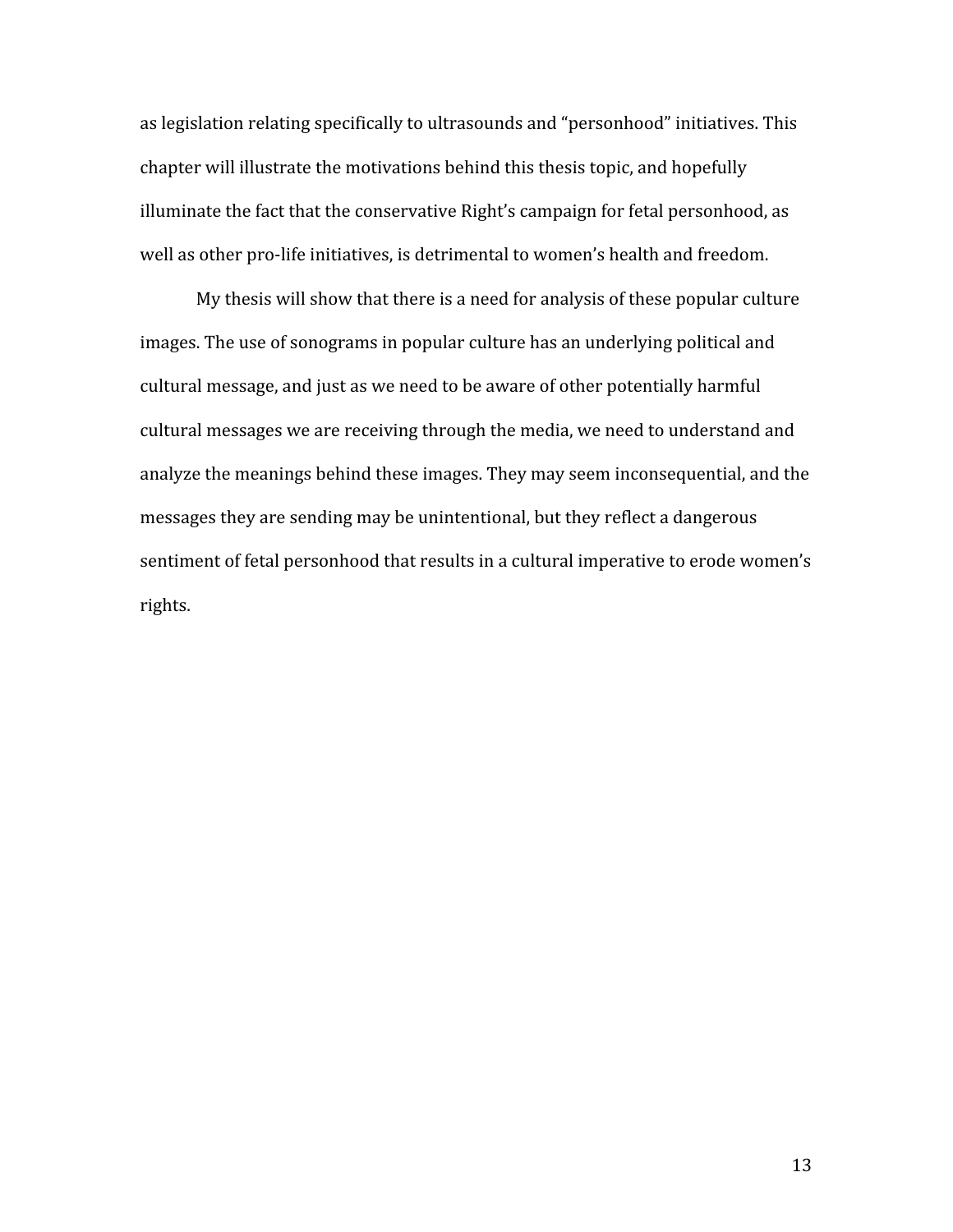as legislation relating specifically to ultrasounds and "personhood" initiatives. This chapter will illustrate the motivations behind this thesis topic, and hopefully illuminate the fact that the conservative Right's campaign for fetal personhood, as well as other pro-life initiatives, is detrimental to women's health and freedom.

My thesis will show that there is a need for analysis of these popular culture images. The use of sonograms in popular culture has an underlying political and cultural message, and just as we need to be aware of other potentially harmful cultural messages we are receiving through the media, we need to understand and analyze the meanings behind these images. They may seem inconsequential, and the messages they are sending may be unintentional, but they reflect a dangerous sentiment of fetal personhood that results in a cultural imperative to erode women's rights.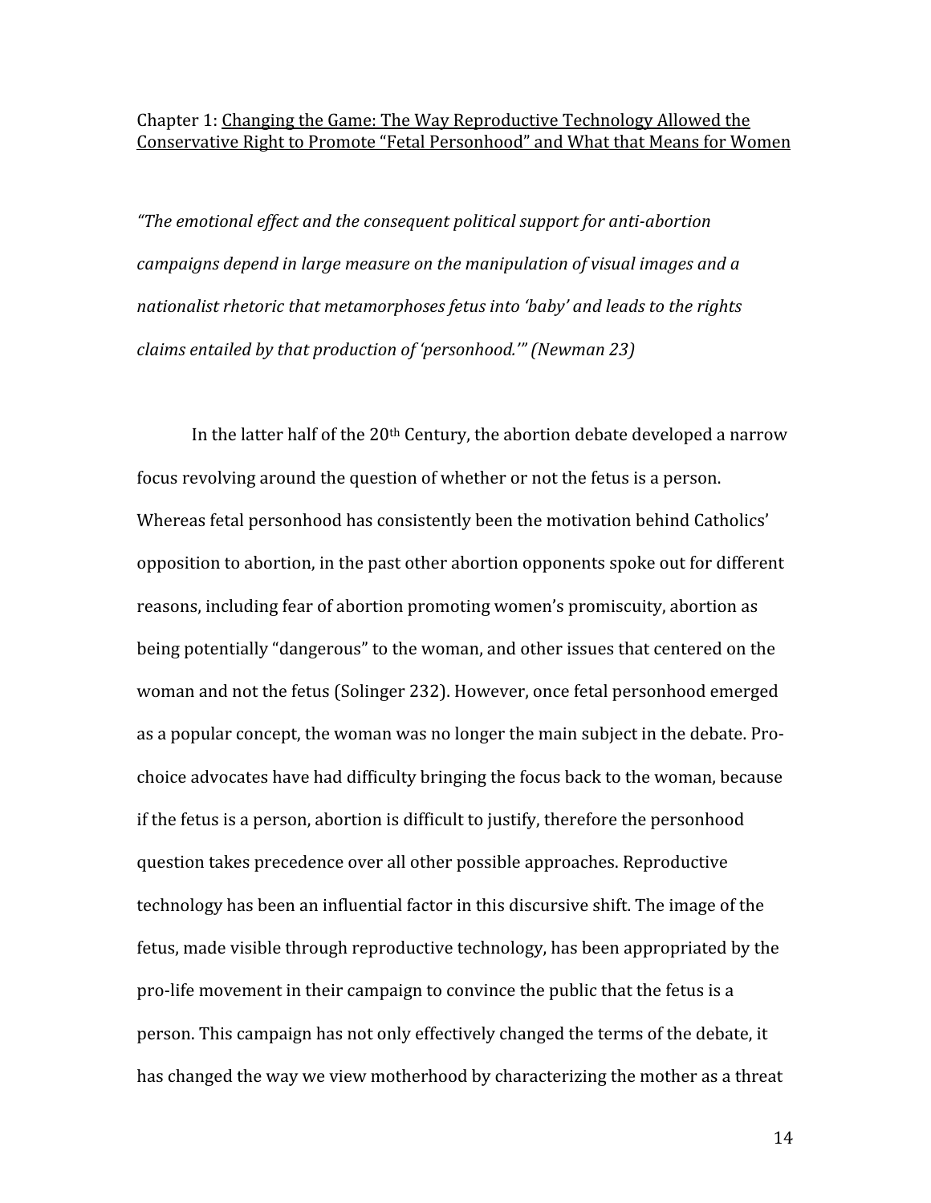## Chapter 1: Changing the Game: The Way Reproductive Technology Allowed the Conservative Right to Promote "Fetal Personhood" and What that Means for Women

*"The emotional effect and the consequent political support for anti-abortion campaigns depend in large measure on the manipulation of visual images and a nationalist rhetoric that metamorphoses fetus into 'baby' and leads to the rights claims entailed by that production of 'personhood.'" (Newman 23)*

In the latter half of the 20th Century, the abortion debate developed a narrow focus revolving around the question of whether or not the fetus is a person. Whereas fetal personhood has consistently been the motivation behind Catholics' opposition to abortion, in the past other abortion opponents spoke out for different reasons, including fear of abortion promoting women's promiscuity, abortion as being potentially "dangerous" to the woman, and other issues that centered on the woman and not the fetus (Solinger 232). However, once fetal personhood emerged as a popular concept, the woman was no longer the main subject in the debate. Pro-choice advocates have had difficulty bringing the focus back to the woman, because if the fetus is a person, abortion is difficult to justify, therefore the personhood question takes precedence over all other possible approaches. Reproductive technology has been an influential factor in this discursive shift. The image of the fetus, made visible through reproductive technology, has been appropriated by the pro-life movement in their campaign to convince the public that the fetus is a person. This campaign has not only effectively changed the terms of the debate, it has changed the way we view motherhood by characterizing the mother as a threat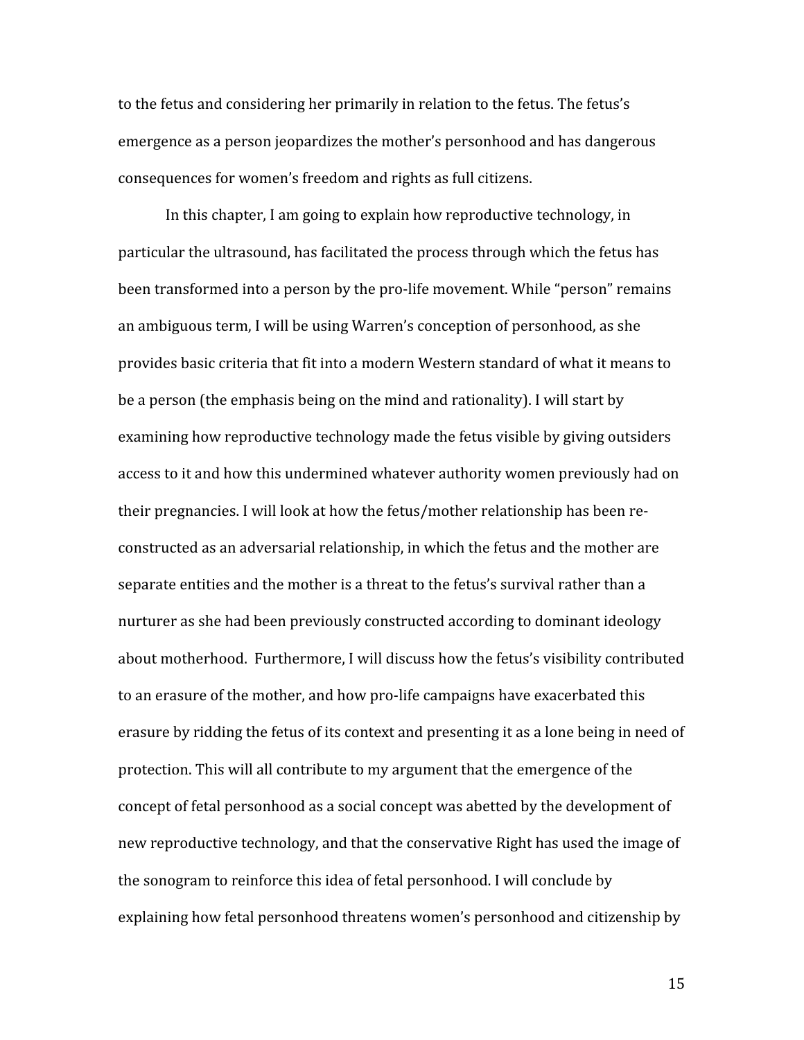to the fetus and considering her primarily in relation to the fetus. The fetus's emergence as a person jeopardizes the mother's personhood and has dangerous consequences for women's freedom and rights as full citizens.

In this chapter, I am going to explain how reproductive technology, in particular the ultrasound, has facilitated the process through which the fetus has been transformed into a person by the pro-life movement. While "person" remains an ambiguous term, I will be using Warren's conception of personhood, as she provides basic criteria that fit into a modern Western standard of what it means to be a person (the emphasis being on the mind and rationality). I will start by examining how reproductive technology made the fetus visible by giving outsiders access to it and how this undermined whatever authority women previously had on their pregnancies. I will look at how the fetus/mother relationship has been re-constructed as an adversarial relationship, in which the fetus and the mother are separate entities and the mother is a threat to the fetus's survival rather than a nurturer as she had been previously constructed according to dominant ideology about motherhood. Furthermore, I will discuss how the fetus's visibility contributed to an erasure of the mother, and how pro-life campaigns have exacerbated this erasure by ridding the fetus of its context and presenting it as a lone being in need of protection. This will all contribute to my argument that the emergence of the concept of fetal personhood as a social concept was abetted by the development of new reproductive technology, and that the conservative Right has used the image of the sonogram to reinforce this idea of fetal personhood. I will conclude by explaining how fetal personhood threatens women's personhood and citizenship by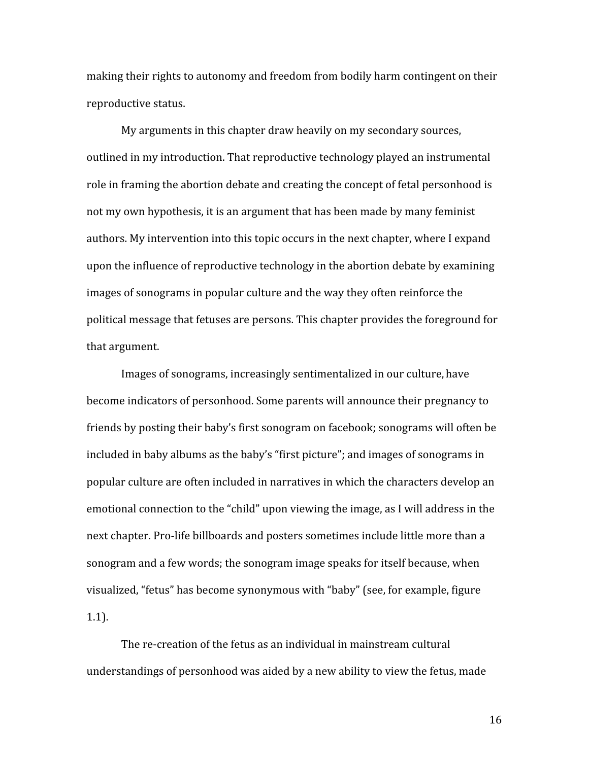making their rights to autonomy and freedom from bodily harm contingent on their reproductive status.

My arguments in this chapter draw heavily on my secondary sources, outlined in my introduction. That reproductive technology played an instrumental role in framing the abortion debate and creating the concept of fetal personhood is not my own hypothesis, it is an argument that has been made by many feminist authors. My intervention into this topic occurs in the next chapter, where I expand upon the influence of reproductive technology in the abortion debate by examining images of sonograms in popular culture and the way they often reinforce the political message that fetuses are persons. This chapter provides the foreground for that argument.

Images of sonograms, increasingly sentimentalized in our culture, have become indicators of personhood. Some parents will announce their pregnancy to friends by posting their baby's first sonogram on facebook; sonograms will often be included in baby albums as the baby's "first picture"; and images of sonograms in popular culture are often included in narratives in which the characters develop an emotional connection to the "child" upon viewing the image, as I will address in the next chapter. Pro-life billboards and posters sometimes include little more than a sonogram and a few words; the sonogram image speaks for itself because, when visualized, "fetus" has become synonymous with "baby" (see, for example, figure 1.1).

The re-creation of the fetus as an individual in mainstream cultural understandings of personhood was aided by a new ability to view the fetus, made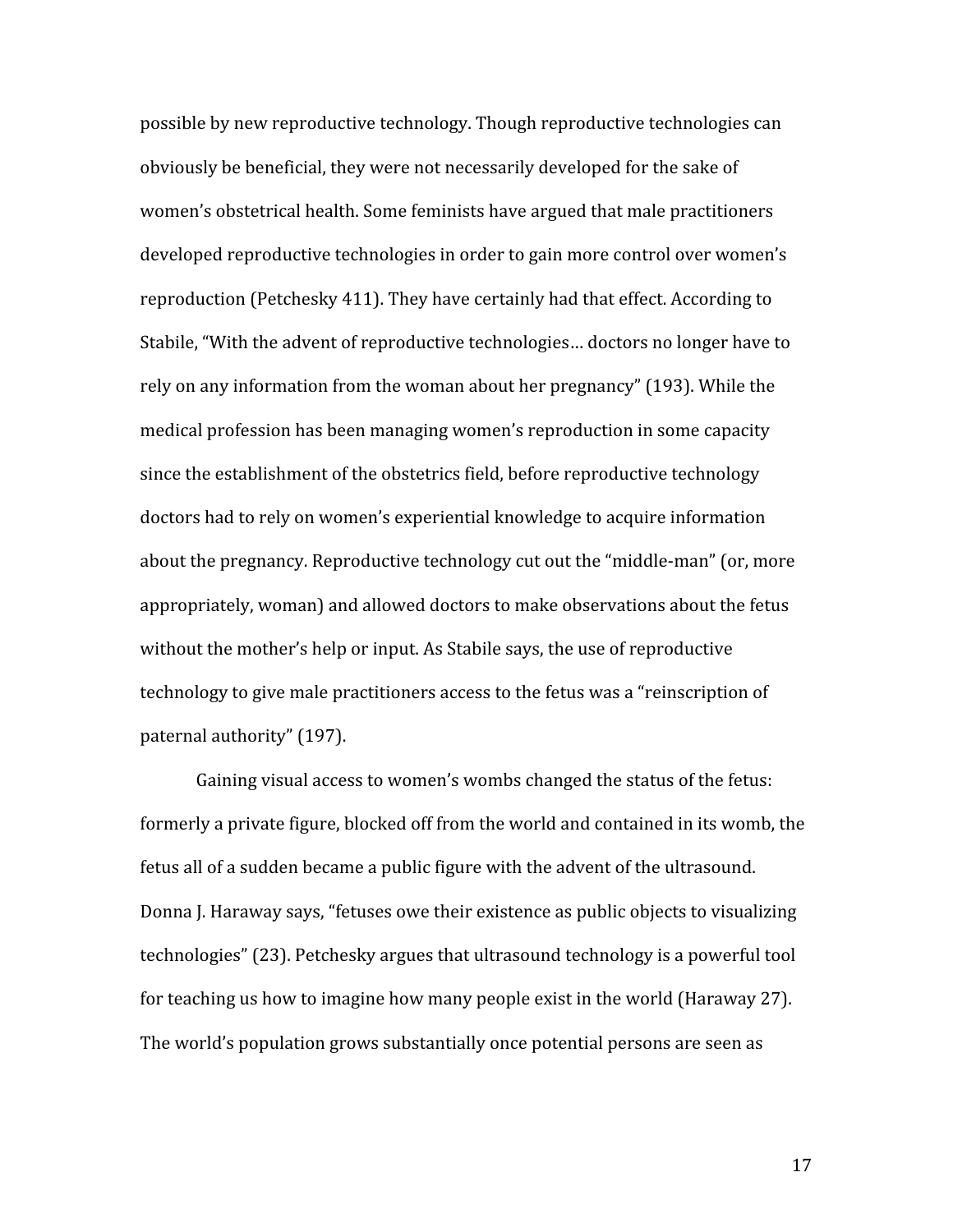possible by new reproductive technology. Though reproductive technologies can obviously be beneficial, they were not necessarily developed for the sake of women's obstetrical health. Some feminists have argued that male practitioners developed reproductive technologies in order to gain more control over women's reproduction (Petchesky 411). They have certainly had that effect. According to Stabile, "With the advent of reproductive technologies… doctors no longer have to rely on any information from the woman about her pregnancy" (193). While the medical profession has been managing women's reproduction in some capacity since the establishment of the obstetrics field, before reproductive technology doctors had to rely on women's experiential knowledge to acquire information about the pregnancy. Reproductive technology cut out the "middle-man" (or, more appropriately, woman) and allowed doctors to make observations about the fetus without the mother's help or input. As Stabile says, the use of reproductive technology to give male practitioners access to the fetus was a "reinscription of paternal authority" (197).

Gaining visual access to women's wombs changed the status of the fetus: formerly a private figure, blocked off from the world and contained in its womb, the fetus all of a sudden became a public figure with the advent of the ultrasound. Donna J. Haraway says, "fetuses owe their existence as public objects to visualizing technologies" (23). Petchesky argues that ultrasound technology is a powerful tool for teaching us how to imagine how many people exist in the world (Haraway 27). The world's population grows substantially once potential persons are seen as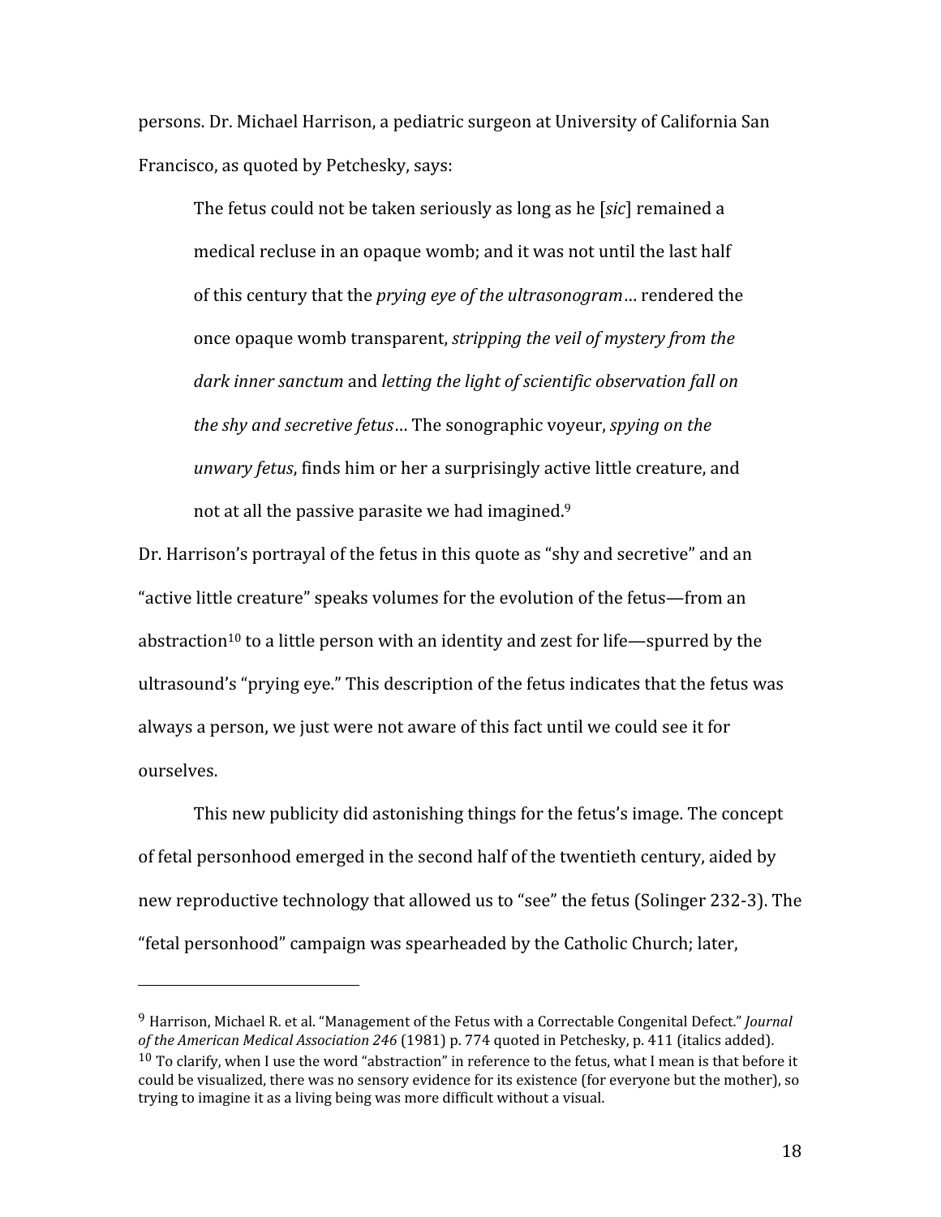persons. Dr. Michael Harrison, a pediatric surgeon at University of California San Francisco, as quoted by Petchesky, says:

> The fetus could not be taken seriously as long as he [*sic*] remained a medical recluse in an opaque womb; and it was not until the last half of this century that the *prying eye of the ultrasonogram*… rendered the once opaque womb transparent, *stripping the veil of mystery from the dark inner sanctum* and *letting the light of scientific observation fall on the shy and secretive fetus*… The sonographic voyeur, *spying on the unwary fetus*, finds him or her a surprisingly active little creature, and not at all the passive parasite we had imagined.[9]

Dr. Harrison's portrayal of the fetus in this quote as "shy and secretive" and an "active little creature" speaks volumes for the evolution of the fetus—from an abstraction[10] to a little person with an identity and zest for life—spurred by the ultrasound's "prying eye." This description of the fetus indicates that the fetus was always a person, we just were not aware of this fact until we could see it for ourselves.

This new publicity did astonishing things for the fetus's image. The concept of fetal personhood emerged in the second half of the twentieth century, aided by new reproductive technology that allowed us to "see" the fetus (Solinger 232-3). The "fetal personhood" campaign was spearheaded by the Catholic Church; later,

---

[9] Harrison, Michael R. et al. "Management of the Fetus with a Correctable Congenital Defect." *Journal of the American Medical Association 246* (1981) p. 774 quoted in Petchesky, p. 411 (italics added).

[10] To clarify, when I use the word "abstraction" in reference to the fetus, what I mean is that before it could be visualized, there was no sensory evidence for its existence (for everyone but the mother), so trying to imagine it as a living being was more difficult without a visual.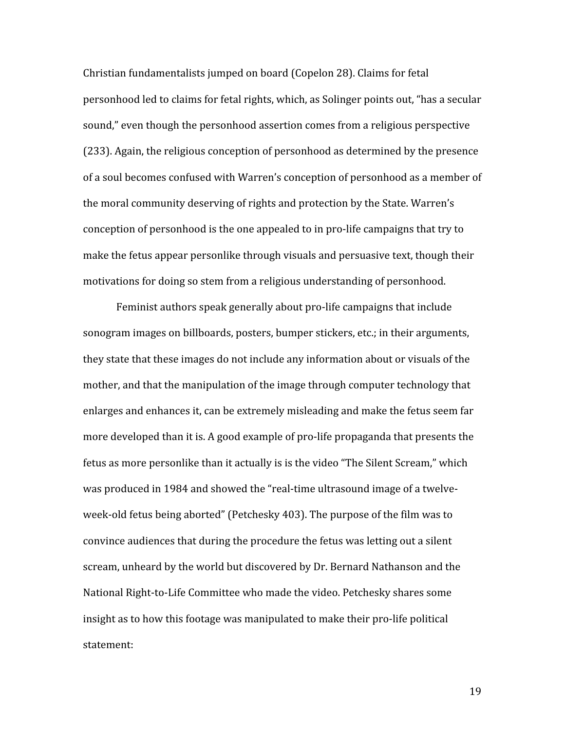Christian fundamentalists jumped on board (Copelon 28). Claims for fetal personhood led to claims for fetal rights, which, as Solinger points out, "has a secular sound," even though the personhood assertion comes from a religious perspective (233). Again, the religious conception of personhood as determined by the presence of a soul becomes confused with Warren's conception of personhood as a member of the moral community deserving of rights and protection by the State. Warren's conception of personhood is the one appealed to in pro-life campaigns that try to make the fetus appear personlike through visuals and persuasive text, though their motivations for doing so stem from a religious understanding of personhood.

Feminist authors speak generally about pro-life campaigns that include sonogram images on billboards, posters, bumper stickers, etc.; in their arguments, they state that these images do not include any information about or visuals of the mother, and that the manipulation of the image through computer technology that enlarges and enhances it, can be extremely misleading and make the fetus seem far more developed than it is. A good example of pro-life propaganda that presents the fetus as more personlike than it actually is is the video "The Silent Scream," which was produced in 1984 and showed the "real-time ultrasound image of a twelve-week-old fetus being aborted" (Petchesky 403). The purpose of the film was to convince audiences that during the procedure the fetus was letting out a silent scream, unheard by the world but discovered by Dr. Bernard Nathanson and the National Right-to-Life Committee who made the video. Petchesky shares some insight as to how this footage was manipulated to make their pro-life political statement: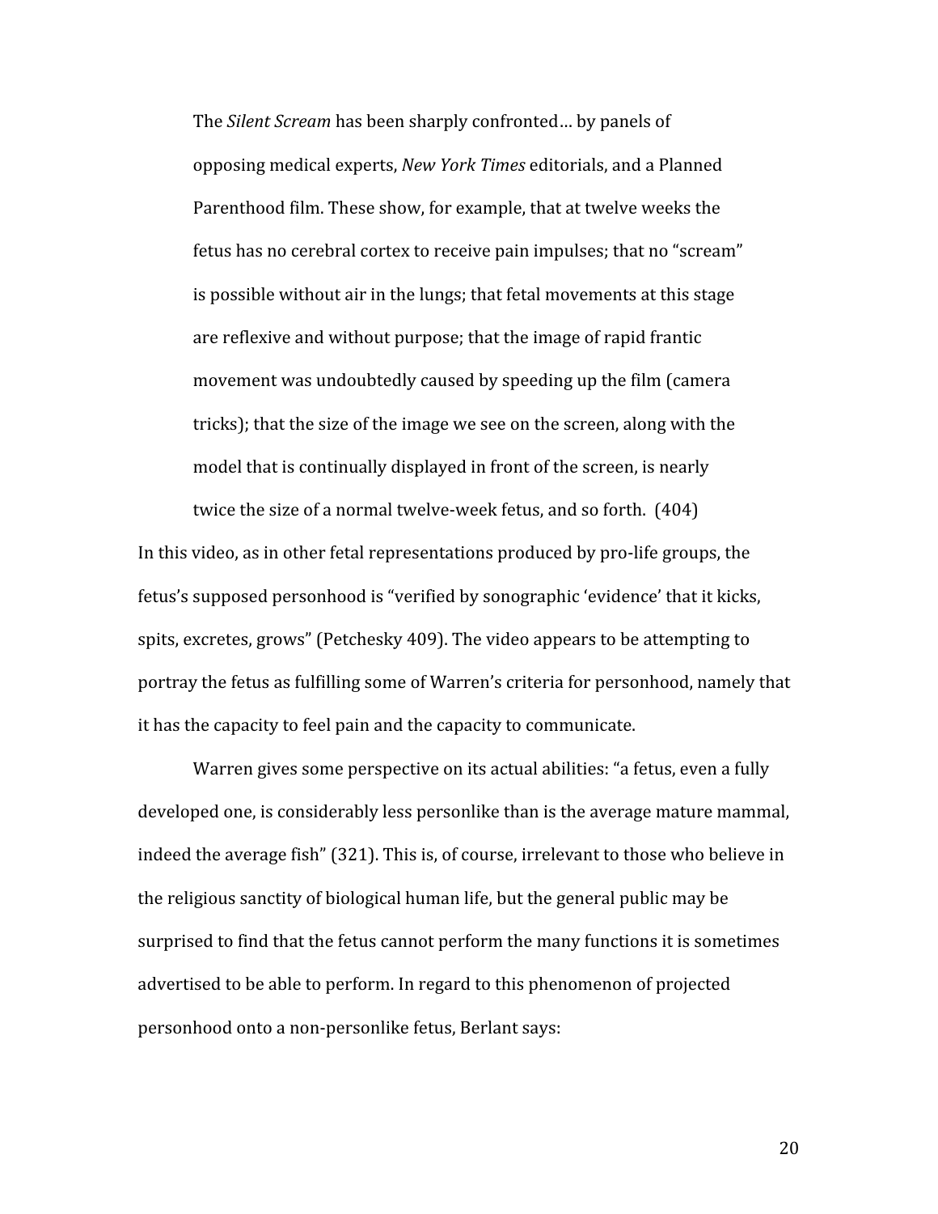> The *Silent Scream* has been sharply confronted… by panels of opposing medical experts, *New York Times* editorials, and a Planned Parenthood film. These show, for example, that at twelve weeks the fetus has no cerebral cortex to receive pain impulses; that no "scream" is possible without air in the lungs; that fetal movements at this stage are reflexive and without purpose; that the image of rapid frantic movement was undoubtedly caused by speeding up the film (camera tricks); that the size of the image we see on the screen, along with the model that is continually displayed in front of the screen, is nearly twice the size of a normal twelve-week fetus, and so forth. (404)

In this video, as in other fetal representations produced by pro-life groups, the fetus's supposed personhood is "verified by sonographic 'evidence' that it kicks, spits, excretes, grows" (Petchesky 409). The video appears to be attempting to portray the fetus as fulfilling some of Warren's criteria for personhood, namely that it has the capacity to feel pain and the capacity to communicate.

Warren gives some perspective on its actual abilities: "a fetus, even a fully developed one, is considerably less personlike than is the average mature mammal, indeed the average fish" (321). This is, of course, irrelevant to those who believe in the religious sanctity of biological human life, but the general public may be surprised to find that the fetus cannot perform the many functions it is sometimes advertised to be able to perform. In regard to this phenomenon of projected personhood onto a non-personlike fetus, Berlant says: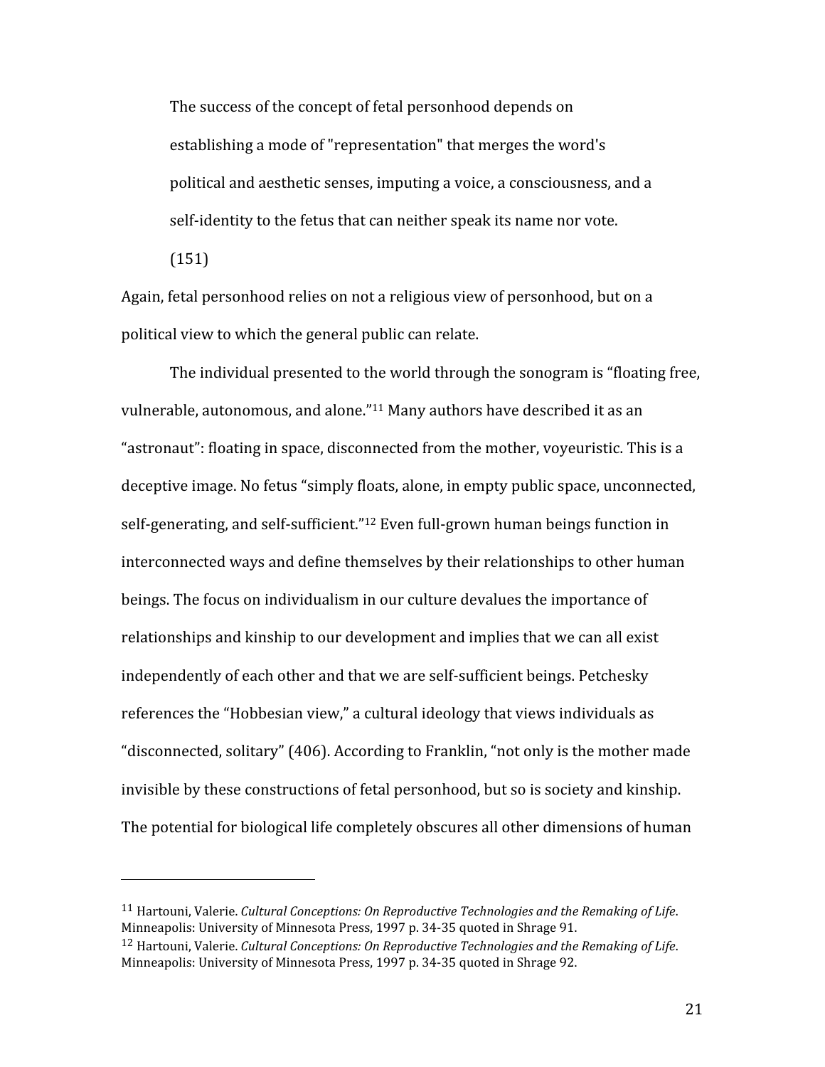> The success of the concept of fetal personhood depends on establishing a mode of "representation" that merges the word's political and aesthetic senses, imputing a voice, a consciousness, and a self-identity to the fetus that can neither speak its name nor vote. (151)

Again, fetal personhood relies on not a religious view of personhood, but on a political view to which the general public can relate.

The individual presented to the world through the sonogram is "floating free, vulnerable, autonomous, and alone."[11] Many authors have described it as an "astronaut": floating in space, disconnected from the mother, voyeuristic. This is a deceptive image. No fetus "simply floats, alone, in empty public space, unconnected, self-generating, and self-sufficient."[12] Even full-grown human beings function in interconnected ways and define themselves by their relationships to other human beings. The focus on individualism in our culture devalues the importance of relationships and kinship to our development and implies that we can all exist independently of each other and that we are self-sufficient beings. Petchesky references the "Hobbesian view," a cultural ideology that views individuals as "disconnected, solitary" (406). According to Franklin, "not only is the mother made invisible by these constructions of fetal personhood, but so is society and kinship. The potential for biological life completely obscures all other dimensions of human

---

[11] Hartouni, Valerie. *Cultural Conceptions: On Reproductive Technologies and the Remaking of Life*. Minneapolis: University of Minnesota Press, 1997 p. 34-35 quoted in Shrage 91.

[12] Hartouni, Valerie. *Cultural Conceptions: On Reproductive Technologies and the Remaking of Life*. Minneapolis: University of Minnesota Press, 1997 p. 34-35 quoted in Shrage 92.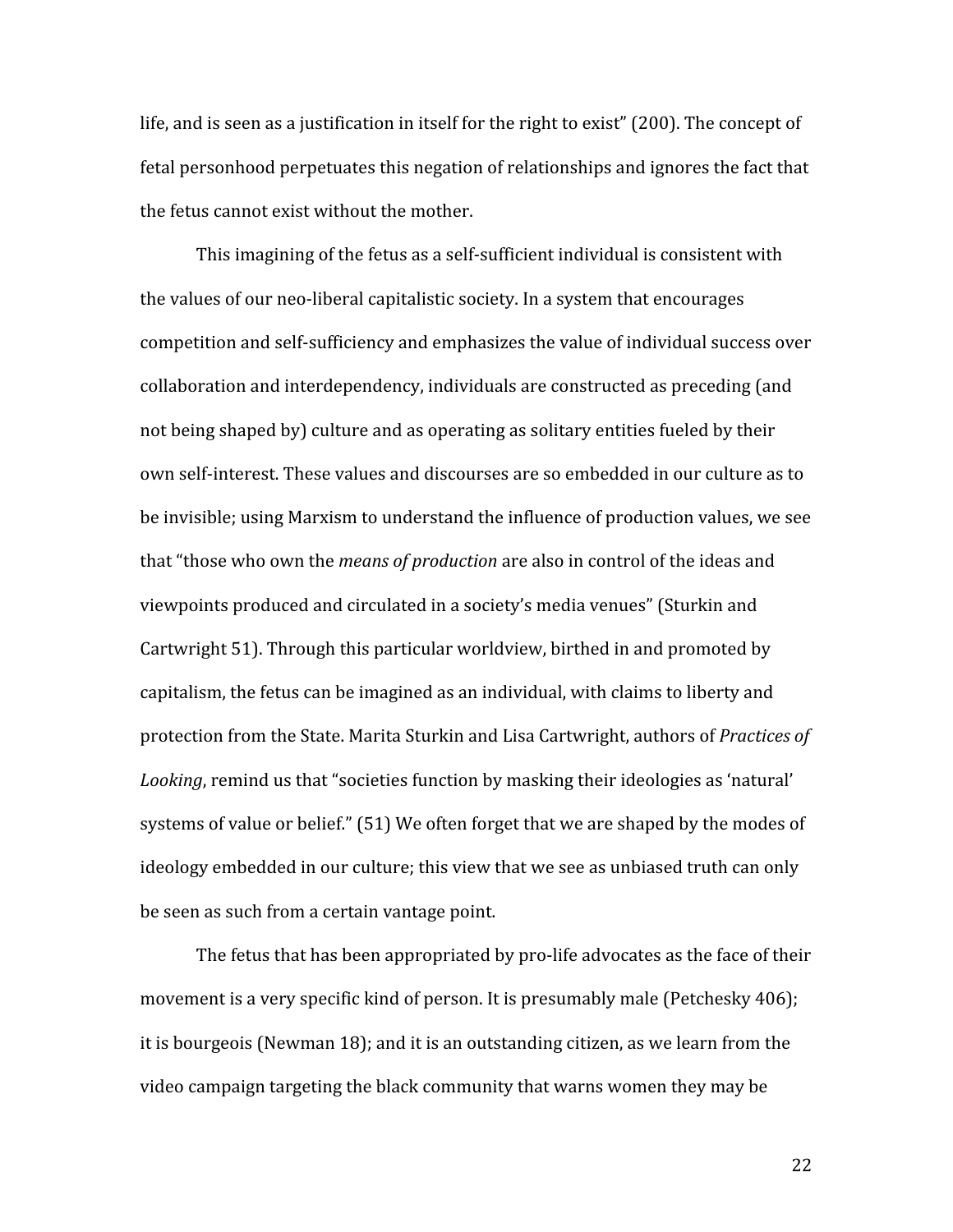life, and is seen as a justification in itself for the right to exist" (200). The concept of fetal personhood perpetuates this negation of relationships and ignores the fact that the fetus cannot exist without the mother.

This imagining of the fetus as a self-sufficient individual is consistent with the values of our neo-liberal capitalistic society. In a system that encourages competition and self-sufficiency and emphasizes the value of individual success over collaboration and interdependency, individuals are constructed as preceding (and not being shaped by) culture and as operating as solitary entities fueled by their own self-interest. These values and discourses are so embedded in our culture as to be invisible; using Marxism to understand the influence of production values, we see that "those who own the *means of production* are also in control of the ideas and viewpoints produced and circulated in a society's media venues" (Sturkin and Cartwright 51). Through this particular worldview, birthed in and promoted by capitalism, the fetus can be imagined as an individual, with claims to liberty and protection from the State. Marita Sturkin and Lisa Cartwright, authors of *Practices of Looking*, remind us that "societies function by masking their ideologies as 'natural' systems of value or belief." (51) We often forget that we are shaped by the modes of ideology embedded in our culture; this view that we see as unbiased truth can only be seen as such from a certain vantage point.

The fetus that has been appropriated by pro-life advocates as the face of their movement is a very specific kind of person. It is presumably male (Petchesky 406); it is bourgeois (Newman 18); and it is an outstanding citizen, as we learn from the video campaign targeting the black community that warns women they may be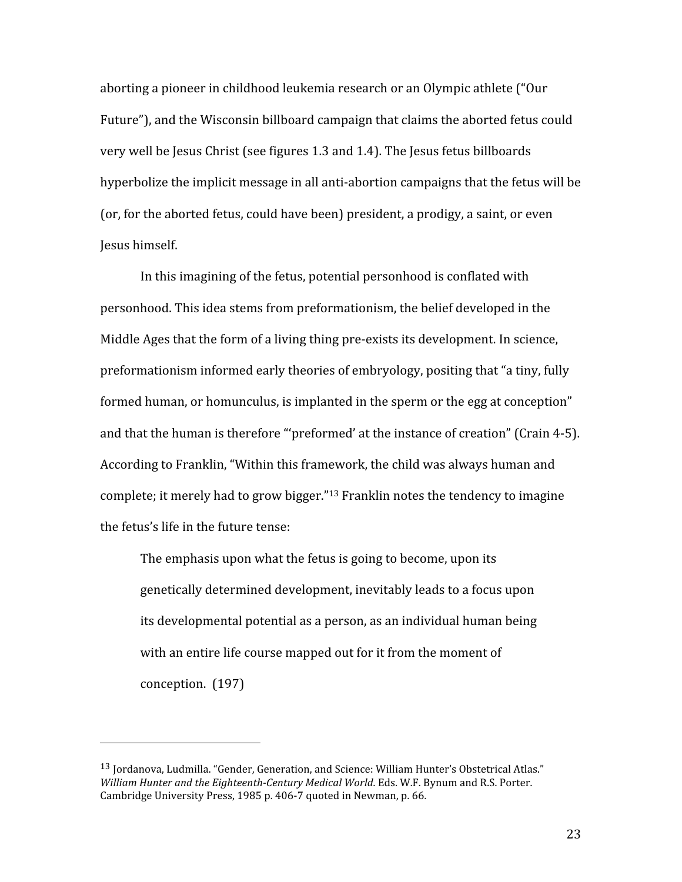aborting a pioneer in childhood leukemia research or an Olympic athlete ("Our Future"), and the Wisconsin billboard campaign that claims the aborted fetus could very well be Jesus Christ (see figures 1.3 and 1.4). The Jesus fetus billboards hyperbolize the implicit message in all anti-abortion campaigns that the fetus will be (or, for the aborted fetus, could have been) president, a prodigy, a saint, or even Jesus himself.

In this imagining of the fetus, potential personhood is conflated with personhood. This idea stems from preformationism, the belief developed in the Middle Ages that the form of a living thing pre-exists its development. In science, preformationism informed early theories of embryology, positing that "a tiny, fully formed human, or homunculus, is implanted in the sperm or the egg at conception" and that the human is therefore "'preformed' at the instance of creation" (Crain 4-5). According to Franklin, "Within this framework, the child was always human and complete; it merely had to grow bigger."[13] Franklin notes the tendency to imagine the fetus's life in the future tense:

> The emphasis upon what the fetus is going to become, upon its genetically determined development, inevitably leads to a focus upon its developmental potential as a person, as an individual human being with an entire life course mapped out for it from the moment of conception. (197)

---

[13] Jordanova, Ludmilla. "Gender, Generation, and Science: William Hunter's Obstetrical Atlas." *William Hunter and the Eighteenth-Century Medical World*. Eds. W.F. Bynum and R.S. Porter. Cambridge University Press, 1985 p. 406-7 quoted in Newman, p. 66.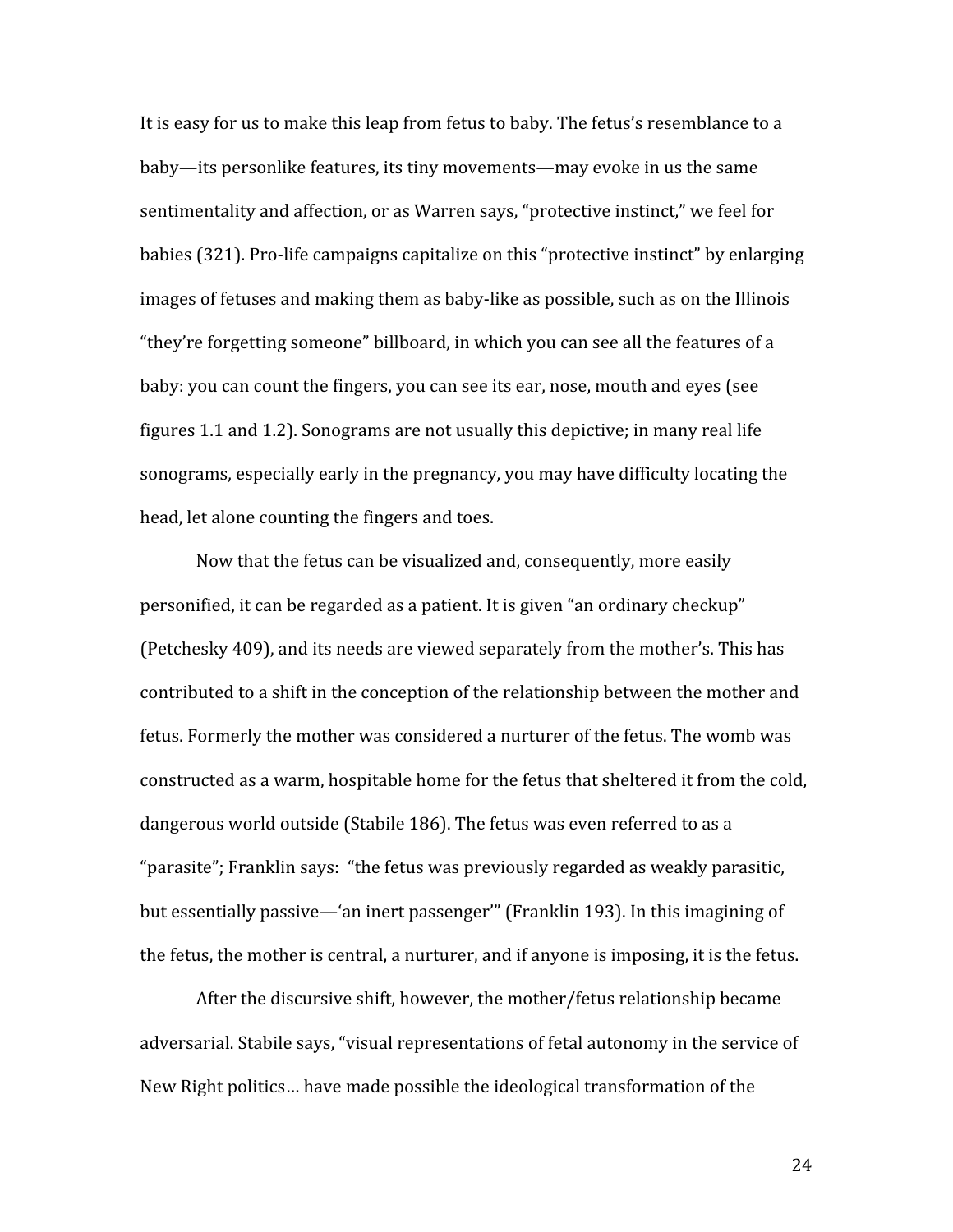It is easy for us to make this leap from fetus to baby. The fetus's resemblance to a baby—its personlike features, its tiny movements—may evoke in us the same sentimentality and affection, or as Warren says, "protective instinct," we feel for babies (321). Pro-life campaigns capitalize on this "protective instinct" by enlarging images of fetuses and making them as baby-like as possible, such as on the Illinois "they're forgetting someone" billboard, in which you can see all the features of a baby: you can count the fingers, you can see its ear, nose, mouth and eyes (see figures 1.1 and 1.2). Sonograms are not usually this depictive; in many real life sonograms, especially early in the pregnancy, you may have difficulty locating the head, let alone counting the fingers and toes.

Now that the fetus can be visualized and, consequently, more easily personified, it can be regarded as a patient. It is given "an ordinary checkup" (Petchesky 409), and its needs are viewed separately from the mother's. This has contributed to a shift in the conception of the relationship between the mother and fetus. Formerly the mother was considered a nurturer of the fetus. The womb was constructed as a warm, hospitable home for the fetus that sheltered it from the cold, dangerous world outside (Stabile 186). The fetus was even referred to as a "parasite"; Franklin says: "the fetus was previously regarded as weakly parasitic, but essentially passive—'an inert passenger'" (Franklin 193). In this imagining of the fetus, the mother is central, a nurturer, and if anyone is imposing, it is the fetus.

After the discursive shift, however, the mother/fetus relationship became adversarial. Stabile says, "visual representations of fetal autonomy in the service of New Right politics… have made possible the ideological transformation of the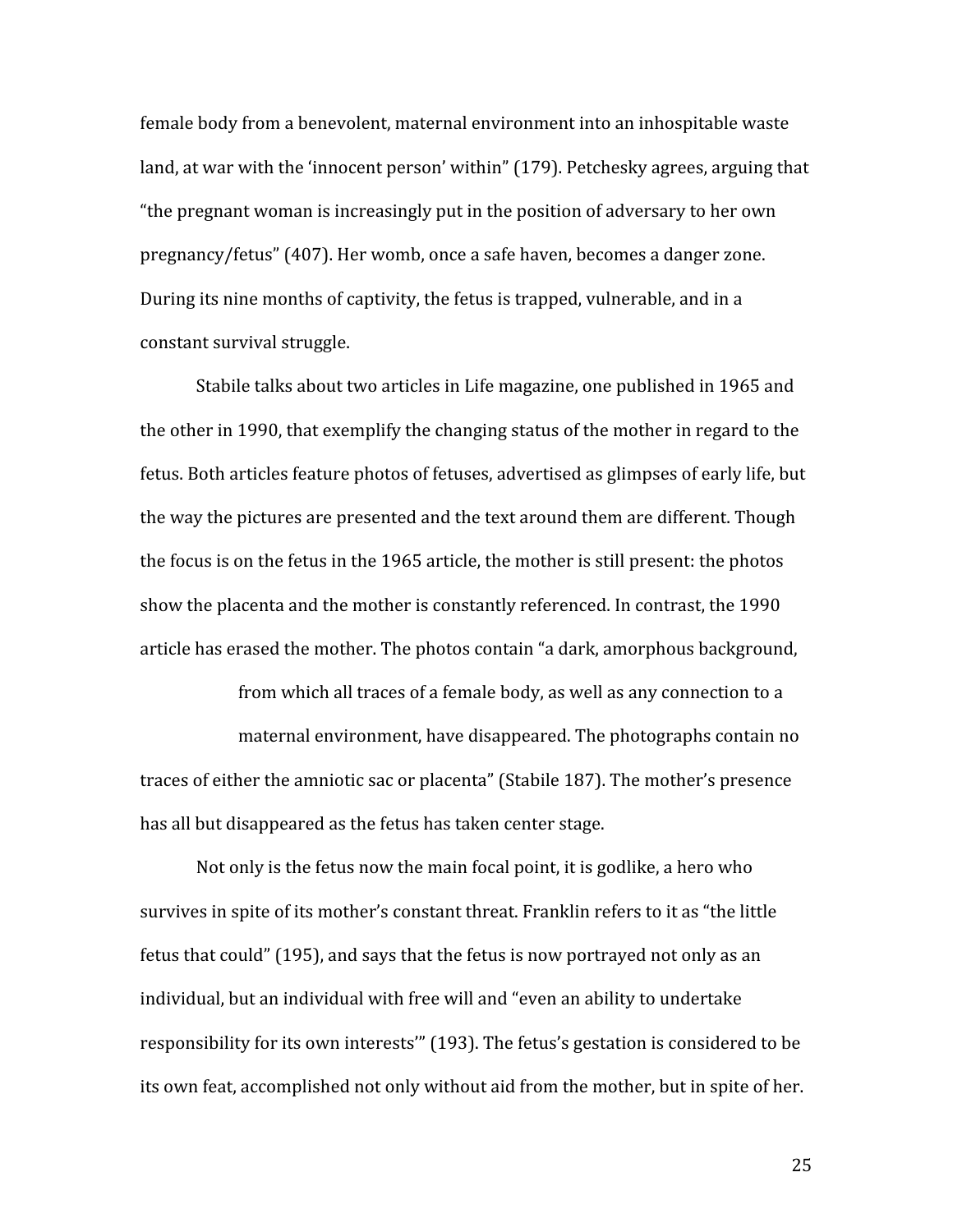female body from a benevolent, maternal environment into an inhospitable waste land, at war with the 'innocent person' within" (179). Petchesky agrees, arguing that "the pregnant woman is increasingly put in the position of adversary to her own pregnancy/fetus" (407). Her womb, once a safe haven, becomes a danger zone. During its nine months of captivity, the fetus is trapped, vulnerable, and in a constant survival struggle.

Stabile talks about two articles in Life magazine, one published in 1965 and the other in 1990, that exemplify the changing status of the mother in regard to the fetus. Both articles feature photos of fetuses, advertised as glimpses of early life, but the way the pictures are presented and the text around them are different. Though the focus is on the fetus in the 1965 article, the mother is still present: the photos show the placenta and the mother is constantly referenced. In contrast, the 1990 article has erased the mother. The photos contain "a dark, amorphous background,

> from which all traces of a female body, as well as any connection to a maternal environment, have disappeared. The photographs contain no

traces of either the amniotic sac or placenta" (Stabile 187). The mother's presence has all but disappeared as the fetus has taken center stage.

Not only is the fetus now the main focal point, it is godlike, a hero who survives in spite of its mother's constant threat. Franklin refers to it as "the little fetus that could" (195), and says that the fetus is now portrayed not only as an individual, but an individual with free will and "even an ability to undertake responsibility for its own interests'" (193). The fetus's gestation is considered to be its own feat, accomplished not only without aid from the mother, but in spite of her.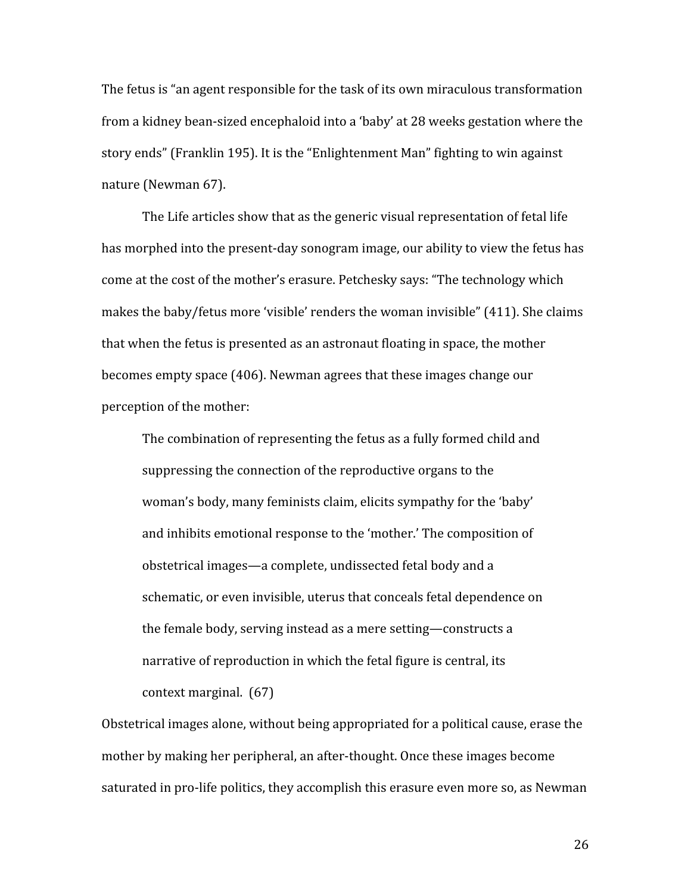The fetus is "an agent responsible for the task of its own miraculous transformation from a kidney bean-sized encephaloid into a 'baby' at 28 weeks gestation where the story ends" (Franklin 195). It is the "Enlightenment Man" fighting to win against nature (Newman 67).

The Life articles show that as the generic visual representation of fetal life has morphed into the present-day sonogram image, our ability to view the fetus has come at the cost of the mother's erasure. Petchesky says: "The technology which makes the baby/fetus more 'visible' renders the woman invisible" (411). She claims that when the fetus is presented as an astronaut floating in space, the mother becomes empty space (406). Newman agrees that these images change our perception of the mother:

> The combination of representing the fetus as a fully formed child and suppressing the connection of the reproductive organs to the woman's body, many feminists claim, elicits sympathy for the 'baby' and inhibits emotional response to the 'mother.' The composition of obstetrical images—a complete, undissected fetal body and a schematic, or even invisible, uterus that conceals fetal dependence on the female body, serving instead as a mere setting—constructs a narrative of reproduction in which the fetal figure is central, its context marginal. (67)

Obstetrical images alone, without being appropriated for a political cause, erase the mother by making her peripheral, an after-thought. Once these images become saturated in pro-life politics, they accomplish this erasure even more so, as Newman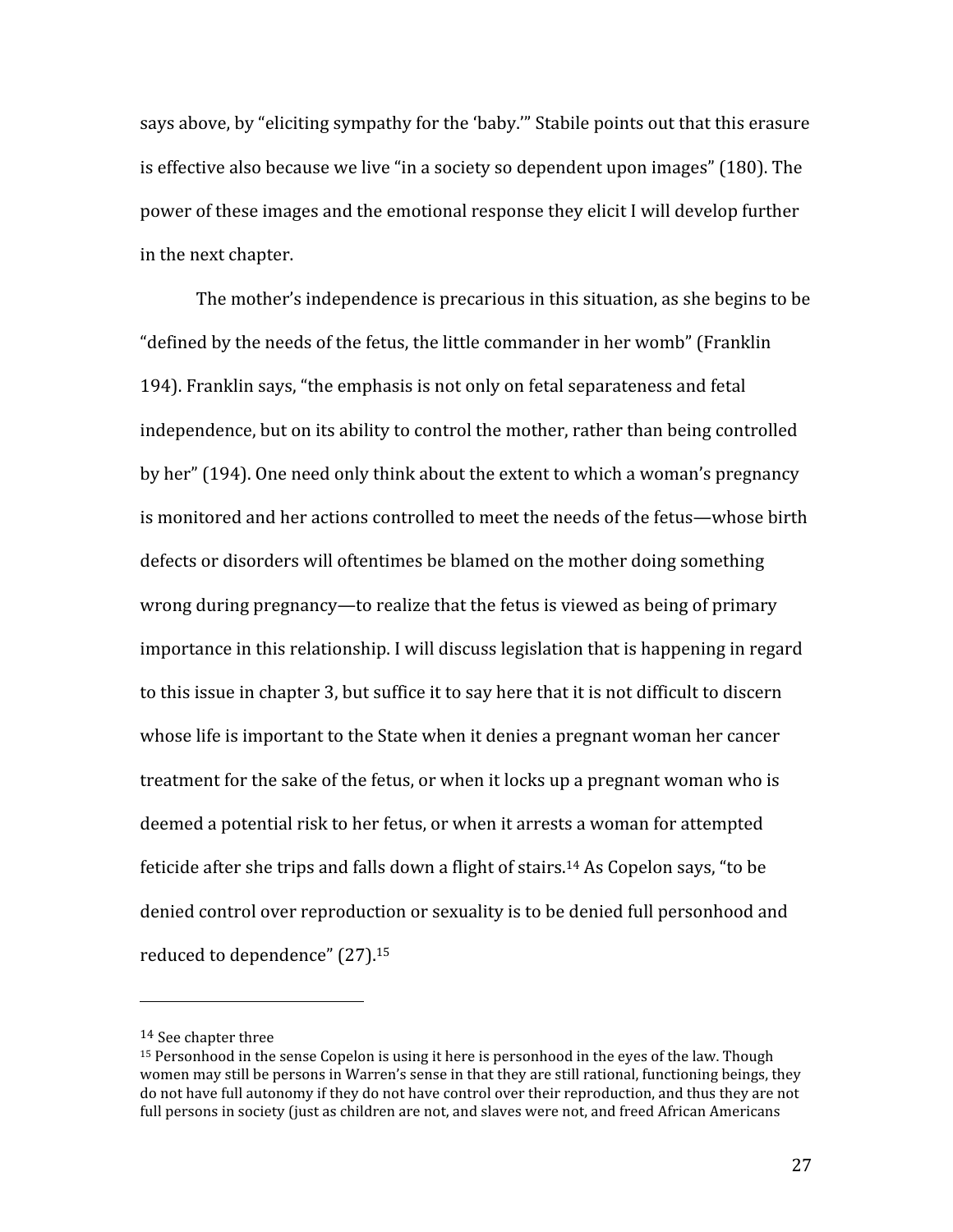says above, by "eliciting sympathy for the 'baby.'" Stabile points out that this erasure is effective also because we live "in a society so dependent upon images" (180). The power of these images and the emotional response they elicit I will develop further in the next chapter.

The mother's independence is precarious in this situation, as she begins to be "defined by the needs of the fetus, the little commander in her womb" (Franklin 194). Franklin says, "the emphasis is not only on fetal separateness and fetal independence, but on its ability to control the mother, rather than being controlled by her" (194). One need only think about the extent to which a woman's pregnancy is monitored and her actions controlled to meet the needs of the fetus—whose birth defects or disorders will oftentimes be blamed on the mother doing something wrong during pregnancy—to realize that the fetus is viewed as being of primary importance in this relationship. I will discuss legislation that is happening in regard to this issue in chapter 3, but suffice it to say here that it is not difficult to discern whose life is important to the State when it denies a pregnant woman her cancer treatment for the sake of the fetus, or when it locks up a pregnant woman who is deemed a potential risk to her fetus, or when it arrests a woman for attempted feticide after she trips and falls down a flight of stairs.[14] As Copelon says, "to be denied control over reproduction or sexuality is to be denied full personhood and reduced to dependence" (27).[15]

---

[14] See chapter three

[15] Personhood in the sense Copelon is using it here is personhood in the eyes of the law. Though women may still be persons in Warren's sense in that they are still rational, functioning beings, they do not have full autonomy if they do not have control over their reproduction, and thus they are not full persons in society (just as children are not, and slaves were not, and freed African Americans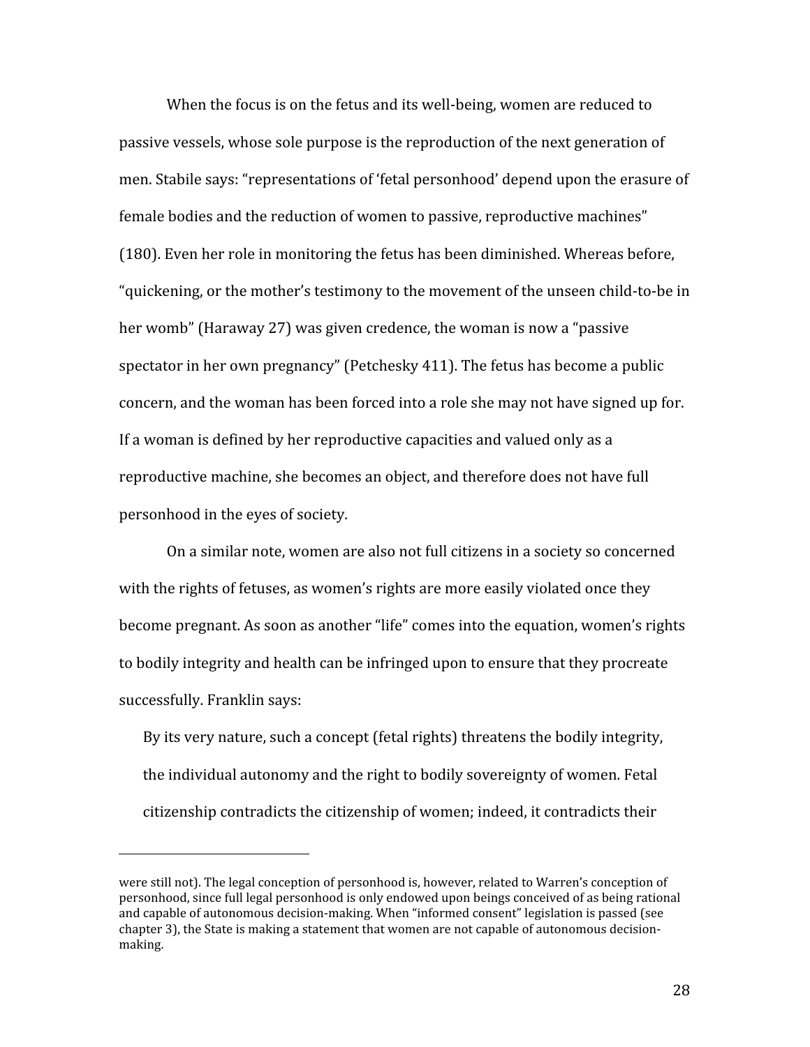When the focus is on the fetus and its well-being, women are reduced to passive vessels, whose sole purpose is the reproduction of the next generation of men. Stabile says: "representations of 'fetal personhood' depend upon the erasure of female bodies and the reduction of women to passive, reproductive machines" (180). Even her role in monitoring the fetus has been diminished. Whereas before, "quickening, or the mother's testimony to the movement of the unseen child-to-be in her womb" (Haraway 27) was given credence, the woman is now a "passive spectator in her own pregnancy" (Petchesky 411). The fetus has become a public concern, and the woman has been forced into a role she may not have signed up for. If a woman is defined by her reproductive capacities and valued only as a reproductive machine, she becomes an object, and therefore does not have full personhood in the eyes of society.

On a similar note, women are also not full citizens in a society so concerned with the rights of fetuses, as women's rights are more easily violated once they become pregnant. As soon as another "life" comes into the equation, women's rights to bodily integrity and health can be infringed upon to ensure that they procreate successfully. Franklin says:

> By its very nature, such a concept (fetal rights) threatens the bodily integrity, the individual autonomy and the right to bodily sovereignty of women. Fetal citizenship contradicts the citizenship of women; indeed, it contradicts their

---

were still not). The legal conception of personhood is, however, related to Warren's conception of personhood, since full legal personhood is only endowed upon beings conceived of as being rational and capable of autonomous decision-making. When "informed consent" legislation is passed (see chapter 3), the State is making a statement that women are not capable of autonomous decision-making.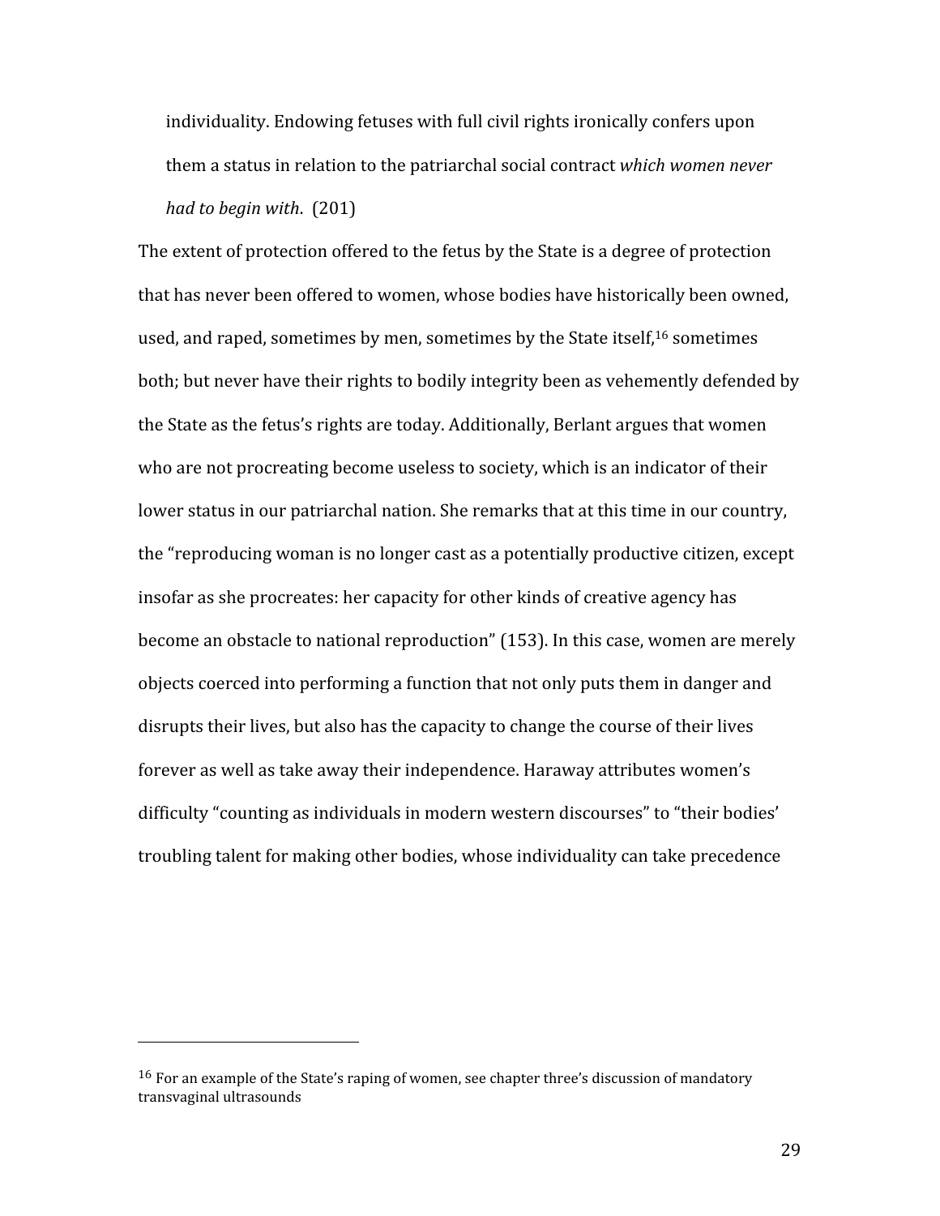> individuality. Endowing fetuses with full civil rights ironically confers upon them a status in relation to the patriarchal social contract *which women never had to begin with*. (201)

The extent of protection offered to the fetus by the State is a degree of protection that has never been offered to women, whose bodies have historically been owned, used, and raped, sometimes by men, sometimes by the State itself,[16] sometimes both; but never have their rights to bodily integrity been as vehemently defended by the State as the fetus's rights are today. Additionally, Berlant argues that women who are not procreating become useless to society, which is an indicator of their lower status in our patriarchal nation. She remarks that at this time in our country, the "reproducing woman is no longer cast as a potentially productive citizen, except insofar as she procreates: her capacity for other kinds of creative agency has become an obstacle to national reproduction" (153). In this case, women are merely objects coerced into performing a function that not only puts them in danger and disrupts their lives, but also has the capacity to change the course of their lives forever as well as take away their independence. Haraway attributes women's difficulty "counting as individuals in modern western discourses" to "their bodies' troubling talent for making other bodies, whose individuality can take precedence

[16] For an example of the State's raping of women, see chapter three's discussion of mandatory transvaginal ultrasounds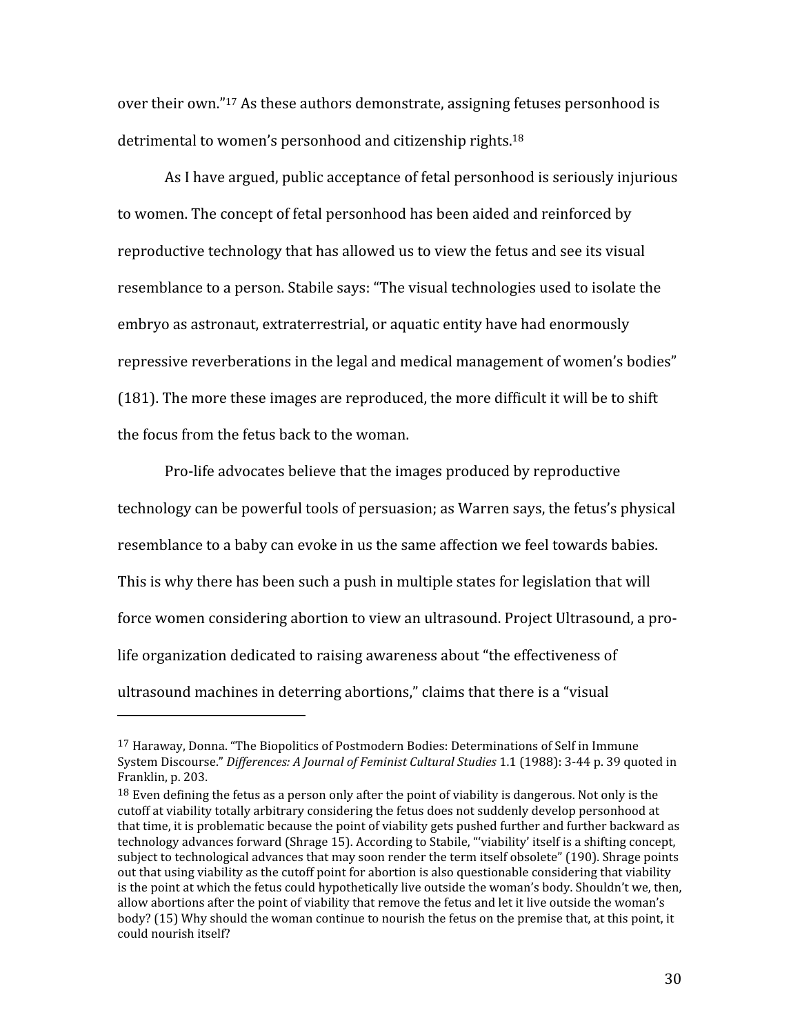over their own."[17] As these authors demonstrate, assigning fetuses personhood is detrimental to women's personhood and citizenship rights.[18]

As I have argued, public acceptance of fetal personhood is seriously injurious to women. The concept of fetal personhood has been aided and reinforced by reproductive technology that has allowed us to view the fetus and see its visual resemblance to a person. Stabile says: "The visual technologies used to isolate the embryo as astronaut, extraterrestrial, or aquatic entity have had enormously repressive reverberations in the legal and medical management of women's bodies" (181). The more these images are reproduced, the more difficult it will be to shift the focus from the fetus back to the woman.

Pro-life advocates believe that the images produced by reproductive technology can be powerful tools of persuasion; as Warren says, the fetus's physical resemblance to a baby can evoke in us the same affection we feel towards babies. This is why there has been such a push in multiple states for legislation that will force women considering abortion to view an ultrasound. Project Ultrasound, a pro-life organization dedicated to raising awareness about "the effectiveness of ultrasound machines in deterring abortions," claims that there is a "visual

---

[17] Haraway, Donna. "The Biopolitics of Postmodern Bodies: Determinations of Self in Immune System Discourse." *Differences: A Journal of Feminist Cultural Studies* 1.1 (1988): 3-44 p. 39 quoted in Franklin, p. 203.

[18] Even defining the fetus as a person only after the point of viability is dangerous. Not only is the cutoff at viability totally arbitrary considering the fetus does not suddenly develop personhood at that time, it is problematic because the point of viability gets pushed further and further backward as technology advances forward (Shrage 15). According to Stabile, "'viability' itself is a shifting concept, subject to technological advances that may soon render the term itself obsolete" (190). Shrage points out that using viability as the cutoff point for abortion is also questionable considering that viability is the point at which the fetus could hypothetically live outside the woman's body. Shouldn't we, then, allow abortions after the point of viability that remove the fetus and let it live outside the woman's body? (15) Why should the woman continue to nourish the fetus on the premise that, at this point, it could nourish itself?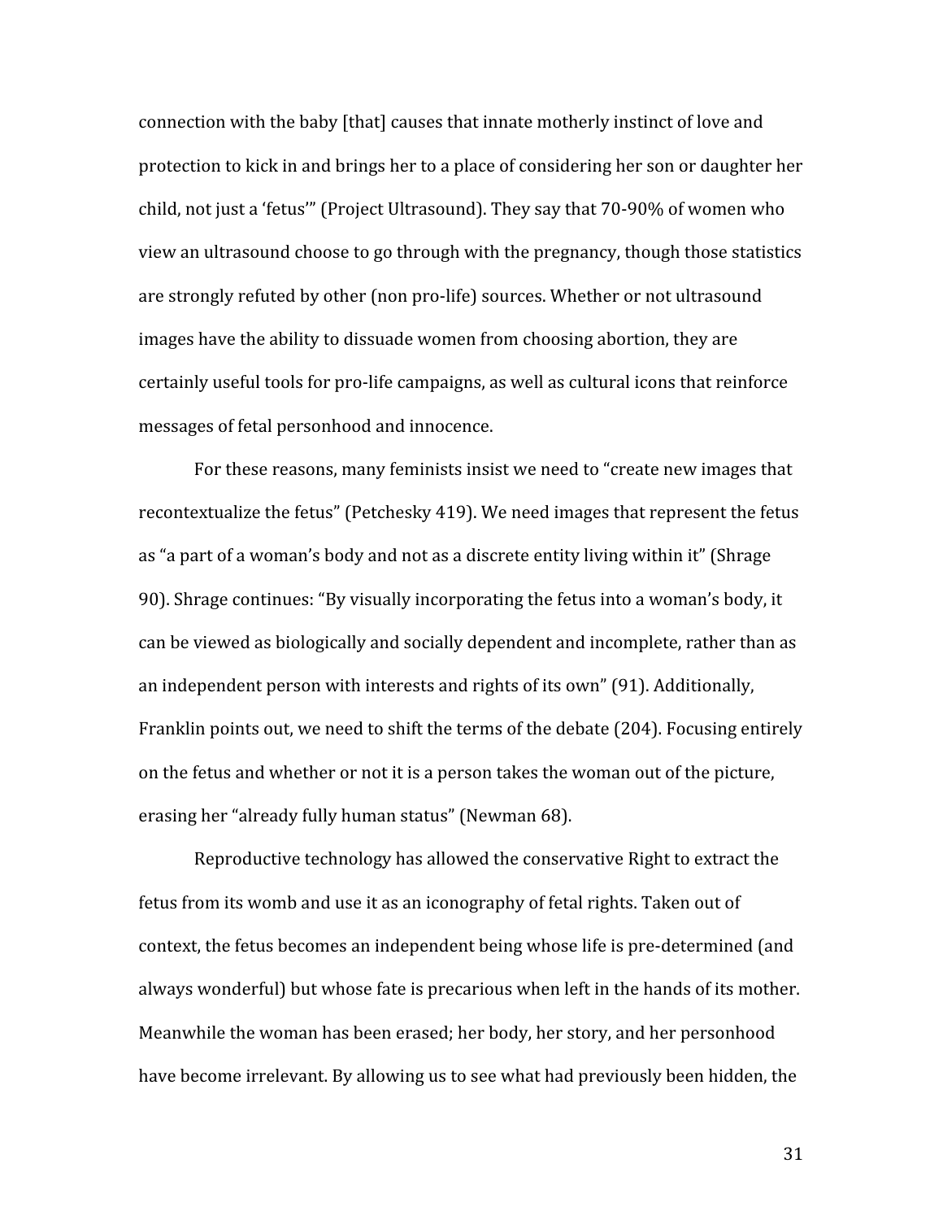connection with the baby [that] causes that innate motherly instinct of love and protection to kick in and brings her to a place of considering her son or daughter her child, not just a 'fetus'" (Project Ultrasound). They say that 70-90% of women who view an ultrasound choose to go through with the pregnancy, though those statistics are strongly refuted by other (non pro-life) sources. Whether or not ultrasound images have the ability to dissuade women from choosing abortion, they are certainly useful tools for pro-life campaigns, as well as cultural icons that reinforce messages of fetal personhood and innocence.

For these reasons, many feminists insist we need to "create new images that recontextualize the fetus" (Petchesky 419). We need images that represent the fetus as "a part of a woman's body and not as a discrete entity living within it" (Shrage 90). Shrage continues: "By visually incorporating the fetus into a woman's body, it can be viewed as biologically and socially dependent and incomplete, rather than as an independent person with interests and rights of its own" (91). Additionally, Franklin points out, we need to shift the terms of the debate (204). Focusing entirely on the fetus and whether or not it is a person takes the woman out of the picture, erasing her "already fully human status" (Newman 68).

Reproductive technology has allowed the conservative Right to extract the fetus from its womb and use it as an iconography of fetal rights. Taken out of context, the fetus becomes an independent being whose life is pre-determined (and always wonderful) but whose fate is precarious when left in the hands of its mother. Meanwhile the woman has been erased; her body, her story, and her personhood have become irrelevant. By allowing us to see what had previously been hidden, the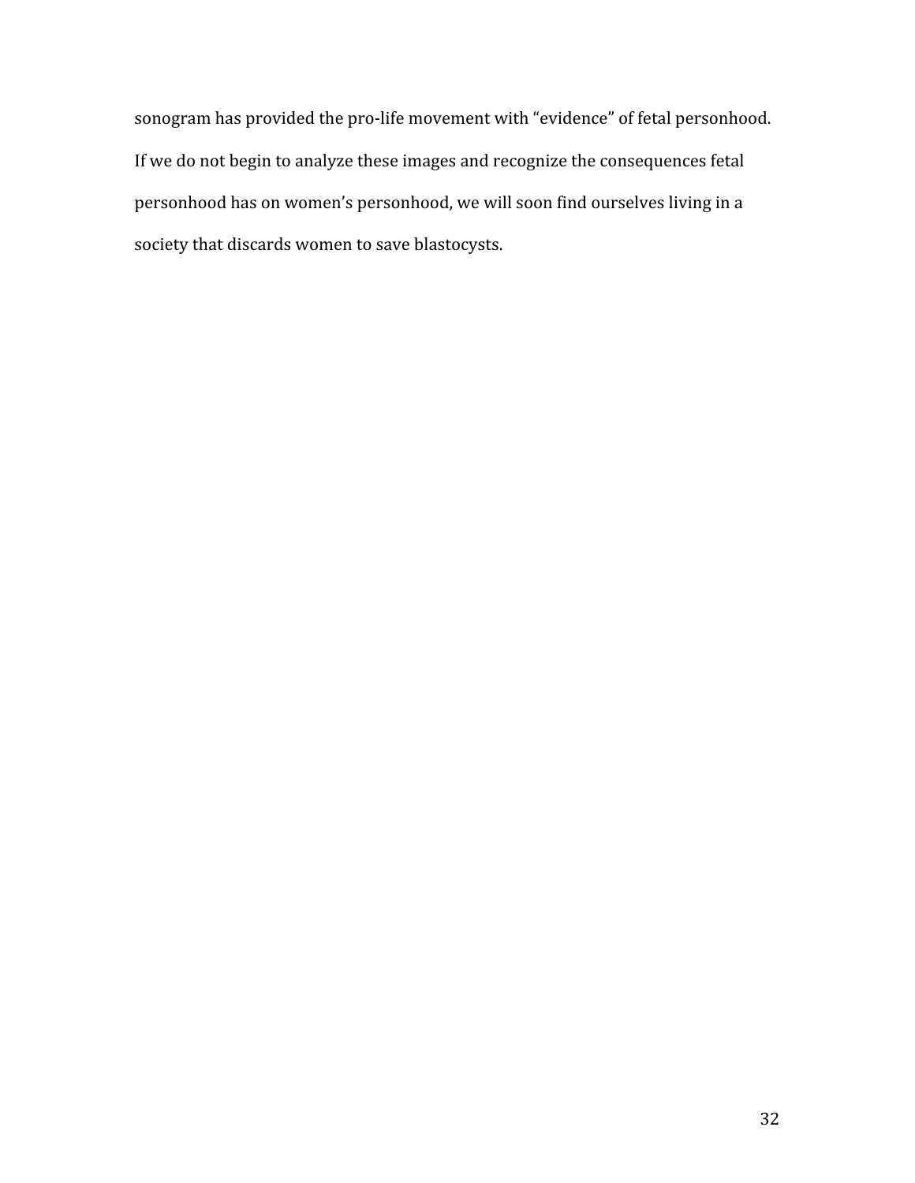sonogram has provided the pro-life movement with "evidence" of fetal personhood. If we do not begin to analyze these images and recognize the consequences fetal personhood has on women's personhood, we will soon find ourselves living in a society that discards women to save blastocysts.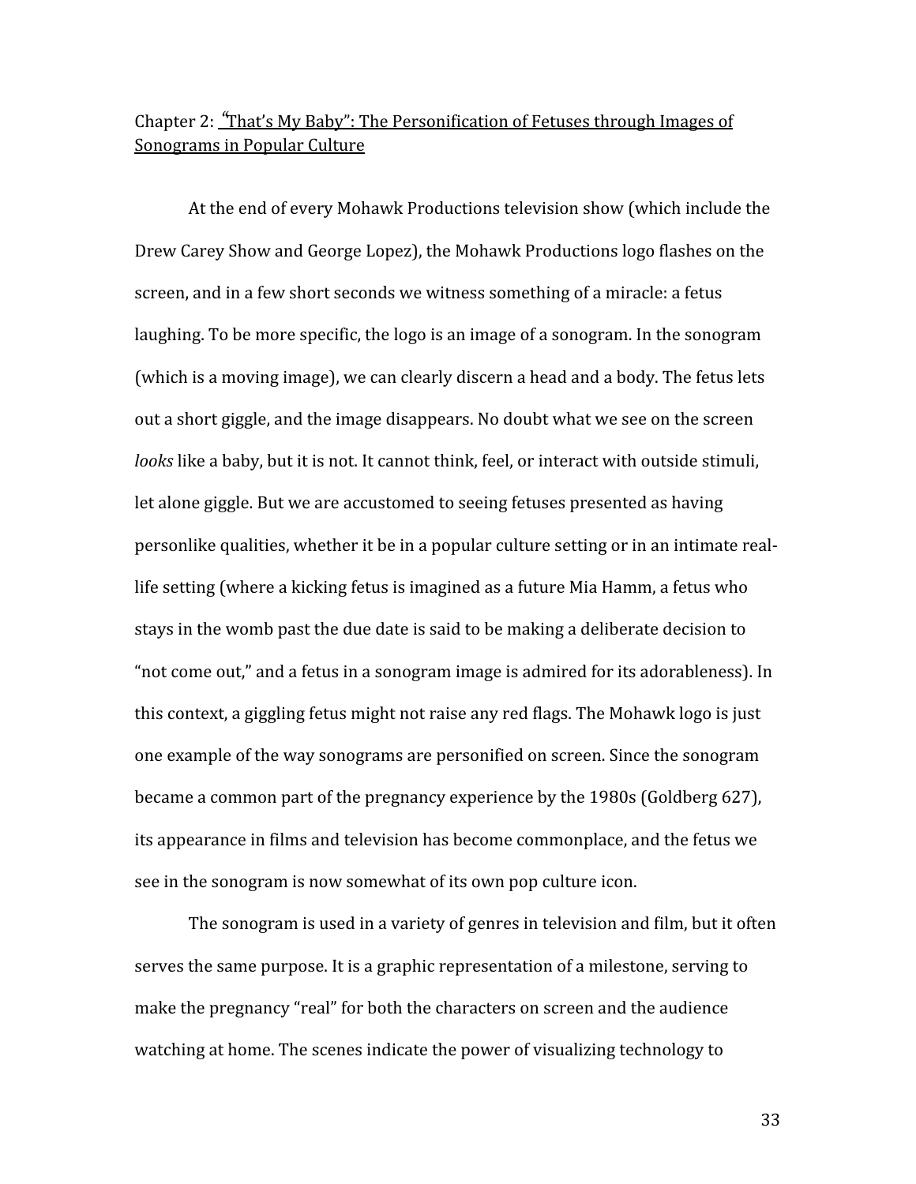## Chapter 2: "That's My Baby": The Personification of Fetuses through Images of Sonograms in Popular Culture

At the end of every Mohawk Productions television show (which include the Drew Carey Show and George Lopez), the Mohawk Productions logo flashes on the screen, and in a few short seconds we witness something of a miracle: a fetus laughing. To be more specific, the logo is an image of a sonogram. In the sonogram (which is a moving image), we can clearly discern a head and a body. The fetus lets out a short giggle, and the image disappears. No doubt what we see on the screen *looks* like a baby, but it is not. It cannot think, feel, or interact with outside stimuli, let alone giggle. But we are accustomed to seeing fetuses presented as having personlike qualities, whether it be in a popular culture setting or in an intimate real-life setting (where a kicking fetus is imagined as a future Mia Hamm, a fetus who stays in the womb past the due date is said to be making a deliberate decision to "not come out," and a fetus in a sonogram image is admired for its adorableness). In this context, a giggling fetus might not raise any red flags. The Mohawk logo is just one example of the way sonograms are personified on screen. Since the sonogram became a common part of the pregnancy experience by the 1980s (Goldberg 627), its appearance in films and television has become commonplace, and the fetus we see in the sonogram is now somewhat of its own pop culture icon.

The sonogram is used in a variety of genres in television and film, but it often serves the same purpose. It is a graphic representation of a milestone, serving to make the pregnancy "real" for both the characters on screen and the audience watching at home. The scenes indicate the power of visualizing technology to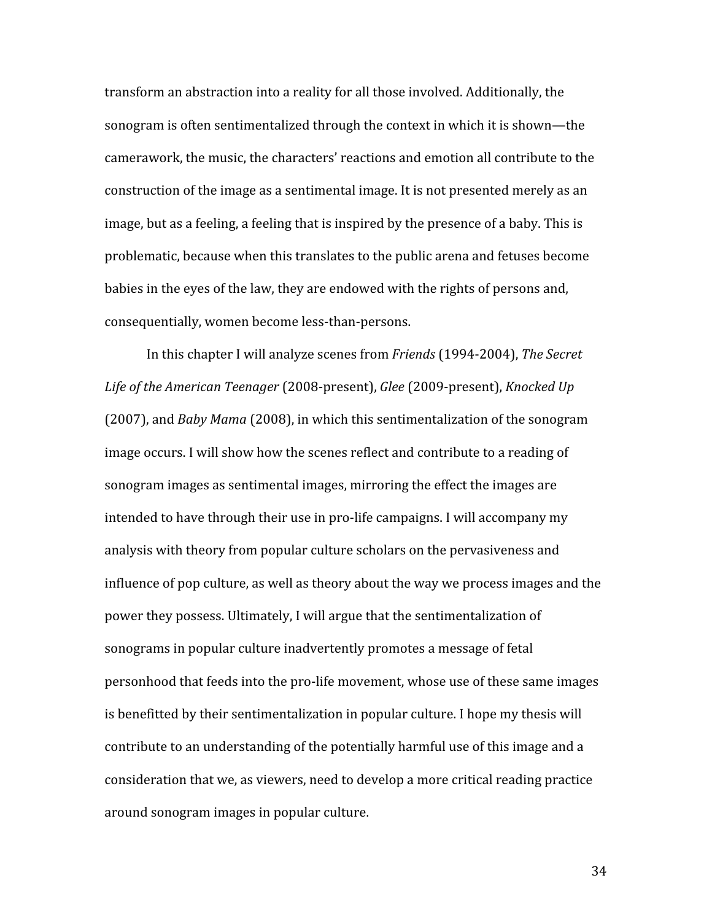transform an abstraction into a reality for all those involved. Additionally, the sonogram is often sentimentalized through the context in which it is shown—the camerawork, the music, the characters' reactions and emotion all contribute to the construction of the image as a sentimental image. It is not presented merely as an image, but as a feeling, a feeling that is inspired by the presence of a baby. This is problematic, because when this translates to the public arena and fetuses become babies in the eyes of the law, they are endowed with the rights of persons and, consequentially, women become less-than-persons.

In this chapter I will analyze scenes from *Friends* (1994-2004), *The Secret Life of the American Teenager* (2008-present), *Glee* (2009-present), *Knocked Up* (2007), and *Baby Mama* (2008), in which this sentimentalization of the sonogram image occurs. I will show how the scenes reflect and contribute to a reading of sonogram images as sentimental images, mirroring the effect the images are intended to have through their use in pro-life campaigns. I will accompany my analysis with theory from popular culture scholars on the pervasiveness and influence of pop culture, as well as theory about the way we process images and the power they possess. Ultimately, I will argue that the sentimentalization of sonograms in popular culture inadvertently promotes a message of fetal personhood that feeds into the pro-life movement, whose use of these same images is benefitted by their sentimentalization in popular culture. I hope my thesis will contribute to an understanding of the potentially harmful use of this image and a consideration that we, as viewers, need to develop a more critical reading practice around sonogram images in popular culture.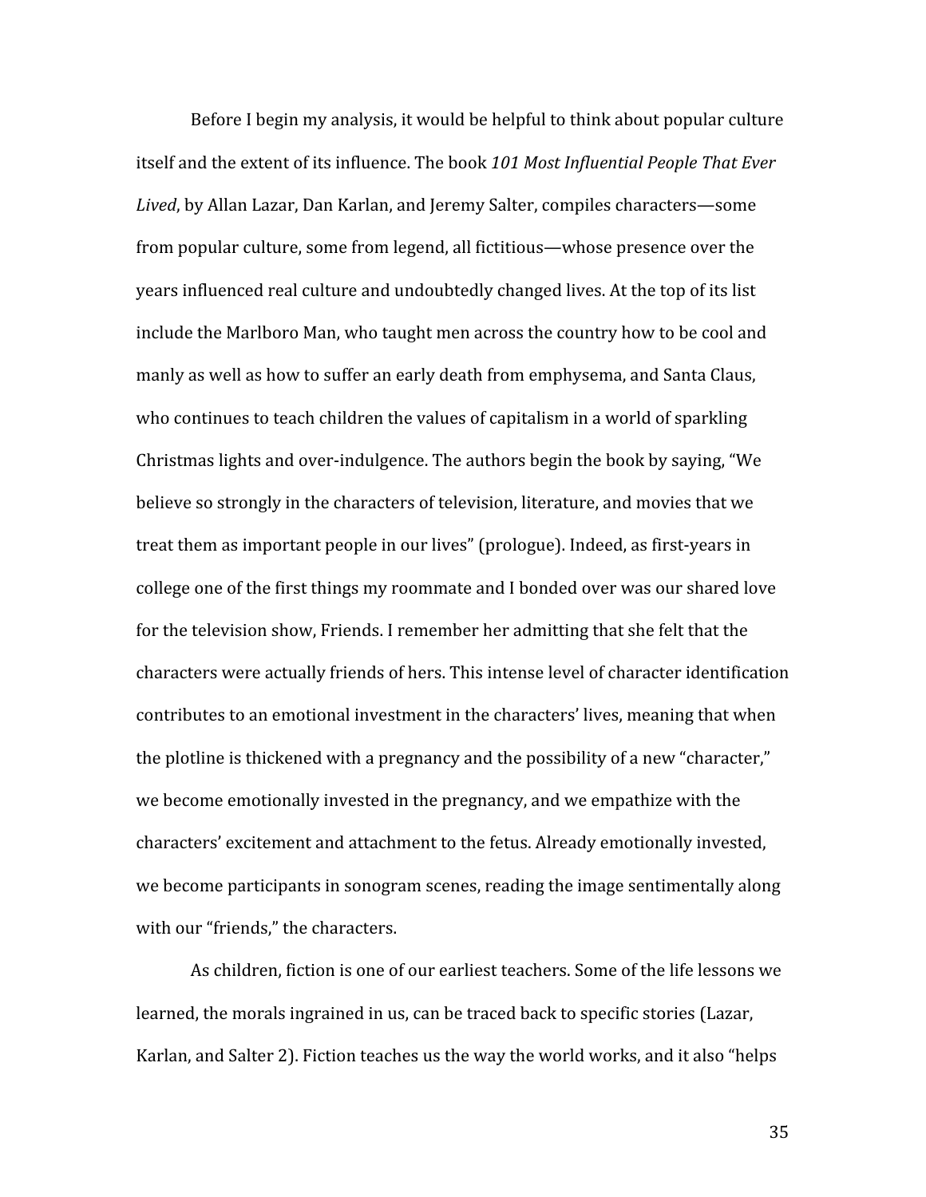Before I begin my analysis, it would be helpful to think about popular culture itself and the extent of its influence. The book *101 Most Influential People That Ever Lived*, by Allan Lazar, Dan Karlan, and Jeremy Salter, compiles characters—some from popular culture, some from legend, all fictitious—whose presence over the years influenced real culture and undoubtedly changed lives. At the top of its list include the Marlboro Man, who taught men across the country how to be cool and manly as well as how to suffer an early death from emphysema, and Santa Claus, who continues to teach children the values of capitalism in a world of sparkling Christmas lights and over-indulgence. The authors begin the book by saying, "We believe so strongly in the characters of television, literature, and movies that we treat them as important people in our lives" (prologue). Indeed, as first-years in college one of the first things my roommate and I bonded over was our shared love for the television show, Friends. I remember her admitting that she felt that the characters were actually friends of hers. This intense level of character identification contributes to an emotional investment in the characters' lives, meaning that when the plotline is thickened with a pregnancy and the possibility of a new "character," we become emotionally invested in the pregnancy, and we empathize with the characters' excitement and attachment to the fetus. Already emotionally invested, we become participants in sonogram scenes, reading the image sentimentally along with our "friends," the characters.

As children, fiction is one of our earliest teachers. Some of the life lessons we learned, the morals ingrained in us, can be traced back to specific stories (Lazar, Karlan, and Salter 2). Fiction teaches us the way the world works, and it also "helps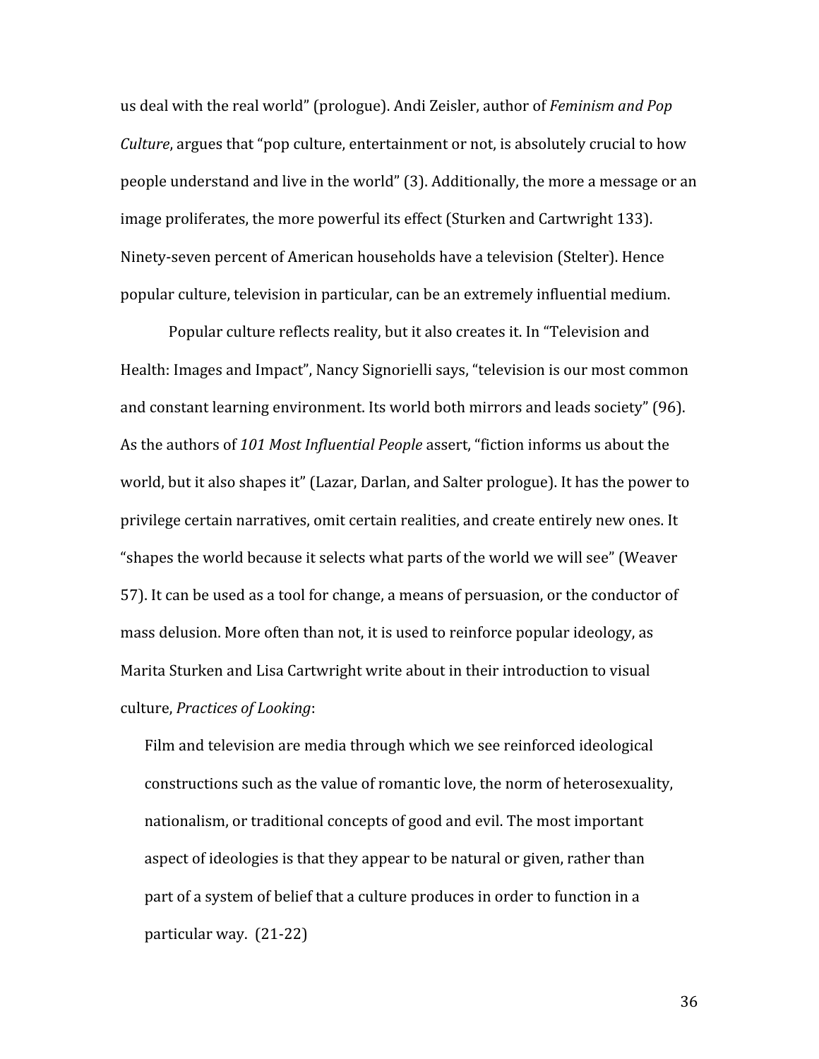us deal with the real world" (prologue). Andi Zeisler, author of *Feminism and Pop Culture*, argues that "pop culture, entertainment or not, is absolutely crucial to how people understand and live in the world" (3). Additionally, the more a message or an image proliferates, the more powerful its effect (Sturken and Cartwright 133). Ninety-seven percent of American households have a television (Stelter). Hence popular culture, television in particular, can be an extremely influential medium.

Popular culture reflects reality, but it also creates it. In "Television and Health: Images and Impact", Nancy Signorielli says, "television is our most common and constant learning environment. Its world both mirrors and leads society" (96). As the authors of *101 Most Influential People* assert, "fiction informs us about the world, but it also shapes it" (Lazar, Darlan, and Salter prologue). It has the power to privilege certain narratives, omit certain realities, and create entirely new ones. It "shapes the world because it selects what parts of the world we will see" (Weaver 57). It can be used as a tool for change, a means of persuasion, or the conductor of mass delusion. More often than not, it is used to reinforce popular ideology, as Marita Sturken and Lisa Cartwright write about in their introduction to visual culture, *Practices of Looking*:

> Film and television are media through which we see reinforced ideological constructions such as the value of romantic love, the norm of heterosexuality, nationalism, or traditional concepts of good and evil. The most important aspect of ideologies is that they appear to be natural or given, rather than part of a system of belief that a culture produces in order to function in a particular way. (21-22)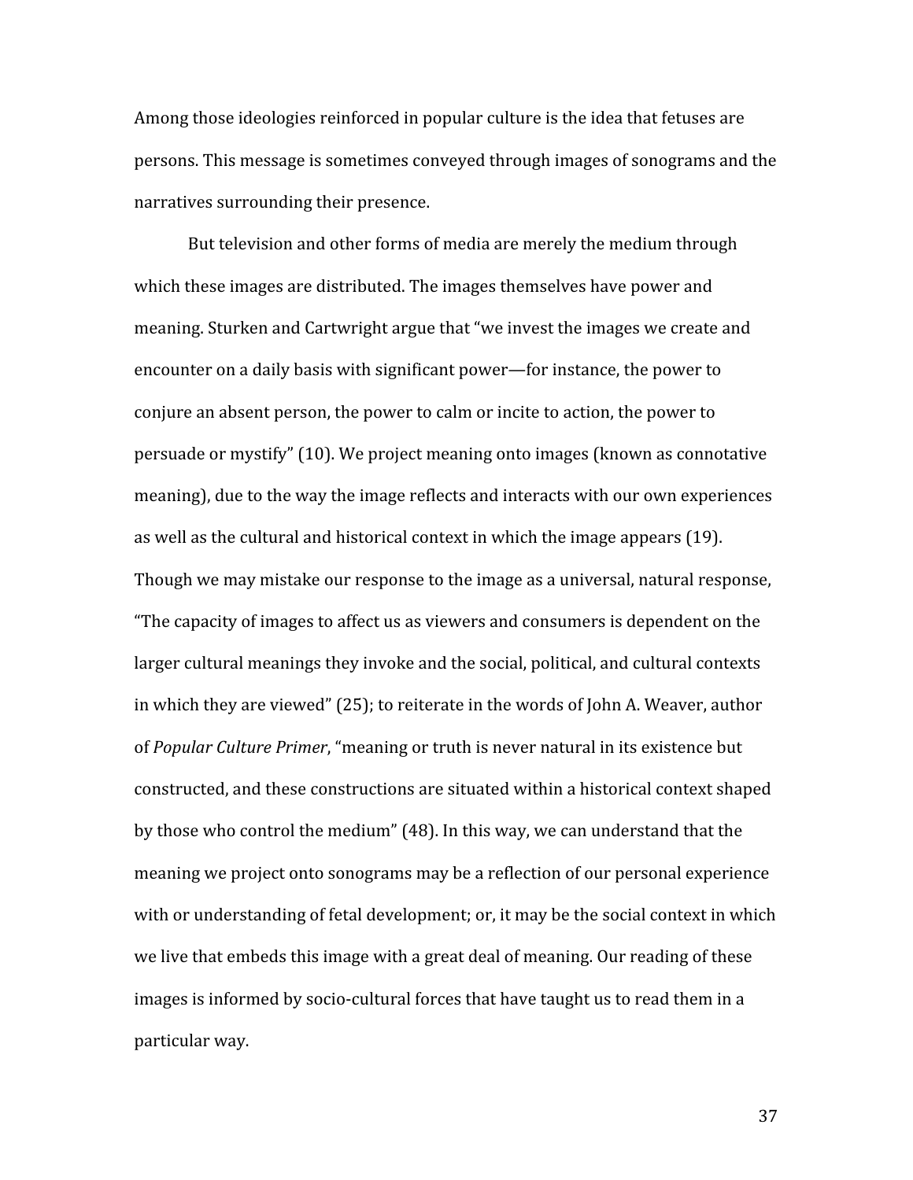Among those ideologies reinforced in popular culture is the idea that fetuses are persons. This message is sometimes conveyed through images of sonograms and the narratives surrounding their presence.

But television and other forms of media are merely the medium through which these images are distributed. The images themselves have power and meaning. Sturken and Cartwright argue that "we invest the images we create and encounter on a daily basis with significant power—for instance, the power to conjure an absent person, the power to calm or incite to action, the power to persuade or mystify" (10). We project meaning onto images (known as connotative meaning), due to the way the image reflects and interacts with our own experiences as well as the cultural and historical context in which the image appears (19). Though we may mistake our response to the image as a universal, natural response, "The capacity of images to affect us as viewers and consumers is dependent on the larger cultural meanings they invoke and the social, political, and cultural contexts in which they are viewed" (25); to reiterate in the words of John A. Weaver, author of *Popular Culture Primer*, "meaning or truth is never natural in its existence but constructed, and these constructions are situated within a historical context shaped by those who control the medium" (48). In this way, we can understand that the meaning we project onto sonograms may be a reflection of our personal experience with or understanding of fetal development; or, it may be the social context in which we live that embeds this image with a great deal of meaning. Our reading of these images is informed by socio-cultural forces that have taught us to read them in a particular way.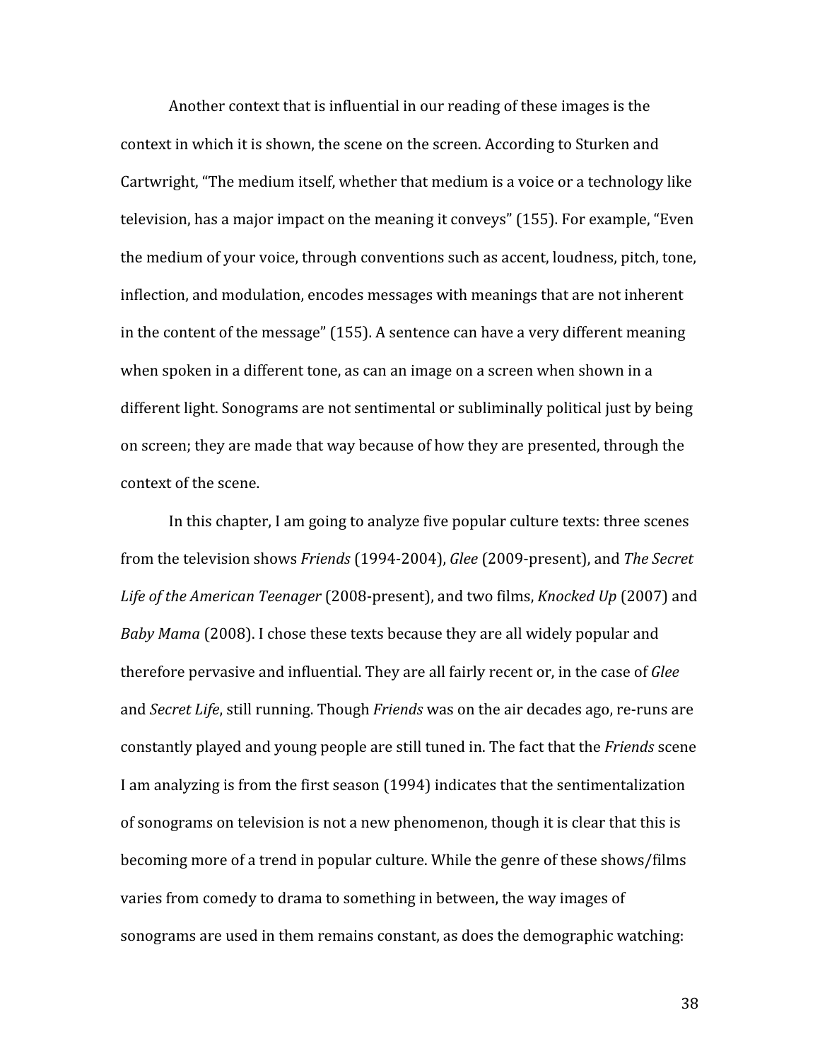Another context that is influential in our reading of these images is the context in which it is shown, the scene on the screen. According to Sturken and Cartwright, "The medium itself, whether that medium is a voice or a technology like television, has a major impact on the meaning it conveys" (155). For example, "Even the medium of your voice, through conventions such as accent, loudness, pitch, tone, inflection, and modulation, encodes messages with meanings that are not inherent in the content of the message" (155). A sentence can have a very different meaning when spoken in a different tone, as can an image on a screen when shown in a different light. Sonograms are not sentimental or subliminally political just by being on screen; they are made that way because of how they are presented, through the context of the scene.

In this chapter, I am going to analyze five popular culture texts: three scenes from the television shows *Friends* (1994-2004), *Glee* (2009-present), and *The Secret Life of the American Teenager* (2008-present), and two films, *Knocked Up* (2007) and *Baby Mama* (2008). I chose these texts because they are all widely popular and therefore pervasive and influential. They are all fairly recent or, in the case of *Glee* and *Secret Life*, still running. Though *Friends* was on the air decades ago, re-runs are constantly played and young people are still tuned in. The fact that the *Friends* scene I am analyzing is from the first season (1994) indicates that the sentimentalization of sonograms on television is not a new phenomenon, though it is clear that this is becoming more of a trend in popular culture. While the genre of these shows/films varies from comedy to drama to something in between, the way images of sonograms are used in them remains constant, as does the demographic watching: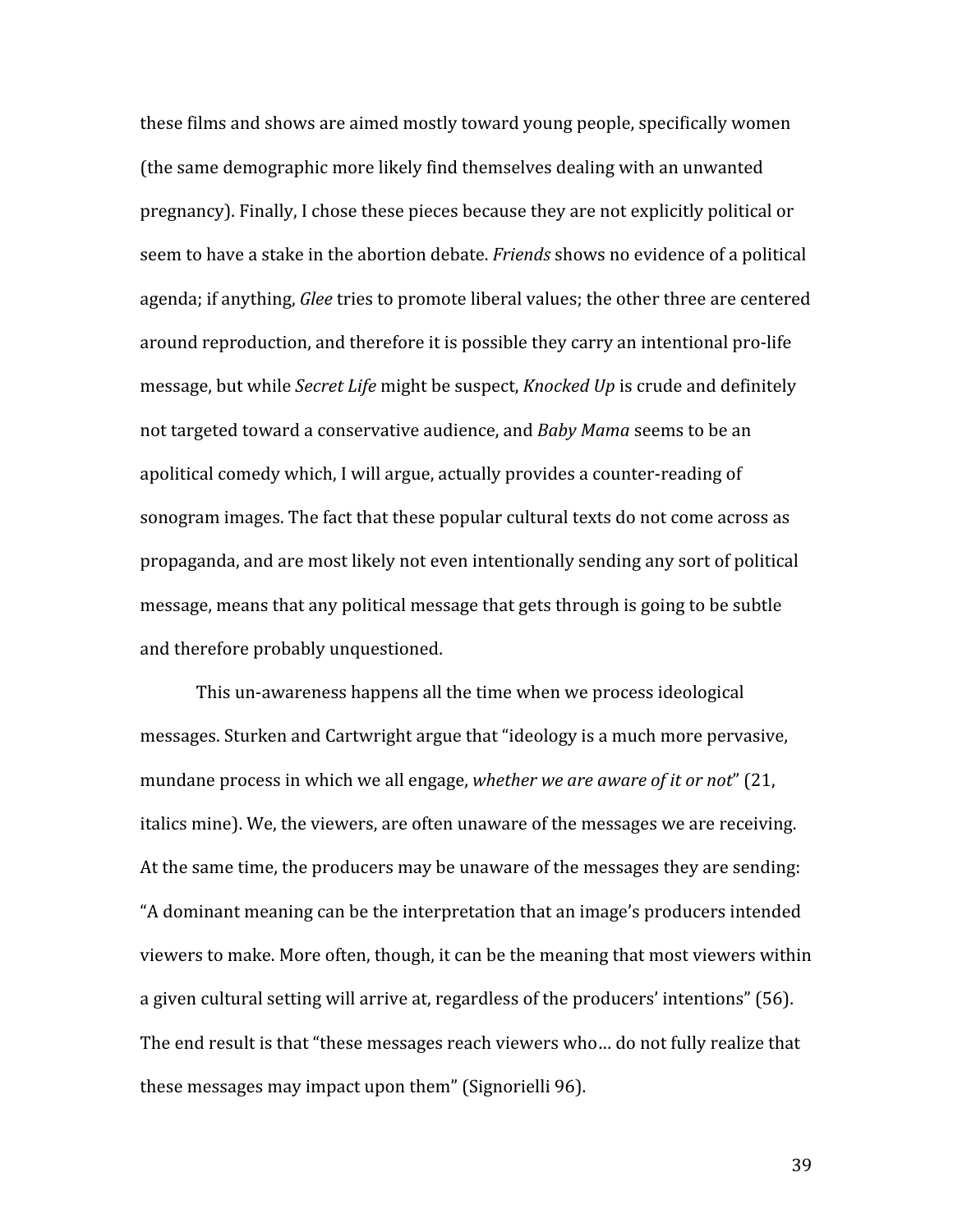these films and shows are aimed mostly toward young people, specifically women (the same demographic more likely find themselves dealing with an unwanted pregnancy). Finally, I chose these pieces because they are not explicitly political or seem to have a stake in the abortion debate. *Friends* shows no evidence of a political agenda; if anything, *Glee* tries to promote liberal values; the other three are centered around reproduction, and therefore it is possible they carry an intentional pro-life message, but while *Secret Life* might be suspect, *Knocked Up* is crude and definitely not targeted toward a conservative audience, and *Baby Mama* seems to be an apolitical comedy which, I will argue, actually provides a counter-reading of sonogram images. The fact that these popular cultural texts do not come across as propaganda, and are most likely not even intentionally sending any sort of political message, means that any political message that gets through is going to be subtle and therefore probably unquestioned.

This un-awareness happens all the time when we process ideological messages. Sturken and Cartwright argue that "ideology is a much more pervasive, mundane process in which we all engage, *whether we are aware of it or not*" (21, italics mine). We, the viewers, are often unaware of the messages we are receiving. At the same time, the producers may be unaware of the messages they are sending: "A dominant meaning can be the interpretation that an image's producers intended viewers to make. More often, though, it can be the meaning that most viewers within a given cultural setting will arrive at, regardless of the producers' intentions" (56). The end result is that "these messages reach viewers who… do not fully realize that these messages may impact upon them" (Signorielli 96).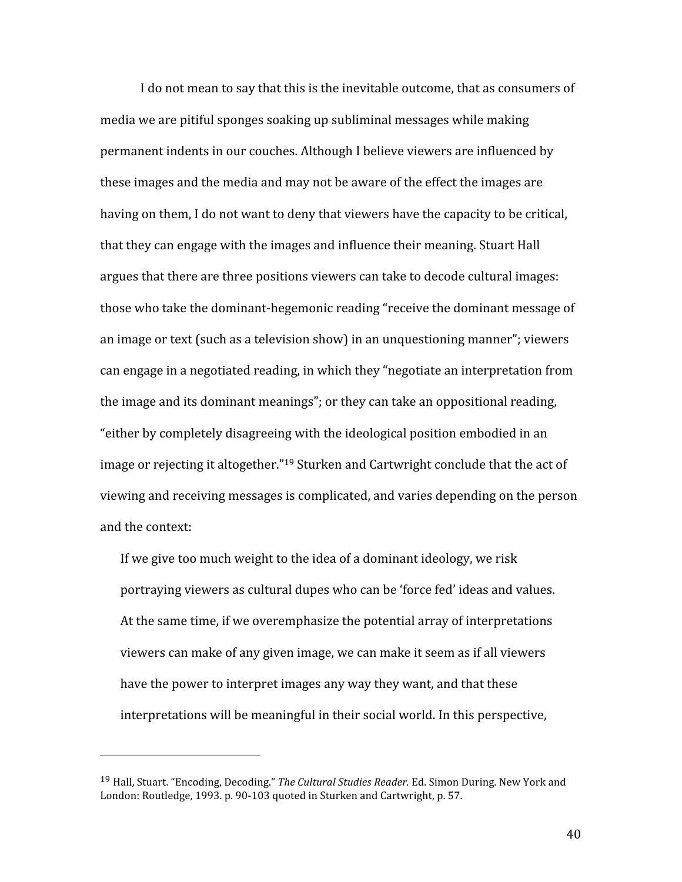I do not mean to say that this is the inevitable outcome, that as consumers of media we are pitiful sponges soaking up subliminal messages while making permanent indents in our couches. Although I believe viewers are influenced by these images and the media and may not be aware of the effect the images are having on them, I do not want to deny that viewers have the capacity to be critical, that they can engage with the images and influence their meaning. Stuart Hall argues that there are three positions viewers can take to decode cultural images: those who take the dominant-hegemonic reading "receive the dominant message of an image or text (such as a television show) in an unquestioning manner"; viewers can engage in a negotiated reading, in which they "negotiate an interpretation from the image and its dominant meanings"; or they can take an oppositional reading, "either by completely disagreeing with the ideological position embodied in an image or rejecting it altogether."[19] Sturken and Cartwright conclude that the act of viewing and receiving messages is complicated, and varies depending on the person and the context:

> If we give too much weight to the idea of a dominant ideology, we risk portraying viewers as cultural dupes who can be 'force fed' ideas and values. At the same time, if we overemphasize the potential array of interpretations viewers can make of any given image, we can make it seem as if all viewers have the power to interpret images any way they want, and that these interpretations will be meaningful in their social world. In this perspective,

---

[19] Hall, Stuart. "Encoding, Decoding." *The Cultural Studies Reader.* Ed. Simon During. New York and London: Routledge, 1993. p. 90-103 quoted in Sturken and Cartwright, p. 57.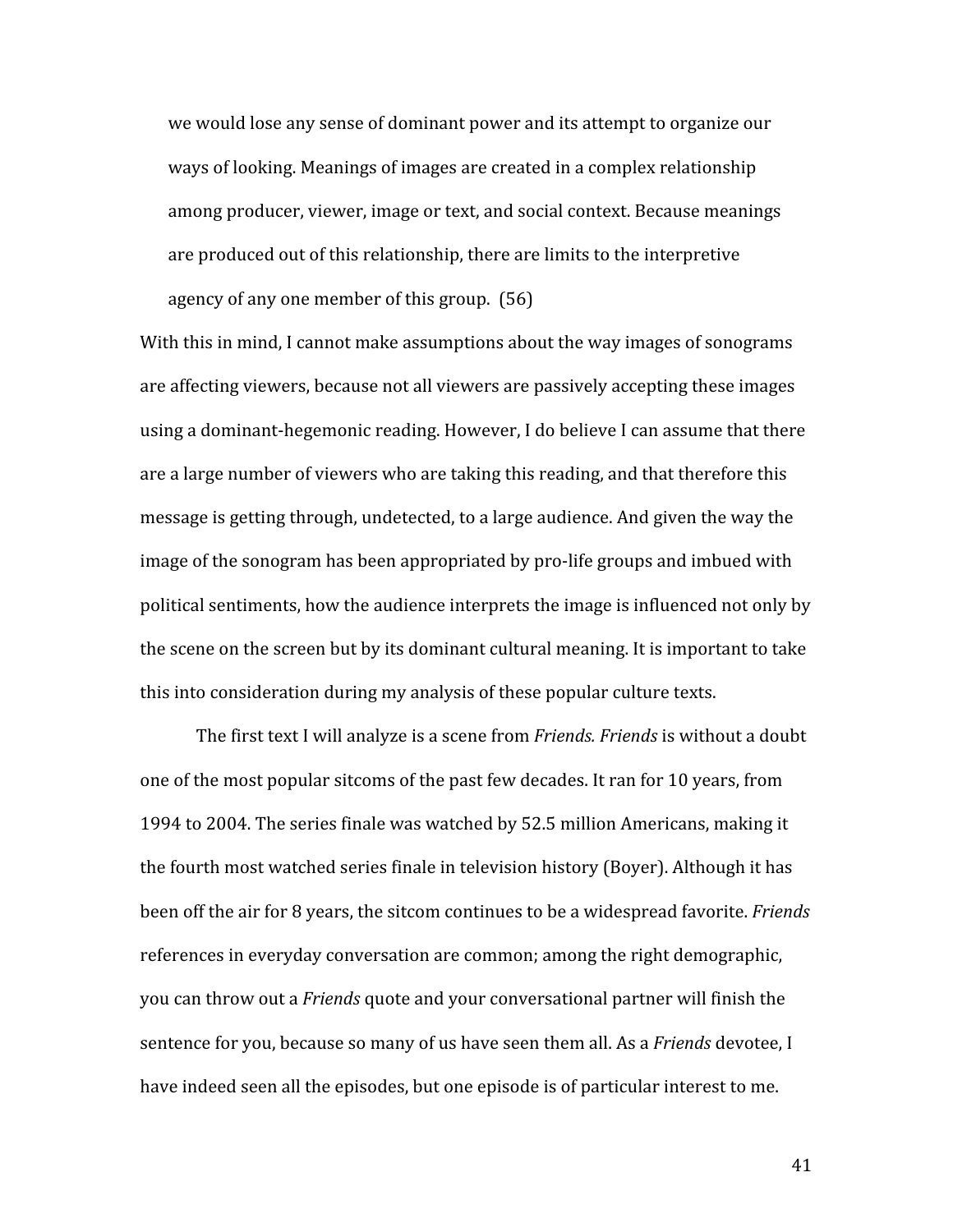> we would lose any sense of dominant power and its attempt to organize our ways of looking. Meanings of images are created in a complex relationship among producer, viewer, image or text, and social context. Because meanings are produced out of this relationship, there are limits to the interpretive agency of any one member of this group. (56)

With this in mind, I cannot make assumptions about the way images of sonograms are affecting viewers, because not all viewers are passively accepting these images using a dominant-hegemonic reading. However, I do believe I can assume that there are a large number of viewers who are taking this reading, and that therefore this message is getting through, undetected, to a large audience. And given the way the image of the sonogram has been appropriated by pro-life groups and imbued with political sentiments, how the audience interprets the image is influenced not only by the scene on the screen but by its dominant cultural meaning. It is important to take this into consideration during my analysis of these popular culture texts.

The first text I will analyze is a scene from *Friends. Friends* is without a doubt one of the most popular sitcoms of the past few decades. It ran for 10 years, from 1994 to 2004. The series finale was watched by 52.5 million Americans, making it the fourth most watched series finale in television history (Boyer). Although it has been off the air for 8 years, the sitcom continues to be a widespread favorite. *Friends* references in everyday conversation are common; among the right demographic, you can throw out a *Friends* quote and your conversational partner will finish the sentence for you, because so many of us have seen them all. As a *Friends* devotee, I have indeed seen all the episodes, but one episode is of particular interest to me.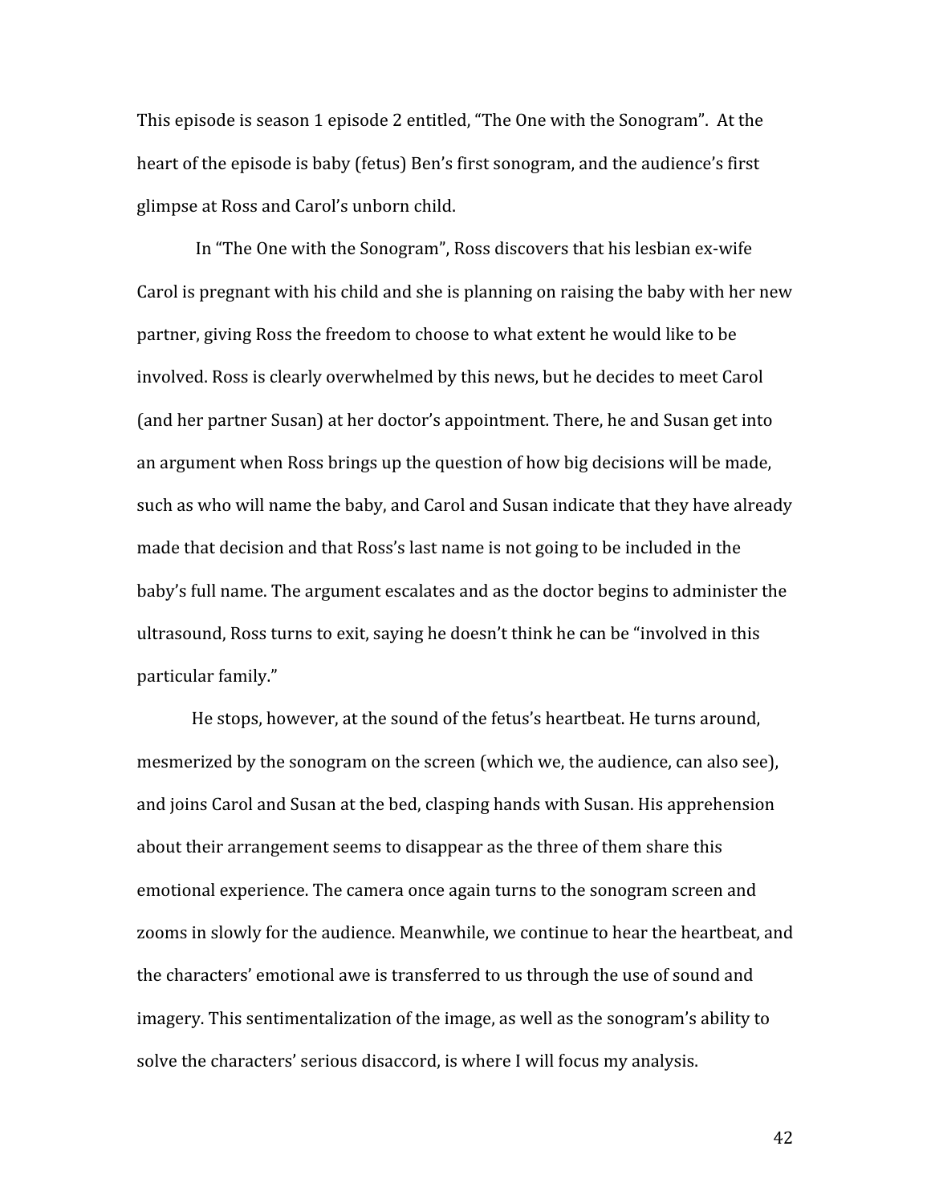This episode is season 1 episode 2 entitled, "The One with the Sonogram". At the heart of the episode is baby (fetus) Ben's first sonogram, and the audience's first glimpse at Ross and Carol's unborn child.

In "The One with the Sonogram", Ross discovers that his lesbian ex-wife Carol is pregnant with his child and she is planning on raising the baby with her new partner, giving Ross the freedom to choose to what extent he would like to be involved. Ross is clearly overwhelmed by this news, but he decides to meet Carol (and her partner Susan) at her doctor's appointment. There, he and Susan get into an argument when Ross brings up the question of how big decisions will be made, such as who will name the baby, and Carol and Susan indicate that they have already made that decision and that Ross's last name is not going to be included in the baby's full name. The argument escalates and as the doctor begins to administer the ultrasound, Ross turns to exit, saying he doesn't think he can be "involved in this particular family."

He stops, however, at the sound of the fetus's heartbeat. He turns around, mesmerized by the sonogram on the screen (which we, the audience, can also see), and joins Carol and Susan at the bed, clasping hands with Susan. His apprehension about their arrangement seems to disappear as the three of them share this emotional experience. The camera once again turns to the sonogram screen and zooms in slowly for the audience. Meanwhile, we continue to hear the heartbeat, and the characters' emotional awe is transferred to us through the use of sound and imagery. This sentimentalization of the image, as well as the sonogram's ability to solve the characters' serious disaccord, is where I will focus my analysis.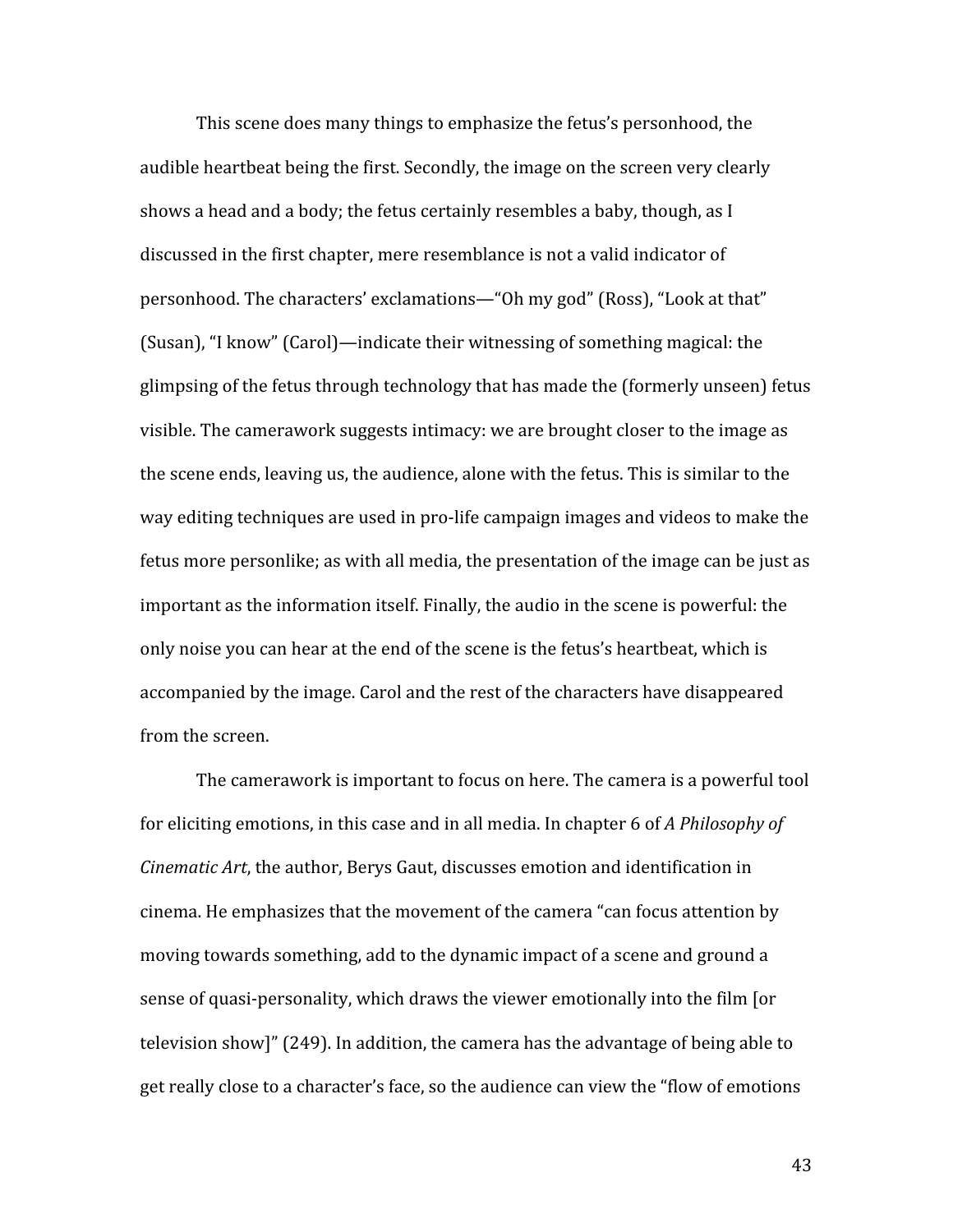This scene does many things to emphasize the fetus's personhood, the audible heartbeat being the first. Secondly, the image on the screen very clearly shows a head and a body; the fetus certainly resembles a baby, though, as I discussed in the first chapter, mere resemblance is not a valid indicator of personhood. The characters' exclamations—"Oh my god" (Ross), "Look at that" (Susan), "I know" (Carol)—indicate their witnessing of something magical: the glimpsing of the fetus through technology that has made the (formerly unseen) fetus visible. The camerawork suggests intimacy: we are brought closer to the image as the scene ends, leaving us, the audience, alone with the fetus. This is similar to the way editing techniques are used in pro-life campaign images and videos to make the fetus more personlike; as with all media, the presentation of the image can be just as important as the information itself. Finally, the audio in the scene is powerful: the only noise you can hear at the end of the scene is the fetus's heartbeat, which is accompanied by the image. Carol and the rest of the characters have disappeared from the screen.

The camerawork is important to focus on here. The camera is a powerful tool for eliciting emotions, in this case and in all media. In chapter 6 of *A Philosophy of Cinematic Art*, the author, Berys Gaut, discusses emotion and identification in cinema. He emphasizes that the movement of the camera "can focus attention by moving towards something, add to the dynamic impact of a scene and ground a sense of quasi-personality, which draws the viewer emotionally into the film [or television show]" (249). In addition, the camera has the advantage of being able to get really close to a character's face, so the audience can view the "flow of emotions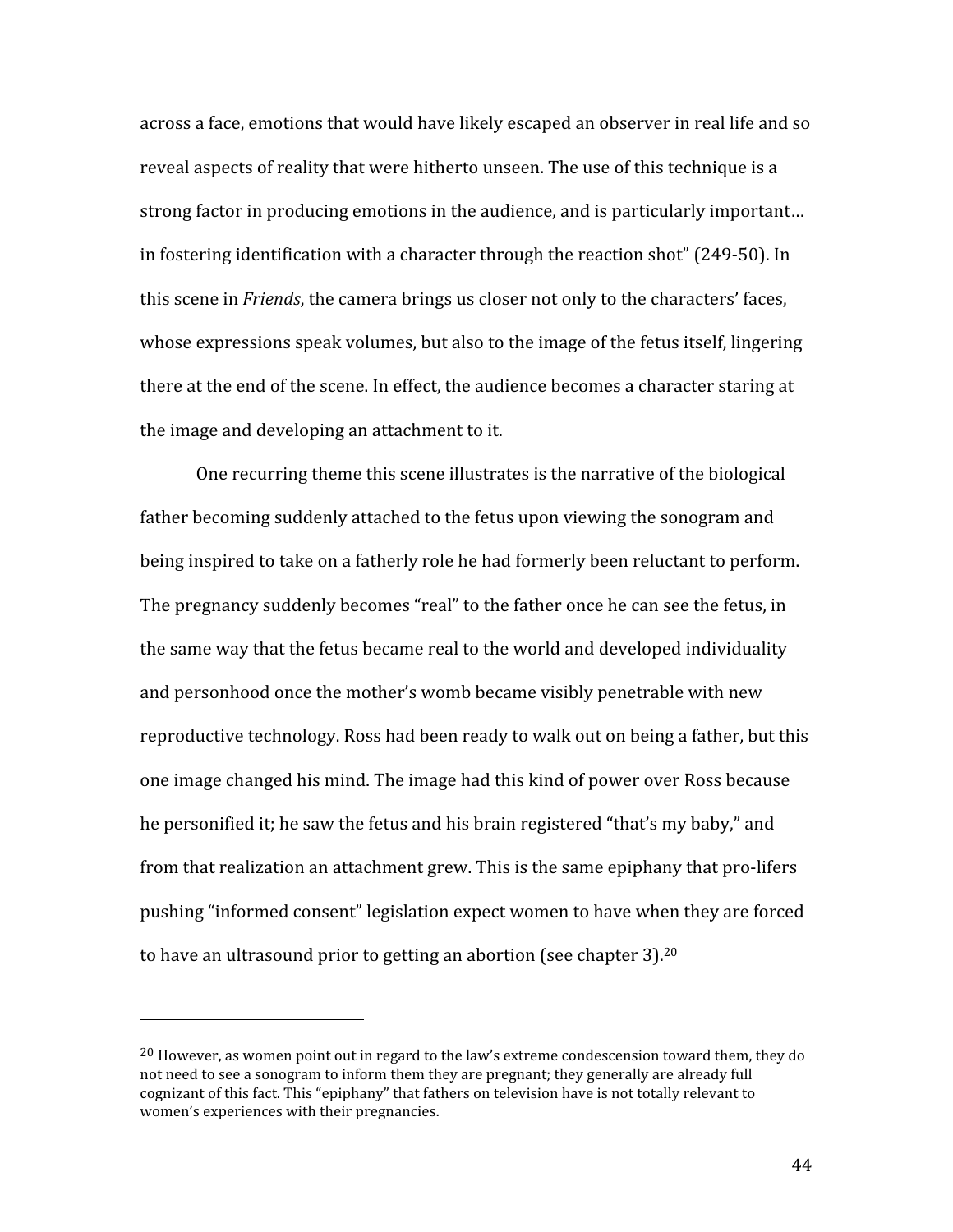across a face, emotions that would have likely escaped an observer in real life and so reveal aspects of reality that were hitherto unseen. The use of this technique is a strong factor in producing emotions in the audience, and is particularly important… in fostering identification with a character through the reaction shot" (249-50). In this scene in *Friends*, the camera brings us closer not only to the characters' faces, whose expressions speak volumes, but also to the image of the fetus itself, lingering there at the end of the scene. In effect, the audience becomes a character staring at the image and developing an attachment to it.

One recurring theme this scene illustrates is the narrative of the biological father becoming suddenly attached to the fetus upon viewing the sonogram and being inspired to take on a fatherly role he had formerly been reluctant to perform. The pregnancy suddenly becomes "real" to the father once he can see the fetus, in the same way that the fetus became real to the world and developed individuality and personhood once the mother's womb became visibly penetrable with new reproductive technology. Ross had been ready to walk out on being a father, but this one image changed his mind. The image had this kind of power over Ross because he personified it; he saw the fetus and his brain registered "that's my baby," and from that realization an attachment grew. This is the same epiphany that pro-lifers pushing "informed consent" legislation expect women to have when they are forced to have an ultrasound prior to getting an abortion (see chapter 3).[20]

---

[20] However, as women point out in regard to the law's extreme condescension toward them, they do not need to see a sonogram to inform them they are pregnant; they generally are already full cognizant of this fact. This "epiphany" that fathers on television have is not totally relevant to women's experiences with their pregnancies.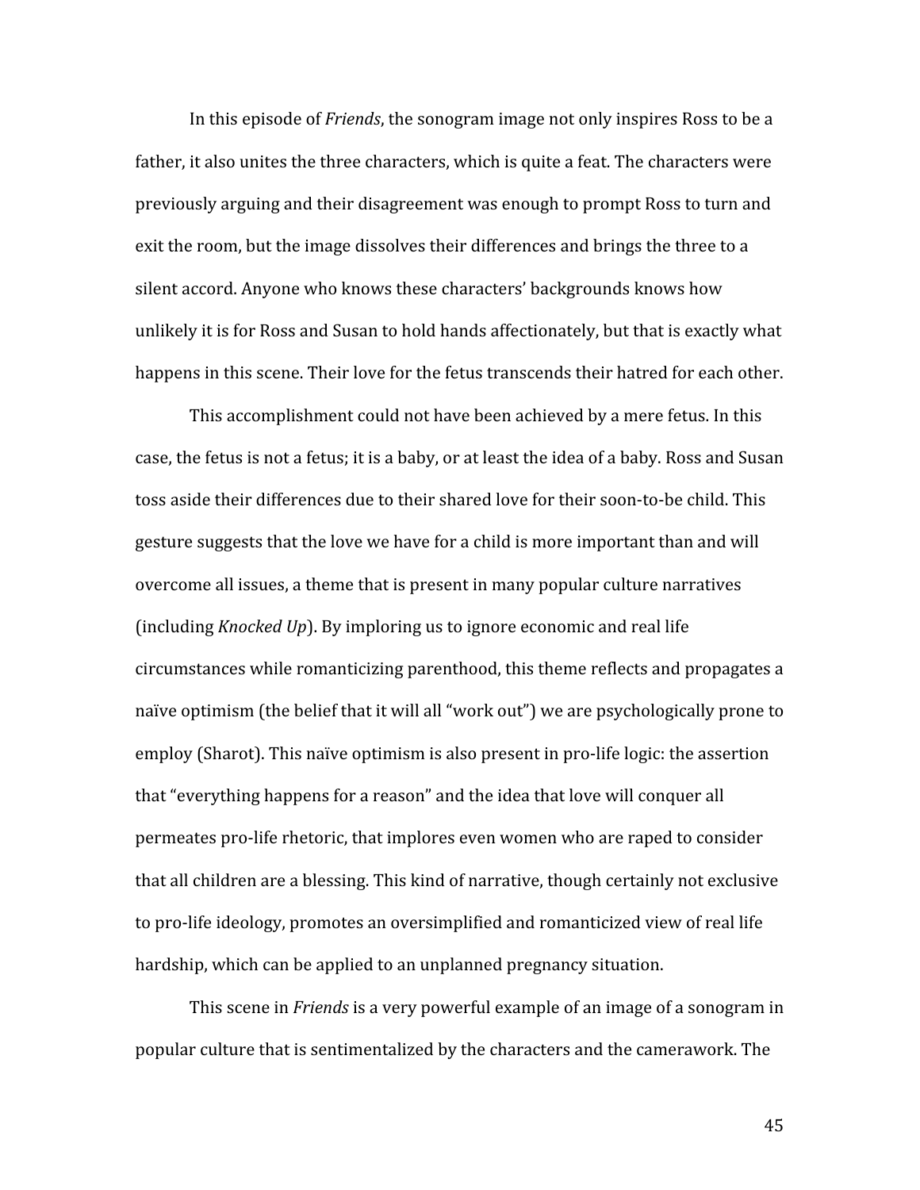In this episode of *Friends*, the sonogram image not only inspires Ross to be a father, it also unites the three characters, which is quite a feat. The characters were previously arguing and their disagreement was enough to prompt Ross to turn and exit the room, but the image dissolves their differences and brings the three to a silent accord. Anyone who knows these characters' backgrounds knows how unlikely it is for Ross and Susan to hold hands affectionately, but that is exactly what happens in this scene. Their love for the fetus transcends their hatred for each other.

This accomplishment could not have been achieved by a mere fetus. In this case, the fetus is not a fetus; it is a baby, or at least the idea of a baby. Ross and Susan toss aside their differences due to their shared love for their soon-to-be child. This gesture suggests that the love we have for a child is more important than and will overcome all issues, a theme that is present in many popular culture narratives (including *Knocked Up*). By imploring us to ignore economic and real life circumstances while romanticizing parenthood, this theme reflects and propagates a naïve optimism (the belief that it will all "work out") we are psychologically prone to employ (Sharot). This naïve optimism is also present in pro-life logic: the assertion that "everything happens for a reason" and the idea that love will conquer all permeates pro-life rhetoric, that implores even women who are raped to consider that all children are a blessing. This kind of narrative, though certainly not exclusive to pro-life ideology, promotes an oversimplified and romanticized view of real life hardship, which can be applied to an unplanned pregnancy situation.

This scene in *Friends* is a very powerful example of an image of a sonogram in popular culture that is sentimentalized by the characters and the camerawork. The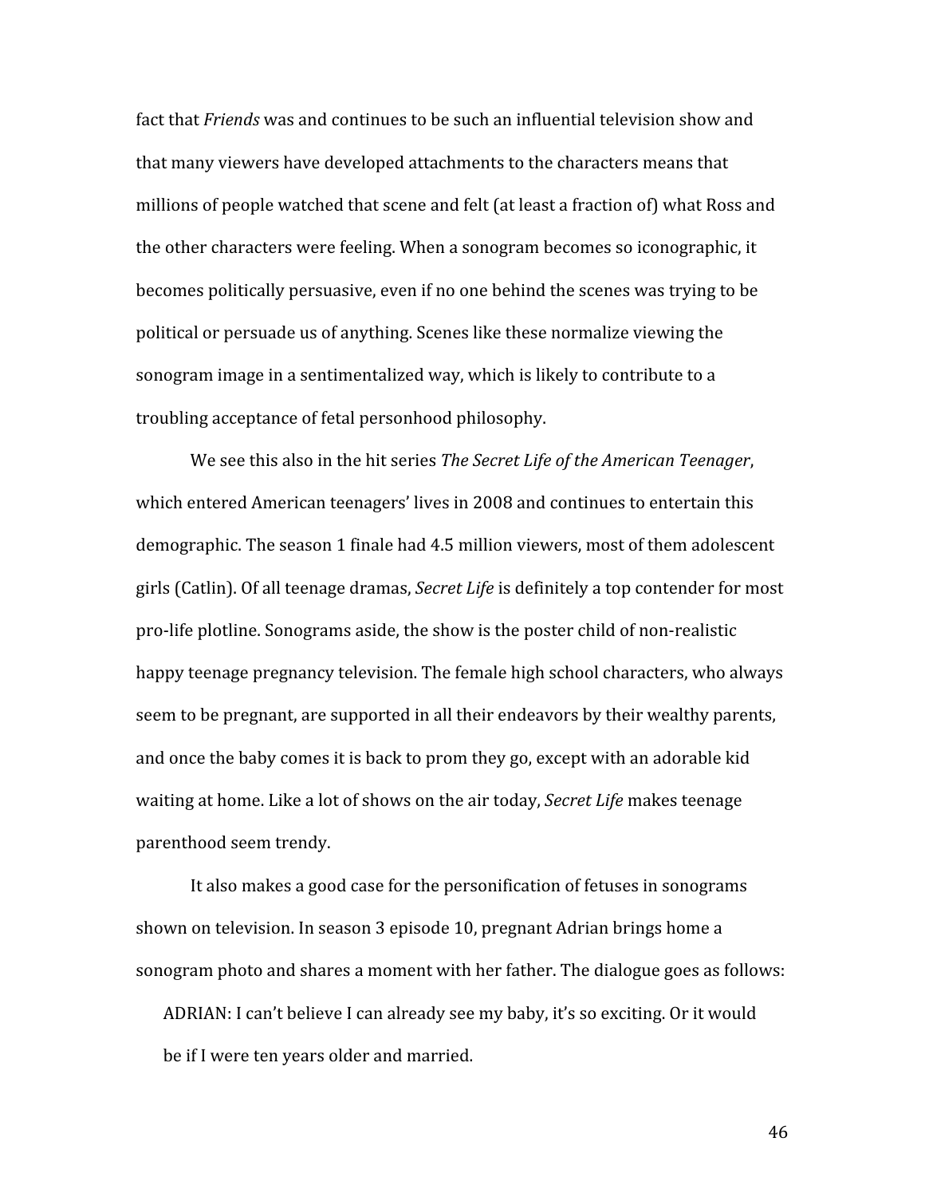fact that *Friends* was and continues to be such an influential television show and that many viewers have developed attachments to the characters means that millions of people watched that scene and felt (at least a fraction of) what Ross and the other characters were feeling. When a sonogram becomes so iconographic, it becomes politically persuasive, even if no one behind the scenes was trying to be political or persuade us of anything. Scenes like these normalize viewing the sonogram image in a sentimentalized way, which is likely to contribute to a troubling acceptance of fetal personhood philosophy.

We see this also in the hit series *The Secret Life of the American Teenager*, which entered American teenagers' lives in 2008 and continues to entertain this demographic. The season 1 finale had 4.5 million viewers, most of them adolescent girls (Catlin). Of all teenage dramas, *Secret Life* is definitely a top contender for most pro-life plotline. Sonograms aside, the show is the poster child of non-realistic happy teenage pregnancy television. The female high school characters, who always seem to be pregnant, are supported in all their endeavors by their wealthy parents, and once the baby comes it is back to prom they go, except with an adorable kid waiting at home. Like a lot of shows on the air today, *Secret Life* makes teenage parenthood seem trendy.

It also makes a good case for the personification of fetuses in sonograms shown on television. In season 3 episode 10, pregnant Adrian brings home a sonogram photo and shares a moment with her father. The dialogue goes as follows:

> ADRIAN: I can't believe I can already see my baby, it's so exciting. Or it would be if I were ten years older and married.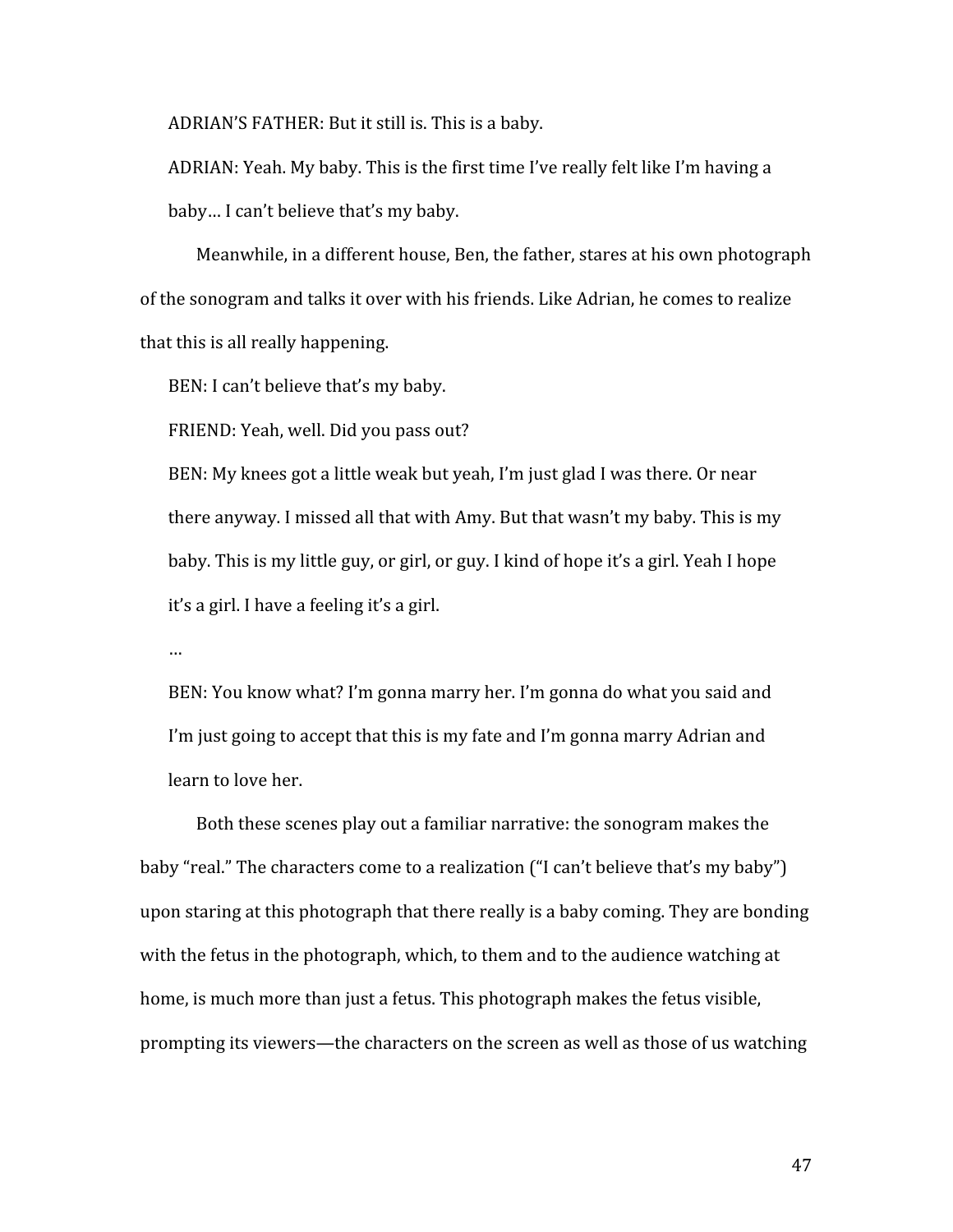ADRIAN'S FATHER: But it still is. This is a baby.

ADRIAN: Yeah. My baby. This is the first time I've really felt like I'm having a baby… I can't believe that's my baby.

Meanwhile, in a different house, Ben, the father, stares at his own photograph of the sonogram and talks it over with his friends. Like Adrian, he comes to realize that this is all really happening.

BEN: I can't believe that's my baby.

FRIEND: Yeah, well. Did you pass out?

BEN: My knees got a little weak but yeah, I'm just glad I was there. Or near there anyway. I missed all that with Amy. But that wasn't my baby. This is my baby. This is my little guy, or girl, or guy. I kind of hope it's a girl. Yeah I hope it's a girl. I have a feeling it's a girl.

…

BEN: You know what? I'm gonna marry her. I'm gonna do what you said and I'm just going to accept that this is my fate and I'm gonna marry Adrian and learn to love her.

Both these scenes play out a familiar narrative: the sonogram makes the baby "real." The characters come to a realization ("I can't believe that's my baby") upon staring at this photograph that there really is a baby coming. They are bonding with the fetus in the photograph, which, to them and to the audience watching at home, is much more than just a fetus. This photograph makes the fetus visible, prompting its viewers—the characters on the screen as well as those of us watching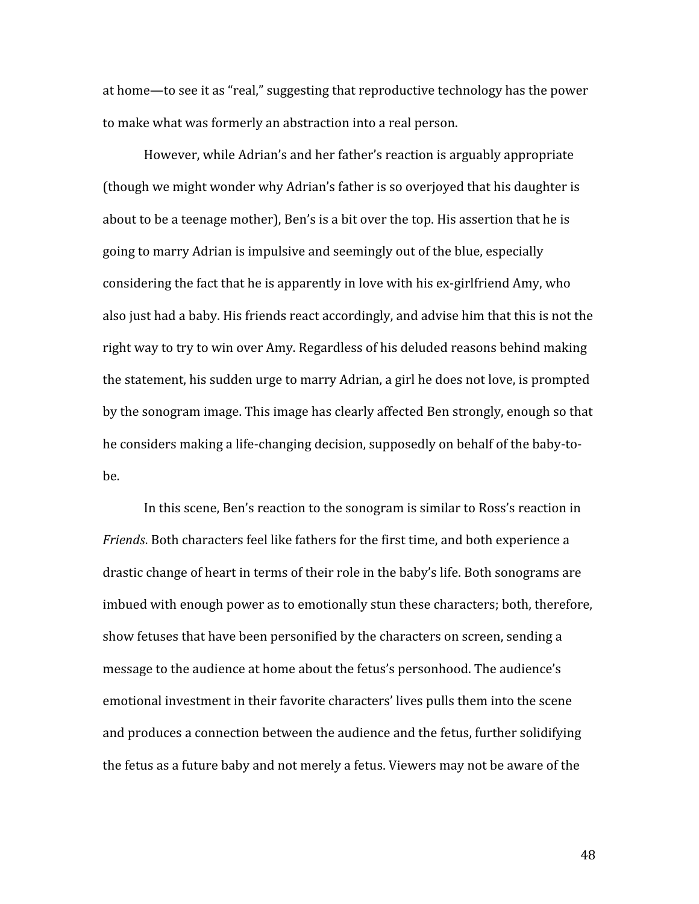at home—to see it as "real," suggesting that reproductive technology has the power to make what was formerly an abstraction into a real person.

However, while Adrian's and her father's reaction is arguably appropriate (though we might wonder why Adrian's father is so overjoyed that his daughter is about to be a teenage mother), Ben's is a bit over the top. His assertion that he is going to marry Adrian is impulsive and seemingly out of the blue, especially considering the fact that he is apparently in love with his ex-girlfriend Amy, who also just had a baby. His friends react accordingly, and advise him that this is not the right way to try to win over Amy. Regardless of his deluded reasons behind making the statement, his sudden urge to marry Adrian, a girl he does not love, is prompted by the sonogram image. This image has clearly affected Ben strongly, enough so that he considers making a life-changing decision, supposedly on behalf of the baby-to-be.

In this scene, Ben's reaction to the sonogram is similar to Ross's reaction in *Friends*. Both characters feel like fathers for the first time, and both experience a drastic change of heart in terms of their role in the baby's life. Both sonograms are imbued with enough power as to emotionally stun these characters; both, therefore, show fetuses that have been personified by the characters on screen, sending a message to the audience at home about the fetus's personhood. The audience's emotional investment in their favorite characters' lives pulls them into the scene and produces a connection between the audience and the fetus, further solidifying the fetus as a future baby and not merely a fetus. Viewers may not be aware of the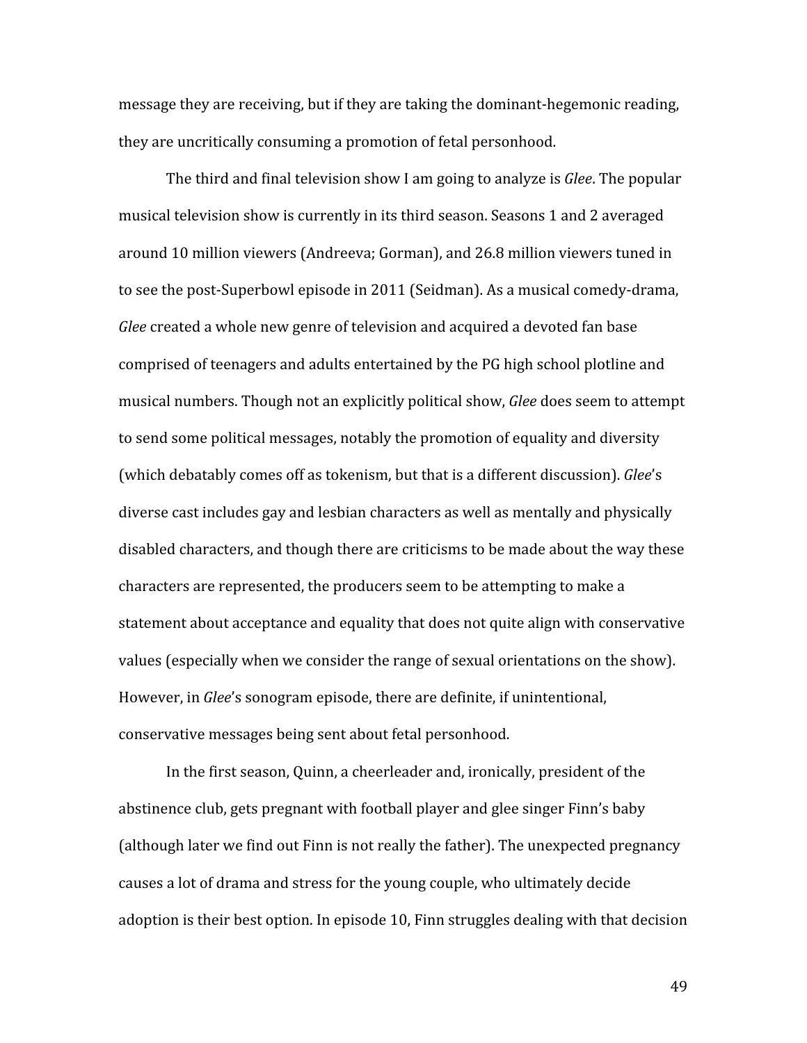message they are receiving, but if they are taking the dominant-hegemonic reading, they are uncritically consuming a promotion of fetal personhood.

The third and final television show I am going to analyze is *Glee*. The popular musical television show is currently in its third season. Seasons 1 and 2 averaged around 10 million viewers (Andreeva; Gorman), and 26.8 million viewers tuned in to see the post-Superbowl episode in 2011 (Seidman). As a musical comedy-drama, *Glee* created a whole new genre of television and acquired a devoted fan base comprised of teenagers and adults entertained by the PG high school plotline and musical numbers. Though not an explicitly political show, *Glee* does seem to attempt to send some political messages, notably the promotion of equality and diversity (which debatably comes off as tokenism, but that is a different discussion). *Glee*'s diverse cast includes gay and lesbian characters as well as mentally and physically disabled characters, and though there are criticisms to be made about the way these characters are represented, the producers seem to be attempting to make a statement about acceptance and equality that does not quite align with conservative values (especially when we consider the range of sexual orientations on the show). However, in *Glee*'s sonogram episode, there are definite, if unintentional, conservative messages being sent about fetal personhood.

In the first season, Quinn, a cheerleader and, ironically, president of the abstinence club, gets pregnant with football player and glee singer Finn's baby (although later we find out Finn is not really the father). The unexpected pregnancy causes a lot of drama and stress for the young couple, who ultimately decide adoption is their best option. In episode 10, Finn struggles dealing with that decision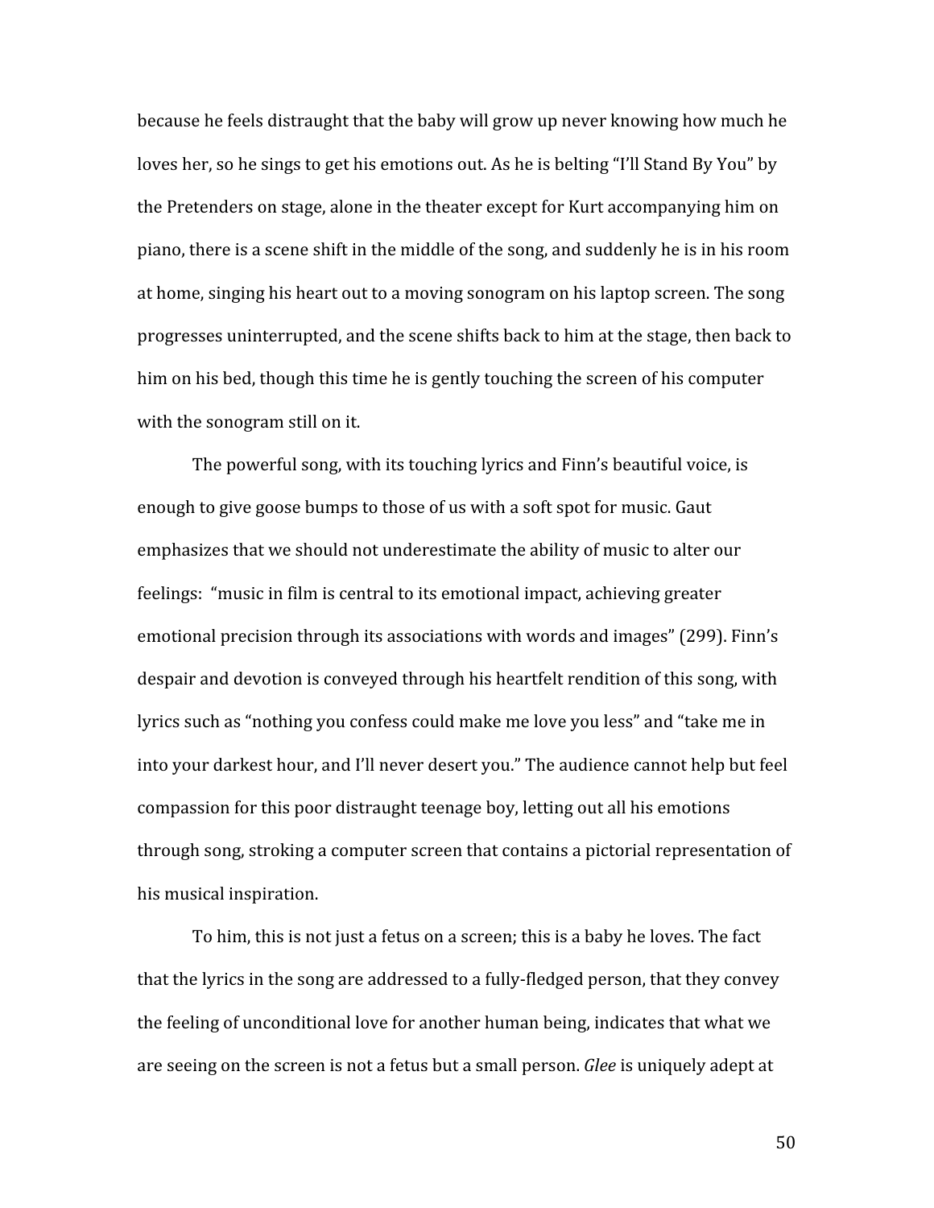because he feels distraught that the baby will grow up never knowing how much he loves her, so he sings to get his emotions out. As he is belting "I'll Stand By You" by the Pretenders on stage, alone in the theater except for Kurt accompanying him on piano, there is a scene shift in the middle of the song, and suddenly he is in his room at home, singing his heart out to a moving sonogram on his laptop screen. The song progresses uninterrupted, and the scene shifts back to him at the stage, then back to him on his bed, though this time he is gently touching the screen of his computer with the sonogram still on it.

The powerful song, with its touching lyrics and Finn's beautiful voice, is enough to give goose bumps to those of us with a soft spot for music. Gaut emphasizes that we should not underestimate the ability of music to alter our feelings: "music in film is central to its emotional impact, achieving greater emotional precision through its associations with words and images" (299). Finn's despair and devotion is conveyed through his heartfelt rendition of this song, with lyrics such as "nothing you confess could make me love you less" and "take me in into your darkest hour, and I'll never desert you." The audience cannot help but feel compassion for this poor distraught teenage boy, letting out all his emotions through song, stroking a computer screen that contains a pictorial representation of his musical inspiration.

To him, this is not just a fetus on a screen; this is a baby he loves. The fact that the lyrics in the song are addressed to a fully-fledged person, that they convey the feeling of unconditional love for another human being, indicates that what we are seeing on the screen is not a fetus but a small person. *Glee* is uniquely adept at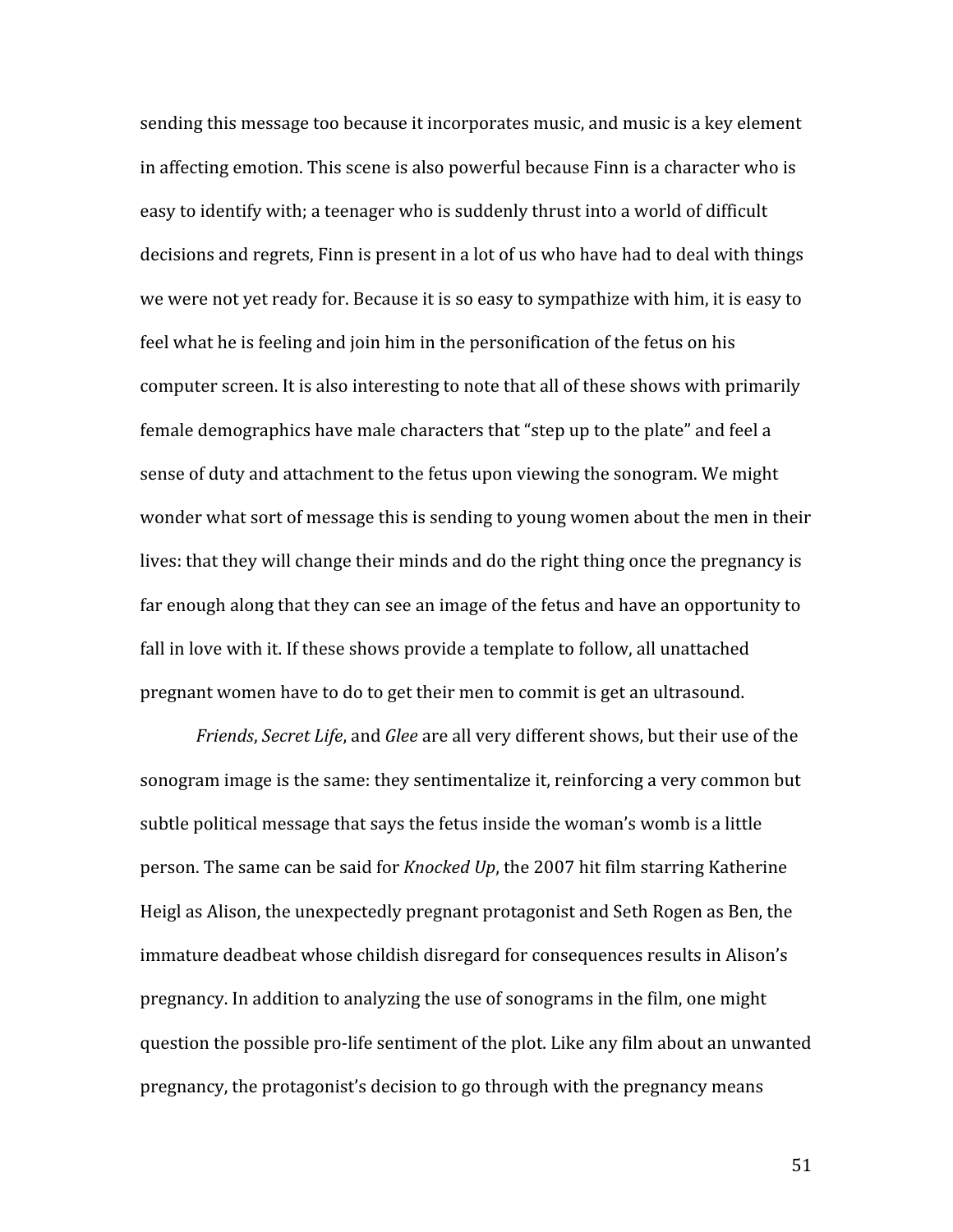sending this message too because it incorporates music, and music is a key element in affecting emotion. This scene is also powerful because Finn is a character who is easy to identify with; a teenager who is suddenly thrust into a world of difficult decisions and regrets, Finn is present in a lot of us who have had to deal with things we were not yet ready for. Because it is so easy to sympathize with him, it is easy to feel what he is feeling and join him in the personification of the fetus on his computer screen. It is also interesting to note that all of these shows with primarily female demographics have male characters that "step up to the plate" and feel a sense of duty and attachment to the fetus upon viewing the sonogram. We might wonder what sort of message this is sending to young women about the men in their lives: that they will change their minds and do the right thing once the pregnancy is far enough along that they can see an image of the fetus and have an opportunity to fall in love with it. If these shows provide a template to follow, all unattached pregnant women have to do to get their men to commit is get an ultrasound.

*Friends*, *Secret Life*, and *Glee* are all very different shows, but their use of the sonogram image is the same: they sentimentalize it, reinforcing a very common but subtle political message that says the fetus inside the woman's womb is a little person. The same can be said for *Knocked Up*, the 2007 hit film starring Katherine Heigl as Alison, the unexpectedly pregnant protagonist and Seth Rogen as Ben, the immature deadbeat whose childish disregard for consequences results in Alison's pregnancy. In addition to analyzing the use of sonograms in the film, one might question the possible pro-life sentiment of the plot. Like any film about an unwanted pregnancy, the protagonist's decision to go through with the pregnancy means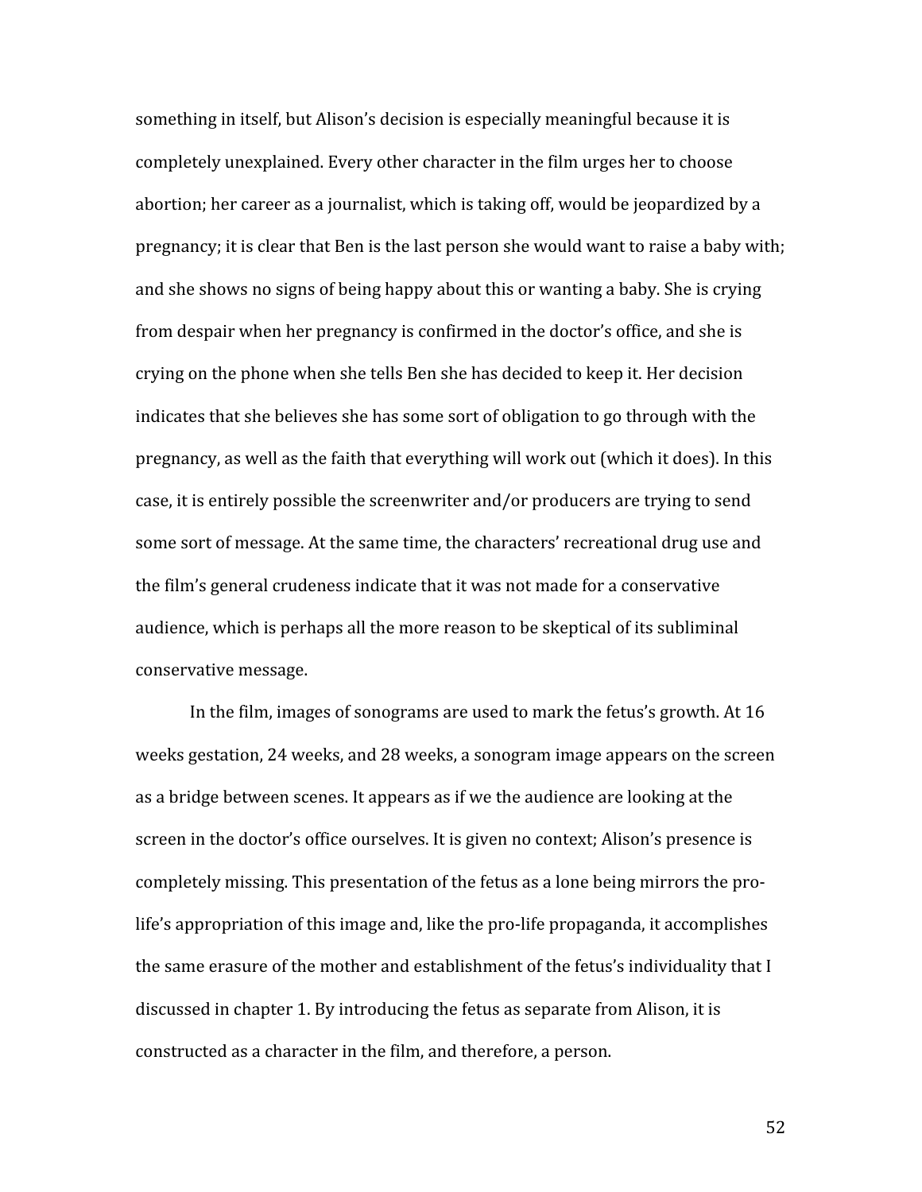something in itself, but Alison's decision is especially meaningful because it is completely unexplained. Every other character in the film urges her to choose abortion; her career as a journalist, which is taking off, would be jeopardized by a pregnancy; it is clear that Ben is the last person she would want to raise a baby with; and she shows no signs of being happy about this or wanting a baby. She is crying from despair when her pregnancy is confirmed in the doctor's office, and she is crying on the phone when she tells Ben she has decided to keep it. Her decision indicates that she believes she has some sort of obligation to go through with the pregnancy, as well as the faith that everything will work out (which it does). In this case, it is entirely possible the screenwriter and/or producers are trying to send some sort of message. At the same time, the characters' recreational drug use and the film's general crudeness indicate that it was not made for a conservative audience, which is perhaps all the more reason to be skeptical of its subliminal conservative message.

In the film, images of sonograms are used to mark the fetus's growth. At 16 weeks gestation, 24 weeks, and 28 weeks, a sonogram image appears on the screen as a bridge between scenes. It appears as if we the audience are looking at the screen in the doctor's office ourselves. It is given no context; Alison's presence is completely missing. This presentation of the fetus as a lone being mirrors the pro-life's appropriation of this image and, like the pro-life propaganda, it accomplishes the same erasure of the mother and establishment of the fetus's individuality that I discussed in chapter 1. By introducing the fetus as separate from Alison, it is constructed as a character in the film, and therefore, a person.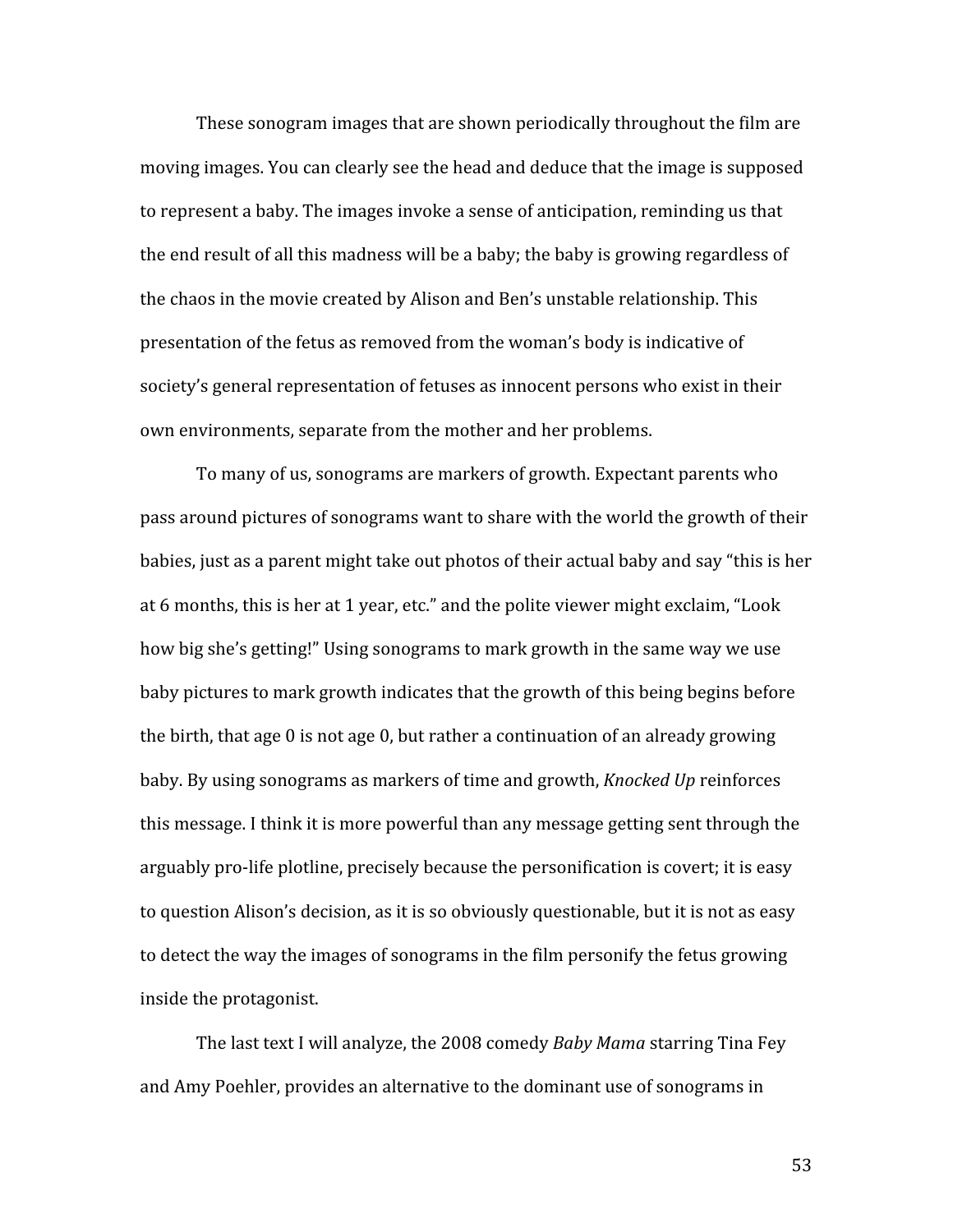These sonogram images that are shown periodically throughout the film are moving images. You can clearly see the head and deduce that the image is supposed to represent a baby. The images invoke a sense of anticipation, reminding us that the end result of all this madness will be a baby; the baby is growing regardless of the chaos in the movie created by Alison and Ben's unstable relationship. This presentation of the fetus as removed from the woman's body is indicative of society's general representation of fetuses as innocent persons who exist in their own environments, separate from the mother and her problems.

To many of us, sonograms are markers of growth. Expectant parents who pass around pictures of sonograms want to share with the world the growth of their babies, just as a parent might take out photos of their actual baby and say "this is her at 6 months, this is her at 1 year, etc." and the polite viewer might exclaim, "Look how big she's getting!" Using sonograms to mark growth in the same way we use baby pictures to mark growth indicates that the growth of this being begins before the birth, that age 0 is not age 0, but rather a continuation of an already growing baby. By using sonograms as markers of time and growth, *Knocked Up* reinforces this message. I think it is more powerful than any message getting sent through the arguably pro-life plotline, precisely because the personification is covert; it is easy to question Alison's decision, as it is so obviously questionable, but it is not as easy to detect the way the images of sonograms in the film personify the fetus growing inside the protagonist.

The last text I will analyze, the 2008 comedy *Baby Mama* starring Tina Fey and Amy Poehler, provides an alternative to the dominant use of sonograms in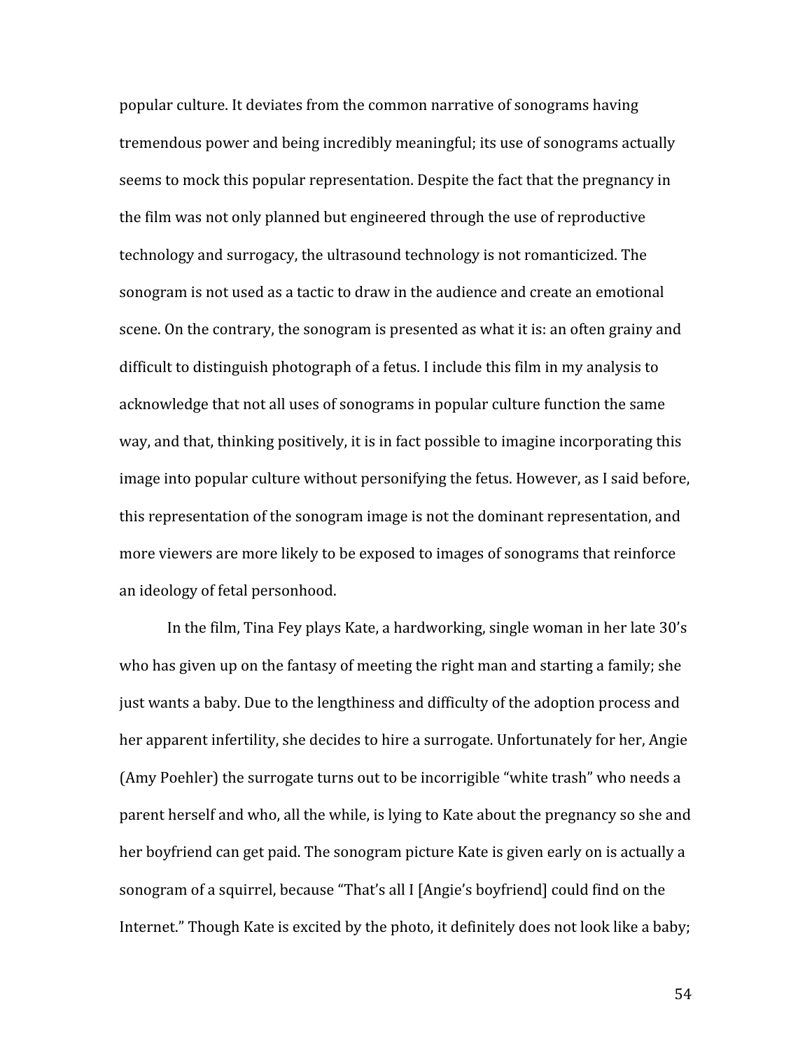popular culture. It deviates from the common narrative of sonograms having tremendous power and being incredibly meaningful; its use of sonograms actually seems to mock this popular representation. Despite the fact that the pregnancy in the film was not only planned but engineered through the use of reproductive technology and surrogacy, the ultrasound technology is not romanticized. The sonogram is not used as a tactic to draw in the audience and create an emotional scene. On the contrary, the sonogram is presented as what it is: an often grainy and difficult to distinguish photograph of a fetus. I include this film in my analysis to acknowledge that not all uses of sonograms in popular culture function the same way, and that, thinking positively, it is in fact possible to imagine incorporating this image into popular culture without personifying the fetus. However, as I said before, this representation of the sonogram image is not the dominant representation, and more viewers are more likely to be exposed to images of sonograms that reinforce an ideology of fetal personhood.

In the film, Tina Fey plays Kate, a hardworking, single woman in her late 30's who has given up on the fantasy of meeting the right man and starting a family; she just wants a baby. Due to the lengthiness and difficulty of the adoption process and her apparent infertility, she decides to hire a surrogate. Unfortunately for her, Angie (Amy Poehler) the surrogate turns out to be incorrigible "white trash" who needs a parent herself and who, all the while, is lying to Kate about the pregnancy so she and her boyfriend can get paid. The sonogram picture Kate is given early on is actually a sonogram of a squirrel, because "That's all I [Angie's boyfriend] could find on the Internet." Though Kate is excited by the photo, it definitely does not look like a baby;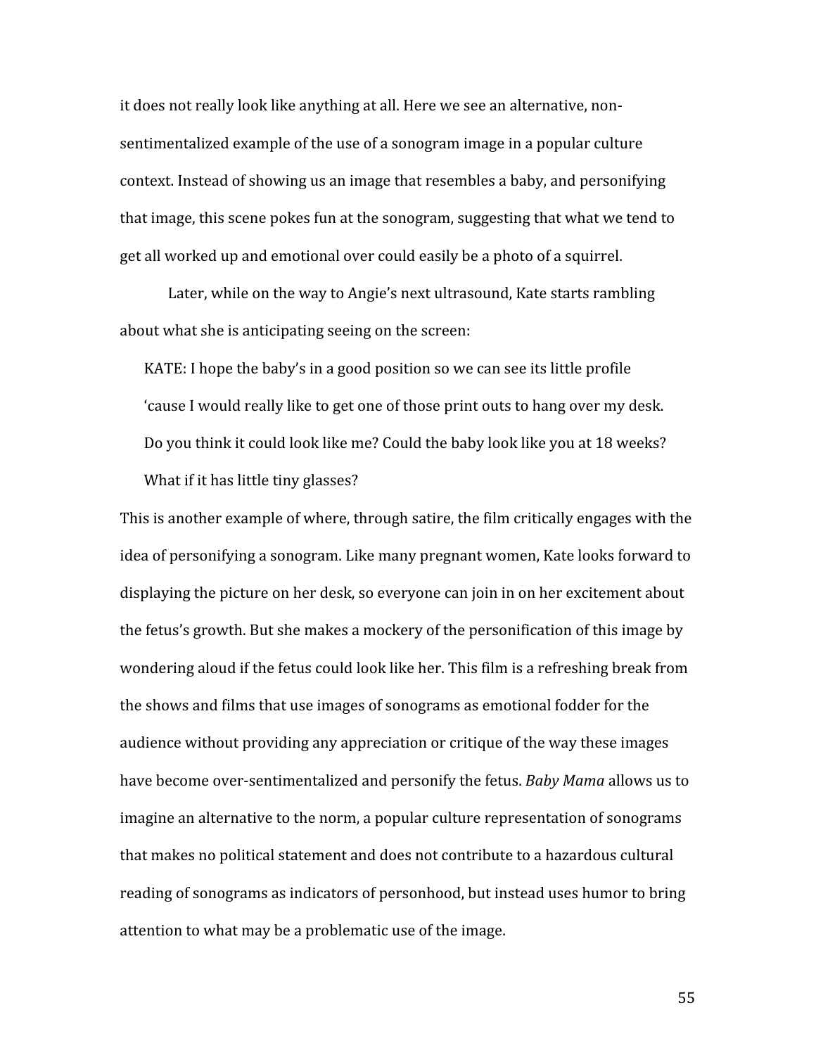it does not really look like anything at all. Here we see an alternative, non-sentimentalized example of the use of a sonogram image in a popular culture context. Instead of showing us an image that resembles a baby, and personifying that image, this scene pokes fun at the sonogram, suggesting that what we tend to get all worked up and emotional over could easily be a photo of a squirrel.

Later, while on the way to Angie's next ultrasound, Kate starts rambling about what she is anticipating seeing on the screen:

> KATE: I hope the baby's in a good position so we can see its little profile 'cause I would really like to get one of those print outs to hang over my desk. Do you think it could look like me? Could the baby look like you at 18 weeks? What if it has little tiny glasses?

This is another example of where, through satire, the film critically engages with the idea of personifying a sonogram. Like many pregnant women, Kate looks forward to displaying the picture on her desk, so everyone can join in on her excitement about the fetus's growth. But she makes a mockery of the personification of this image by wondering aloud if the fetus could look like her. This film is a refreshing break from the shows and films that use images of sonograms as emotional fodder for the audience without providing any appreciation or critique of the way these images have become over-sentimentalized and personify the fetus. *Baby Mama* allows us to imagine an alternative to the norm, a popular culture representation of sonograms that makes no political statement and does not contribute to a hazardous cultural reading of sonograms as indicators of personhood, but instead uses humor to bring attention to what may be a problematic use of the image.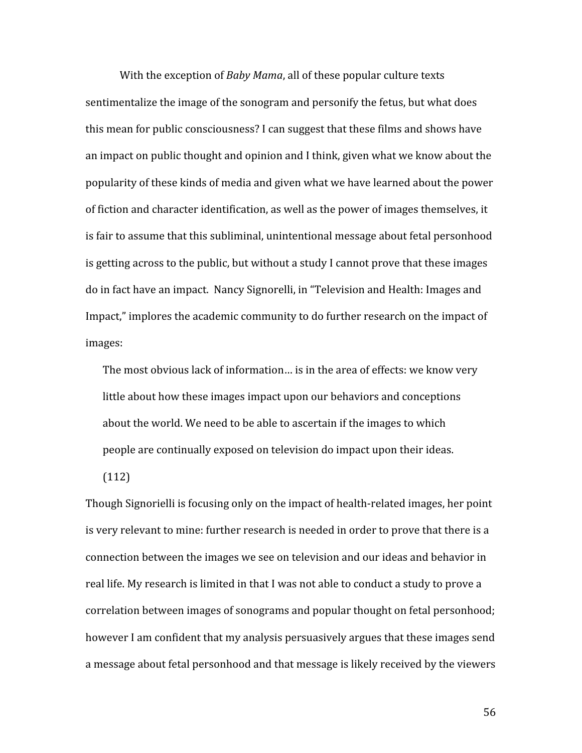With the exception of *Baby Mama*, all of these popular culture texts sentimentalize the image of the sonogram and personify the fetus, but what does this mean for public consciousness? I can suggest that these films and shows have an impact on public thought and opinion and I think, given what we know about the popularity of these kinds of media and given what we have learned about the power of fiction and character identification, as well as the power of images themselves, it is fair to assume that this subliminal, unintentional message about fetal personhood is getting across to the public, but without a study I cannot prove that these images do in fact have an impact. Nancy Signorelli, in "Television and Health: Images and Impact," implores the academic community to do further research on the impact of images:

> The most obvious lack of information… is in the area of effects: we know very little about how these images impact upon our behaviors and conceptions about the world. We need to be able to ascertain if the images to which people are continually exposed on television do impact upon their ideas. (112)

Though Signorielli is focusing only on the impact of health-related images, her point is very relevant to mine: further research is needed in order to prove that there is a connection between the images we see on television and our ideas and behavior in real life. My research is limited in that I was not able to conduct a study to prove a correlation between images of sonograms and popular thought on fetal personhood; however I am confident that my analysis persuasively argues that these images send a message about fetal personhood and that message is likely received by the viewers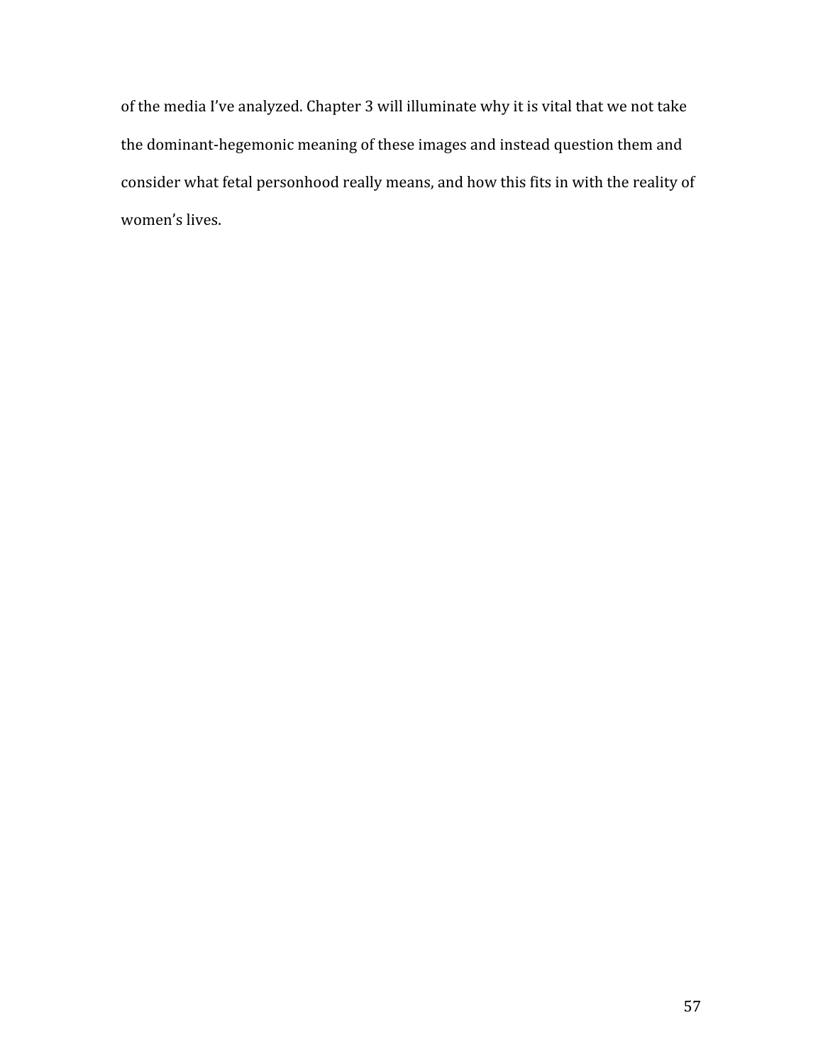of the media I've analyzed. Chapter 3 will illuminate why it is vital that we not take the dominant-hegemonic meaning of these images and instead question them and consider what fetal personhood really means, and how this fits in with the reality of women's lives.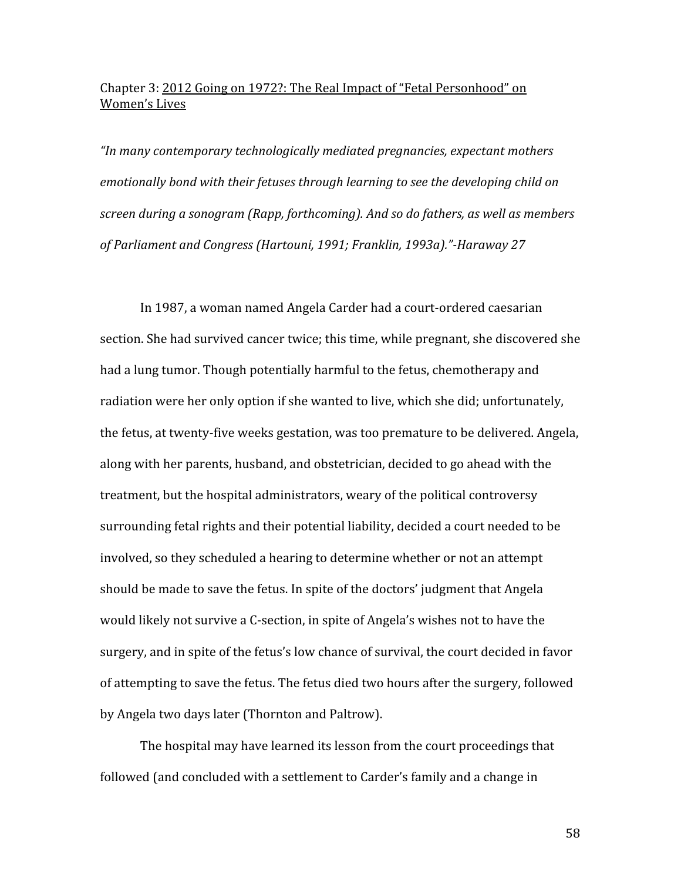Chapter 3: <u>2012 Going on 1972?: The Real Impact of "Fetal Personhood" on Women's Lives</u>

*"In many contemporary technologically mediated pregnancies, expectant mothers emotionally bond with their fetuses through learning to see the developing child on screen during a sonogram (Rapp, forthcoming). And so do fathers, as well as members of Parliament and Congress (Hartouni, 1991; Franklin, 1993a)."-Haraway 27*

In 1987, a woman named Angela Carder had a court-ordered caesarian section. She had survived cancer twice; this time, while pregnant, she discovered she had a lung tumor. Though potentially harmful to the fetus, chemotherapy and radiation were her only option if she wanted to live, which she did; unfortunately, the fetus, at twenty-five weeks gestation, was too premature to be delivered. Angela, along with her parents, husband, and obstetrician, decided to go ahead with the treatment, but the hospital administrators, weary of the political controversy surrounding fetal rights and their potential liability, decided a court needed to be involved, so they scheduled a hearing to determine whether or not an attempt should be made to save the fetus. In spite of the doctors' judgment that Angela would likely not survive a C-section, in spite of Angela's wishes not to have the surgery, and in spite of the fetus's low chance of survival, the court decided in favor of attempting to save the fetus. The fetus died two hours after the surgery, followed by Angela two days later (Thornton and Paltrow).

The hospital may have learned its lesson from the court proceedings that followed (and concluded with a settlement to Carder's family and a change in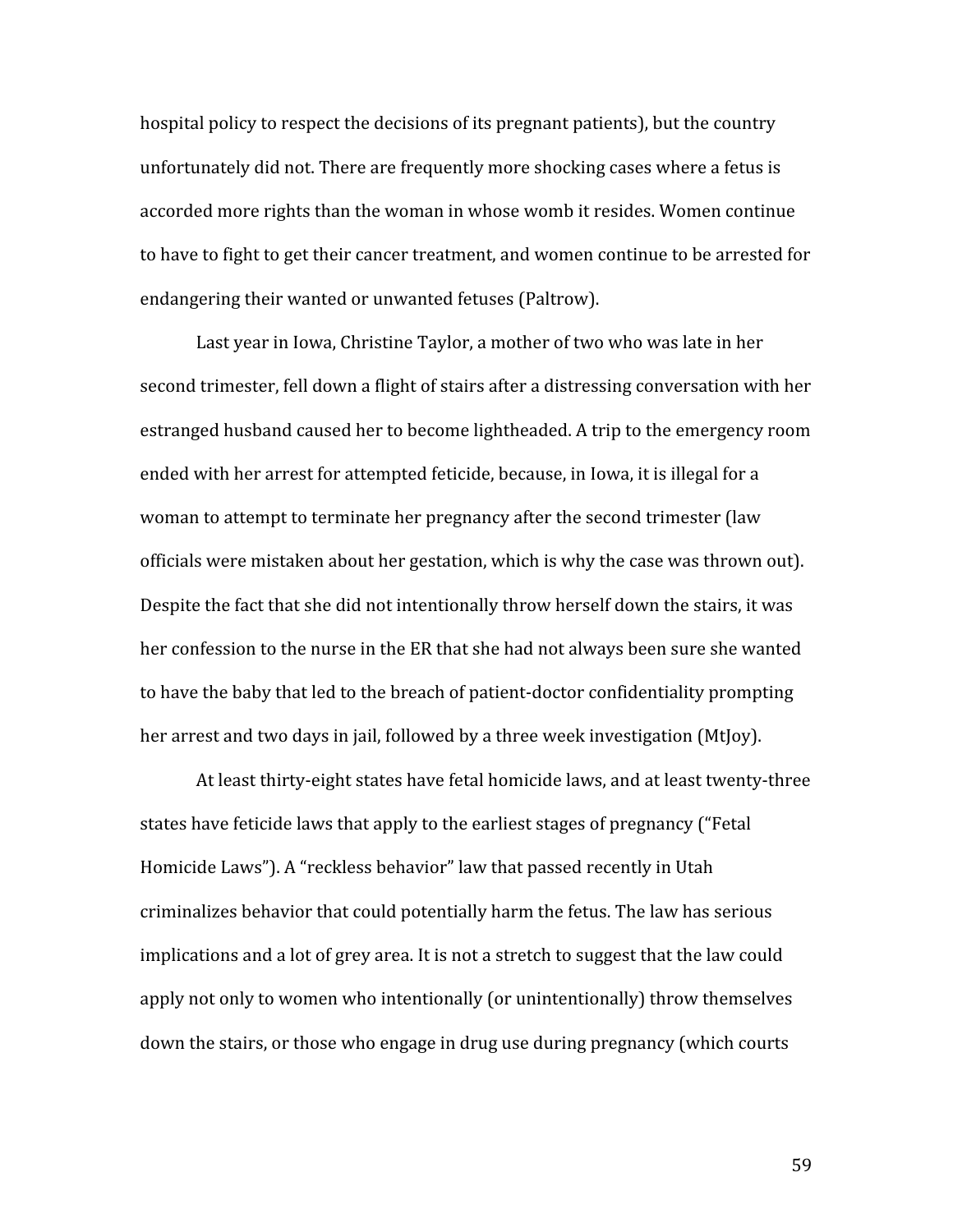hospital policy to respect the decisions of its pregnant patients), but the country unfortunately did not. There are frequently more shocking cases where a fetus is accorded more rights than the woman in whose womb it resides. Women continue to have to fight to get their cancer treatment, and women continue to be arrested for endangering their wanted or unwanted fetuses (Paltrow).

Last year in Iowa, Christine Taylor, a mother of two who was late in her second trimester, fell down a flight of stairs after a distressing conversation with her estranged husband caused her to become lightheaded. A trip to the emergency room ended with her arrest for attempted feticide, because, in Iowa, it is illegal for a woman to attempt to terminate her pregnancy after the second trimester (law officials were mistaken about her gestation, which is why the case was thrown out). Despite the fact that she did not intentionally throw herself down the stairs, it was her confession to the nurse in the ER that she had not always been sure she wanted to have the baby that led to the breach of patient-doctor confidentiality prompting her arrest and two days in jail, followed by a three week investigation (MtJoy).

At least thirty-eight states have fetal homicide laws, and at least twenty-three states have feticide laws that apply to the earliest stages of pregnancy ("Fetal Homicide Laws"). A "reckless behavior" law that passed recently in Utah criminalizes behavior that could potentially harm the fetus. The law has serious implications and a lot of grey area. It is not a stretch to suggest that the law could apply not only to women who intentionally (or unintentionally) throw themselves down the stairs, or those who engage in drug use during pregnancy (which courts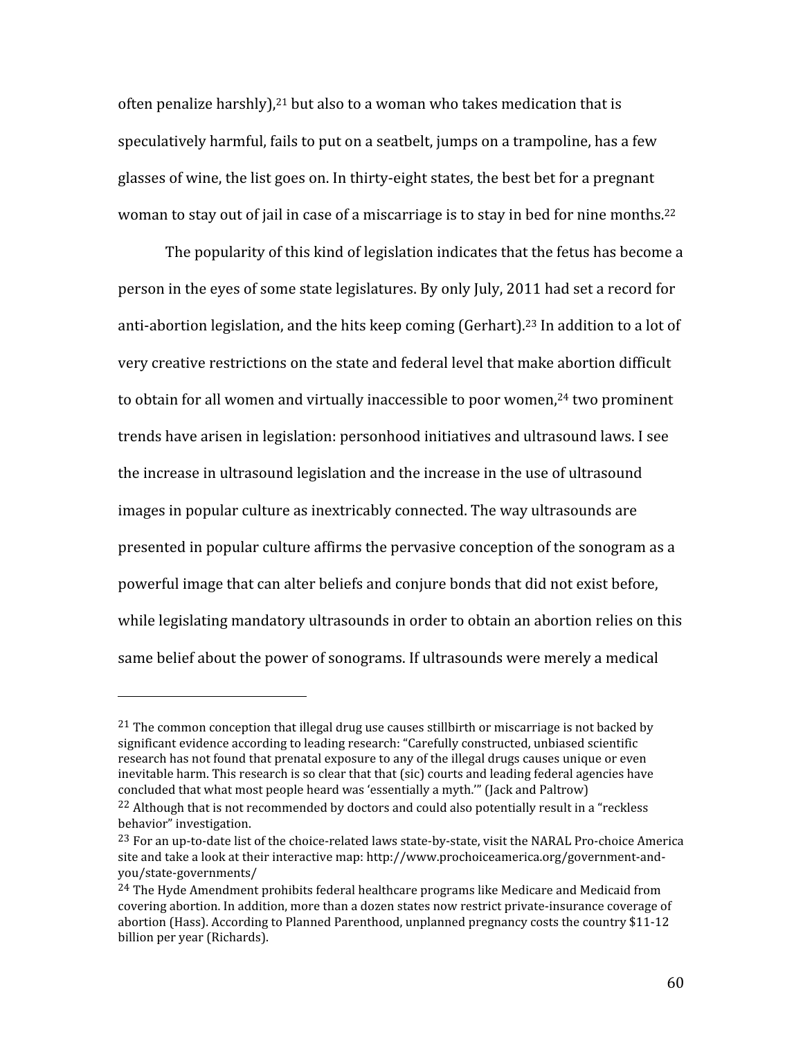often penalize harshly),[21] but also to a woman who takes medication that is speculatively harmful, fails to put on a seatbelt, jumps on a trampoline, has a few glasses of wine, the list goes on. In thirty-eight states, the best bet for a pregnant woman to stay out of jail in case of a miscarriage is to stay in bed for nine months.[22]

The popularity of this kind of legislation indicates that the fetus has become a person in the eyes of some state legislatures. By only July, 2011 had set a record for anti-abortion legislation, and the hits keep coming (Gerhart).[23] In addition to a lot of very creative restrictions on the state and federal level that make abortion difficult to obtain for all women and virtually inaccessible to poor women,[24] two prominent trends have arisen in legislation: personhood initiatives and ultrasound laws. I see the increase in ultrasound legislation and the increase in the use of ultrasound images in popular culture as inextricably connected. The way ultrasounds are presented in popular culture affirms the pervasive conception of the sonogram as a powerful image that can alter beliefs and conjure bonds that did not exist before, while legislating mandatory ultrasounds in order to obtain an abortion relies on this same belief about the power of sonograms. If ultrasounds were merely a medical

---

[21] The common conception that illegal drug use causes stillbirth or miscarriage is not backed by significant evidence according to leading research: "Carefully constructed, unbiased scientific research has not found that prenatal exposure to any of the illegal drugs causes unique or even inevitable harm. This research is so clear that that (sic) courts and leading federal agencies have concluded that what most people heard was 'essentially a myth.'" (Jack and Paltrow)

[22] Although that is not recommended by doctors and could also potentially result in a "reckless behavior" investigation.

[23] For an up-to-date list of the choice-related laws state-by-state, visit the NARAL Pro-choice America site and take a look at their interactive map: http://www.prochoiceamerica.org/government-and-you/state-governments/

[24] The Hyde Amendment prohibits federal healthcare programs like Medicare and Medicaid from covering abortion. In addition, more than a dozen states now restrict private-insurance coverage of abortion (Hass). According to Planned Parenthood, unplanned pregnancy costs the country $11-12 billion per year (Richards).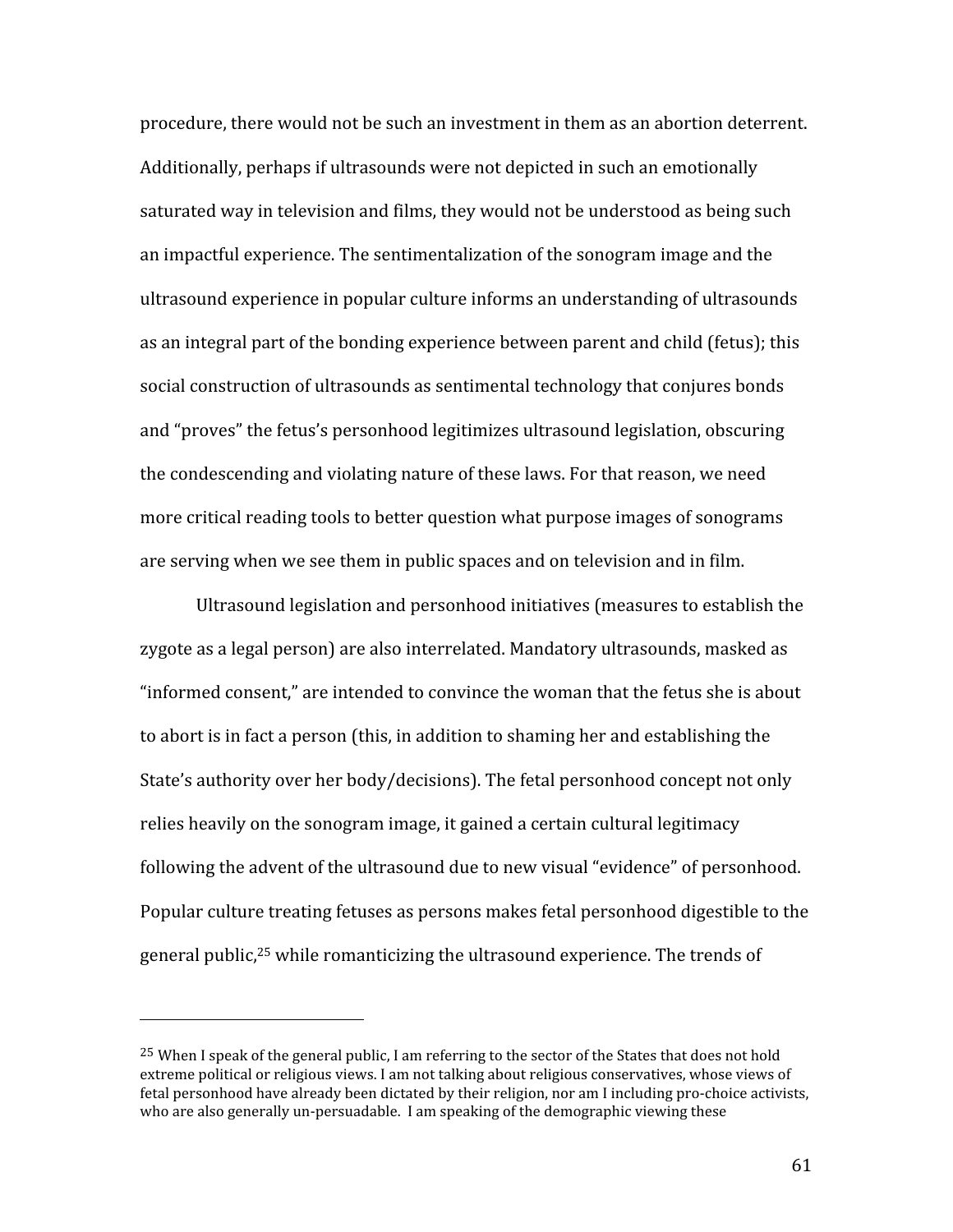procedure, there would not be such an investment in them as an abortion deterrent. Additionally, perhaps if ultrasounds were not depicted in such an emotionally saturated way in television and films, they would not be understood as being such an impactful experience. The sentimentalization of the sonogram image and the ultrasound experience in popular culture informs an understanding of ultrasounds as an integral part of the bonding experience between parent and child (fetus); this social construction of ultrasounds as sentimental technology that conjures bonds and "proves" the fetus's personhood legitimizes ultrasound legislation, obscuring the condescending and violating nature of these laws. For that reason, we need more critical reading tools to better question what purpose images of sonograms are serving when we see them in public spaces and on television and in film.

Ultrasound legislation and personhood initiatives (measures to establish the zygote as a legal person) are also interrelated. Mandatory ultrasounds, masked as "informed consent," are intended to convince the woman that the fetus she is about to abort is in fact a person (this, in addition to shaming her and establishing the State's authority over her body/decisions). The fetal personhood concept not only relies heavily on the sonogram image, it gained a certain cultural legitimacy following the advent of the ultrasound due to new visual "evidence" of personhood. Popular culture treating fetuses as persons makes fetal personhood digestible to the general public,[25] while romanticizing the ultrasound experience. The trends of

[25] When I speak of the general public, I am referring to the sector of the States that does not hold extreme political or religious views. I am not talking about religious conservatives, whose views of fetal personhood have already been dictated by their religion, nor am I including pro-choice activists, who are also generally un-persuadable. I am speaking of the demographic viewing these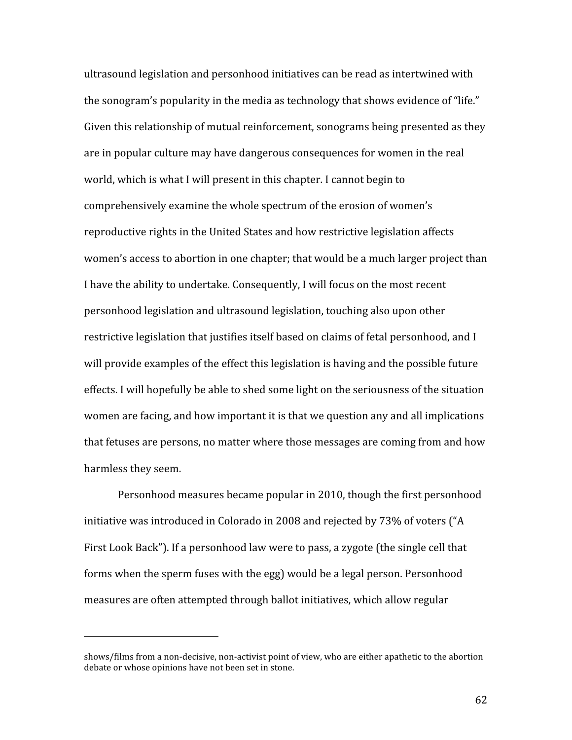ultrasound legislation and personhood initiatives can be read as intertwined with the sonogram's popularity in the media as technology that shows evidence of "life." Given this relationship of mutual reinforcement, sonograms being presented as they are in popular culture may have dangerous consequences for women in the real world, which is what I will present in this chapter. I cannot begin to comprehensively examine the whole spectrum of the erosion of women's reproductive rights in the United States and how restrictive legislation affects women's access to abortion in one chapter; that would be a much larger project than I have the ability to undertake. Consequently, I will focus on the most recent personhood legislation and ultrasound legislation, touching also upon other restrictive legislation that justifies itself based on claims of fetal personhood, and I will provide examples of the effect this legislation is having and the possible future effects. I will hopefully be able to shed some light on the seriousness of the situation women are facing, and how important it is that we question any and all implications that fetuses are persons, no matter where those messages are coming from and how harmless they seem.

Personhood measures became popular in 2010, though the first personhood initiative was introduced in Colorado in 2008 and rejected by 73% of voters ("A First Look Back"). If a personhood law were to pass, a zygote (the single cell that forms when the sperm fuses with the egg) would be a legal person. Personhood measures are often attempted through ballot initiatives, which allow regular

---

shows/films from a non-decisive, non-activist point of view, who are either apathetic to the abortion debate or whose opinions have not been set in stone.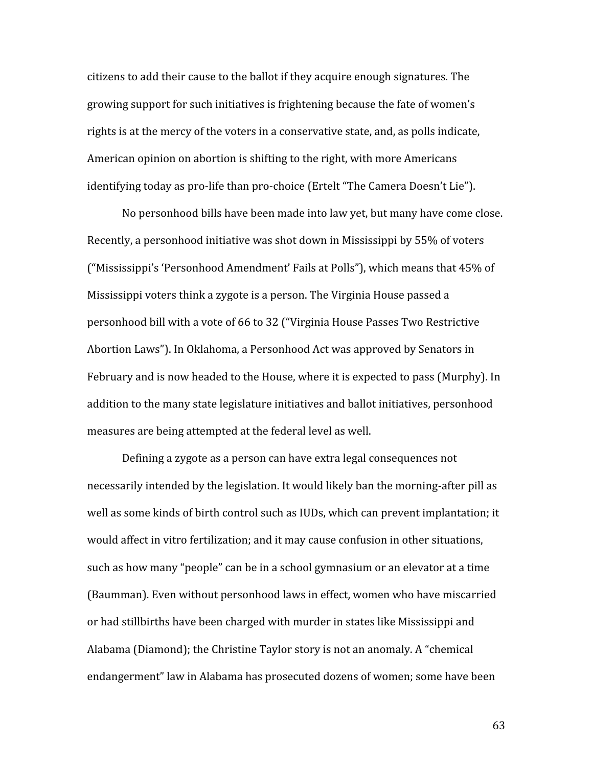citizens to add their cause to the ballot if they acquire enough signatures. The growing support for such initiatives is frightening because the fate of women's rights is at the mercy of the voters in a conservative state, and, as polls indicate, American opinion on abortion is shifting to the right, with more Americans identifying today as pro-life than pro-choice (Ertelt "The Camera Doesn't Lie").

No personhood bills have been made into law yet, but many have come close. Recently, a personhood initiative was shot down in Mississippi by 55% of voters ("Mississippi's 'Personhood Amendment' Fails at Polls"), which means that 45% of Mississippi voters think a zygote is a person. The Virginia House passed a personhood bill with a vote of 66 to 32 ("Virginia House Passes Two Restrictive Abortion Laws"). In Oklahoma, a Personhood Act was approved by Senators in February and is now headed to the House, where it is expected to pass (Murphy). In addition to the many state legislature initiatives and ballot initiatives, personhood measures are being attempted at the federal level as well.

Defining a zygote as a person can have extra legal consequences not necessarily intended by the legislation. It would likely ban the morning-after pill as well as some kinds of birth control such as IUDs, which can prevent implantation; it would affect in vitro fertilization; and it may cause confusion in other situations, such as how many "people" can be in a school gymnasium or an elevator at a time (Baumman). Even without personhood laws in effect, women who have miscarried or had stillbirths have been charged with murder in states like Mississippi and Alabama (Diamond); the Christine Taylor story is not an anomaly. A "chemical endangerment" law in Alabama has prosecuted dozens of women; some have been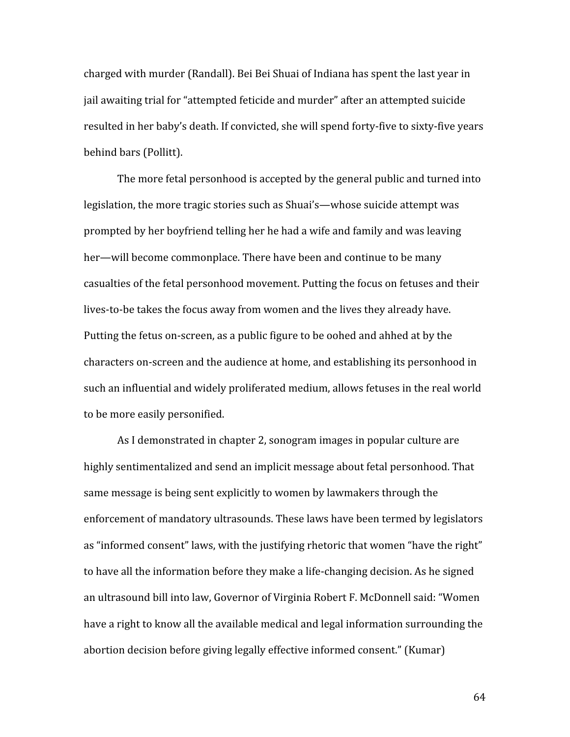charged with murder (Randall). Bei Bei Shuai of Indiana has spent the last year in jail awaiting trial for "attempted feticide and murder" after an attempted suicide resulted in her baby's death. If convicted, she will spend forty-five to sixty-five years behind bars (Pollitt).

The more fetal personhood is accepted by the general public and turned into legislation, the more tragic stories such as Shuai's—whose suicide attempt was prompted by her boyfriend telling her he had a wife and family and was leaving her—will become commonplace. There have been and continue to be many casualties of the fetal personhood movement. Putting the focus on fetuses and their lives-to-be takes the focus away from women and the lives they already have. Putting the fetus on-screen, as a public figure to be oohed and ahhed at by the characters on-screen and the audience at home, and establishing its personhood in such an influential and widely proliferated medium, allows fetuses in the real world to be more easily personified.

As I demonstrated in chapter 2, sonogram images in popular culture are highly sentimentalized and send an implicit message about fetal personhood. That same message is being sent explicitly to women by lawmakers through the enforcement of mandatory ultrasounds. These laws have been termed by legislators as "informed consent" laws, with the justifying rhetoric that women "have the right" to have all the information before they make a life-changing decision. As he signed an ultrasound bill into law, Governor of Virginia Robert F. McDonnell said: "Women have a right to know all the available medical and legal information surrounding the abortion decision before giving legally effective informed consent." (Kumar)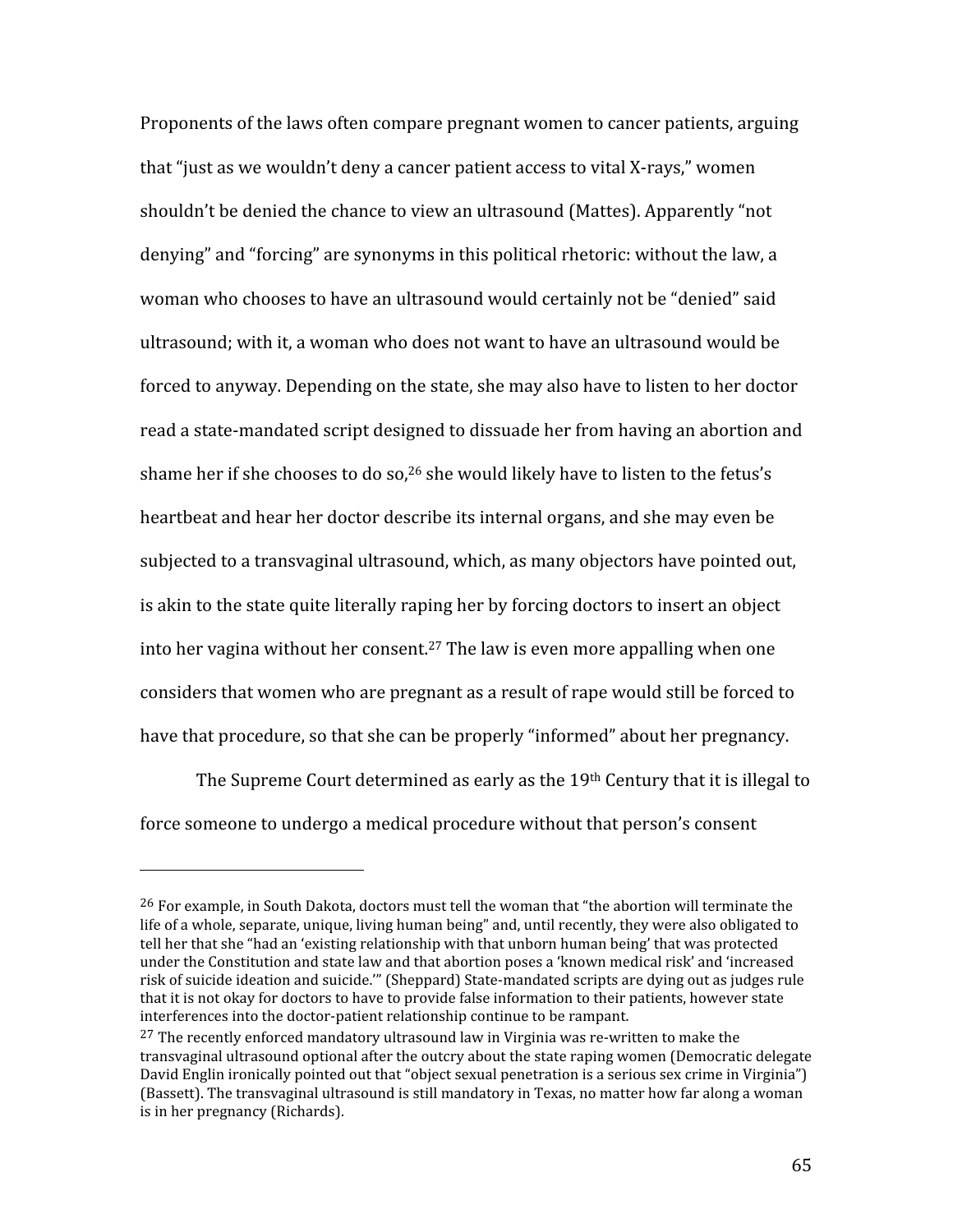Proponents of the laws often compare pregnant women to cancer patients, arguing that "just as we wouldn't deny a cancer patient access to vital X-rays," women shouldn't be denied the chance to view an ultrasound (Mattes). Apparently "not denying" and "forcing" are synonyms in this political rhetoric: without the law, a woman who chooses to have an ultrasound would certainly not be "denied" said ultrasound; with it, a woman who does not want to have an ultrasound would be forced to anyway. Depending on the state, she may also have to listen to her doctor read a state-mandated script designed to dissuade her from having an abortion and shame her if she chooses to do so,[26] she would likely have to listen to the fetus's heartbeat and hear her doctor describe its internal organs, and she may even be subjected to a transvaginal ultrasound, which, as many objectors have pointed out, is akin to the state quite literally raping her by forcing doctors to insert an object into her vagina without her consent.[27] The law is even more appalling when one considers that women who are pregnant as a result of rape would still be forced to have that procedure, so that she can be properly "informed" about her pregnancy.

The Supreme Court determined as early as the 19th Century that it is illegal to force someone to undergo a medical procedure without that person's consent

---

[26] For example, in South Dakota, doctors must tell the woman that "the abortion will terminate the life of a whole, separate, unique, living human being" and, until recently, they were also obligated to tell her that she "had an 'existing relationship with that unborn human being' that was protected under the Constitution and state law and that abortion poses a 'known medical risk' and 'increased risk of suicide ideation and suicide.'" (Sheppard) State-mandated scripts are dying out as judges rule that it is not okay for doctors to have to provide false information to their patients, however state interferences into the doctor-patient relationship continue to be rampant.

[27] The recently enforced mandatory ultrasound law in Virginia was re-written to make the transvaginal ultrasound optional after the outcry about the state raping women (Democratic delegate David Englin ironically pointed out that "object sexual penetration is a serious sex crime in Virginia") (Bassett). The transvaginal ultrasound is still mandatory in Texas, no matter how far along a woman is in her pregnancy (Richards).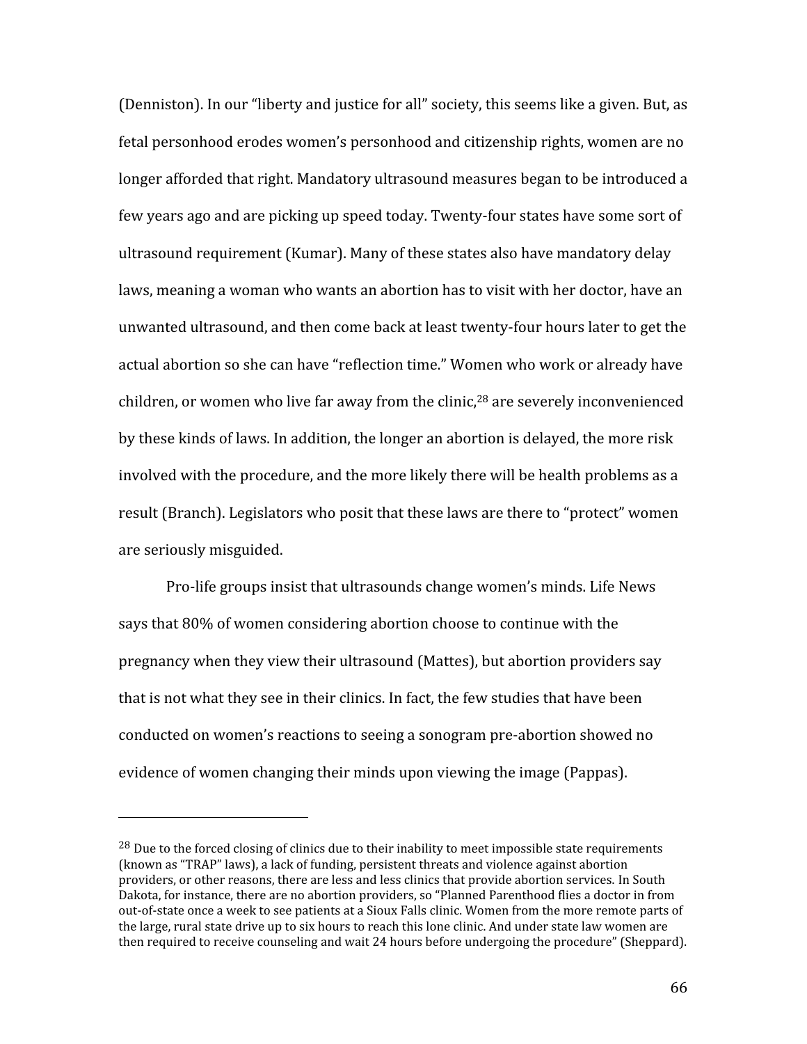(Denniston). In our "liberty and justice for all" society, this seems like a given. But, as fetal personhood erodes women's personhood and citizenship rights, women are no longer afforded that right. Mandatory ultrasound measures began to be introduced a few years ago and are picking up speed today. Twenty-four states have some sort of ultrasound requirement (Kumar). Many of these states also have mandatory delay laws, meaning a woman who wants an abortion has to visit with her doctor, have an unwanted ultrasound, and then come back at least twenty-four hours later to get the actual abortion so she can have "reflection time." Women who work or already have children, or women who live far away from the clinic,[28] are severely inconvenienced by these kinds of laws. In addition, the longer an abortion is delayed, the more risk involved with the procedure, and the more likely there will be health problems as a result (Branch). Legislators who posit that these laws are there to "protect" women are seriously misguided.

Pro-life groups insist that ultrasounds change women's minds. Life News says that 80% of women considering abortion choose to continue with the pregnancy when they view their ultrasound (Mattes), but abortion providers say that is not what they see in their clinics. In fact, the few studies that have been conducted on women's reactions to seeing a sonogram pre-abortion showed no evidence of women changing their minds upon viewing the image (Pappas).

---

[28] Due to the forced closing of clinics due to their inability to meet impossible state requirements (known as "TRAP" laws), a lack of funding, persistent threats and violence against abortion providers, or other reasons, there are less and less clinics that provide abortion services. In South Dakota, for instance, there are no abortion providers, so "Planned Parenthood flies a doctor in from out-of-state once a week to see patients at a Sioux Falls clinic. Women from the more remote parts of the large, rural state drive up to six hours to reach this lone clinic. And under state law women are then required to receive counseling and wait 24 hours before undergoing the procedure" (Sheppard).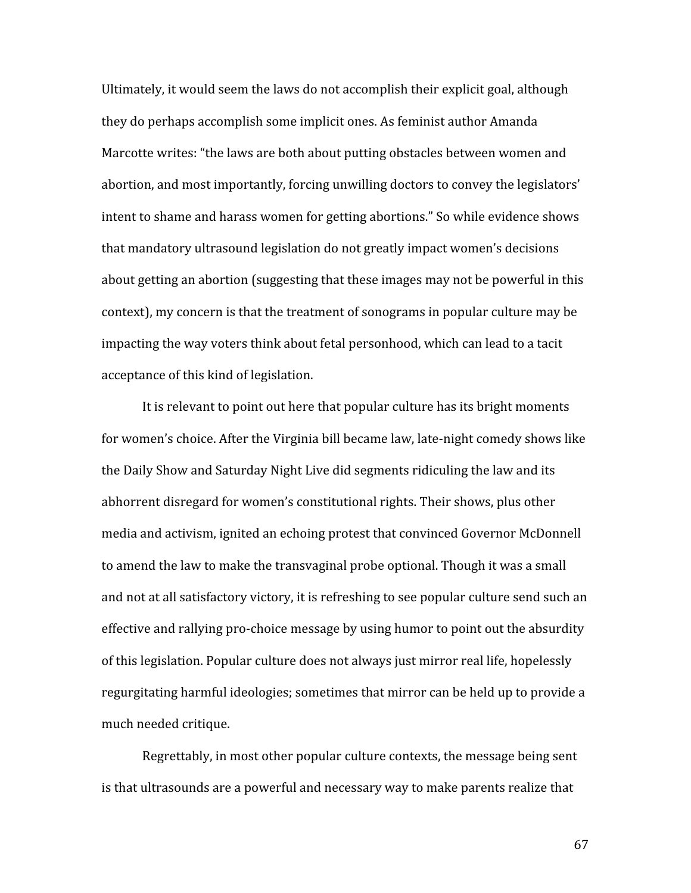Ultimately, it would seem the laws do not accomplish their explicit goal, although they do perhaps accomplish some implicit ones. As feminist author Amanda Marcotte writes: "the laws are both about putting obstacles between women and abortion, and most importantly, forcing unwilling doctors to convey the legislators' intent to shame and harass women for getting abortions." So while evidence shows that mandatory ultrasound legislation do not greatly impact women's decisions about getting an abortion (suggesting that these images may not be powerful in this context), my concern is that the treatment of sonograms in popular culture may be impacting the way voters think about fetal personhood, which can lead to a tacit acceptance of this kind of legislation.

It is relevant to point out here that popular culture has its bright moments for women's choice. After the Virginia bill became law, late-night comedy shows like the Daily Show and Saturday Night Live did segments ridiculing the law and its abhorrent disregard for women's constitutional rights. Their shows, plus other media and activism, ignited an echoing protest that convinced Governor McDonnell to amend the law to make the transvaginal probe optional. Though it was a small and not at all satisfactory victory, it is refreshing to see popular culture send such an effective and rallying pro-choice message by using humor to point out the absurdity of this legislation. Popular culture does not always just mirror real life, hopelessly regurgitating harmful ideologies; sometimes that mirror can be held up to provide a much needed critique.

Regrettably, in most other popular culture contexts, the message being sent is that ultrasounds are a powerful and necessary way to make parents realize that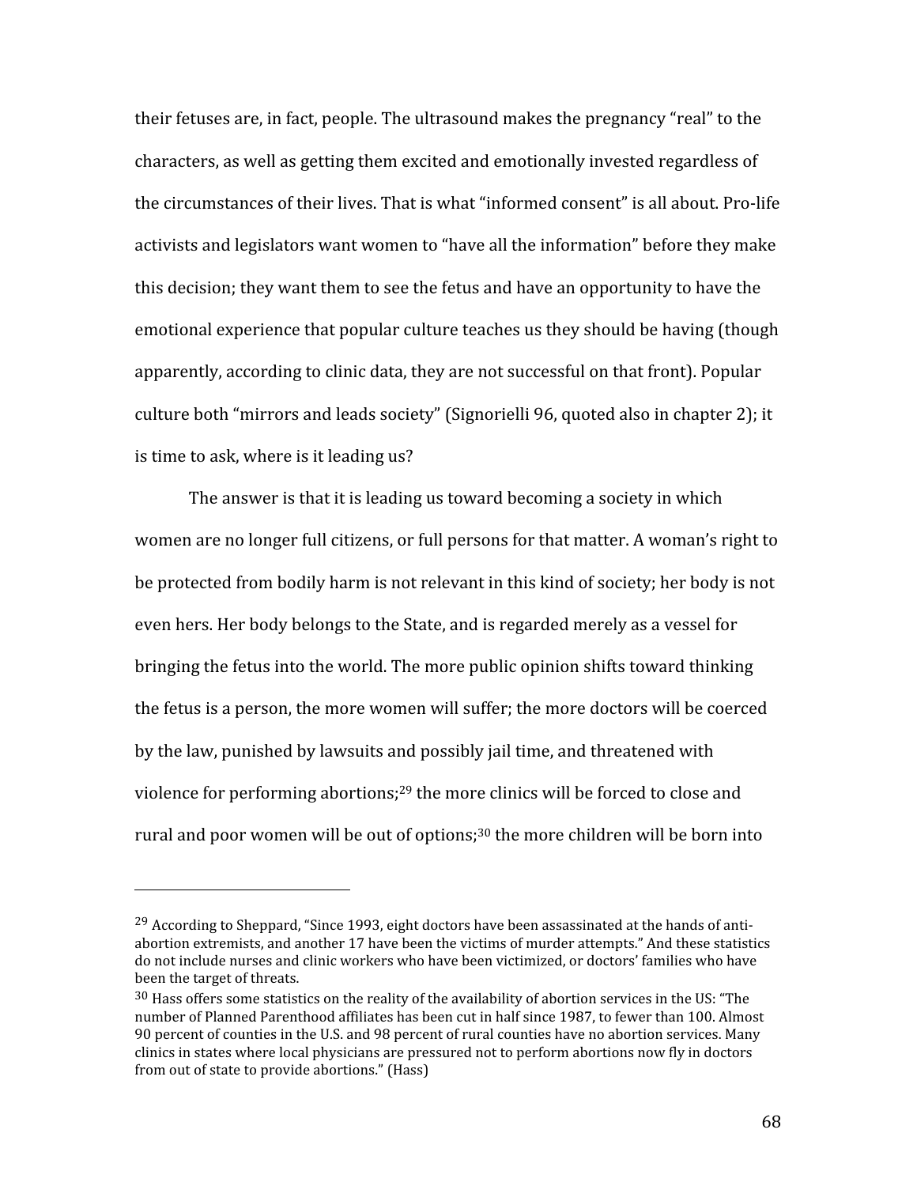their fetuses are, in fact, people. The ultrasound makes the pregnancy "real" to the characters, as well as getting them excited and emotionally invested regardless of the circumstances of their lives. That is what "informed consent" is all about. Pro-life activists and legislators want women to "have all the information" before they make this decision; they want them to see the fetus and have an opportunity to have the emotional experience that popular culture teaches us they should be having (though apparently, according to clinic data, they are not successful on that front). Popular culture both "mirrors and leads society" (Signorielli 96, quoted also in chapter 2); it is time to ask, where is it leading us?

The answer is that it is leading us toward becoming a society in which women are no longer full citizens, or full persons for that matter. A woman's right to be protected from bodily harm is not relevant in this kind of society; her body is not even hers. Her body belongs to the State, and is regarded merely as a vessel for bringing the fetus into the world. The more public opinion shifts toward thinking the fetus is a person, the more women will suffer; the more doctors will be coerced by the law, punished by lawsuits and possibly jail time, and threatened with violence for performing abortions;[29] the more clinics will be forced to close and rural and poor women will be out of options;[30] the more children will be born into

---

[29] According to Sheppard, "Since 1993, eight doctors have been assassinated at the hands of anti-abortion extremists, and another 17 have been the victims of murder attempts." And these statistics do not include nurses and clinic workers who have been victimized, or doctors' families who have been the target of threats.

[30] Hass offers some statistics on the reality of the availability of abortion services in the US: "The number of Planned Parenthood affiliates has been cut in half since 1987, to fewer than 100. Almost 90 percent of counties in the U.S. and 98 percent of rural counties have no abortion services. Many clinics in states where local physicians are pressured not to perform abortions now fly in doctors from out of state to provide abortions." (Hass)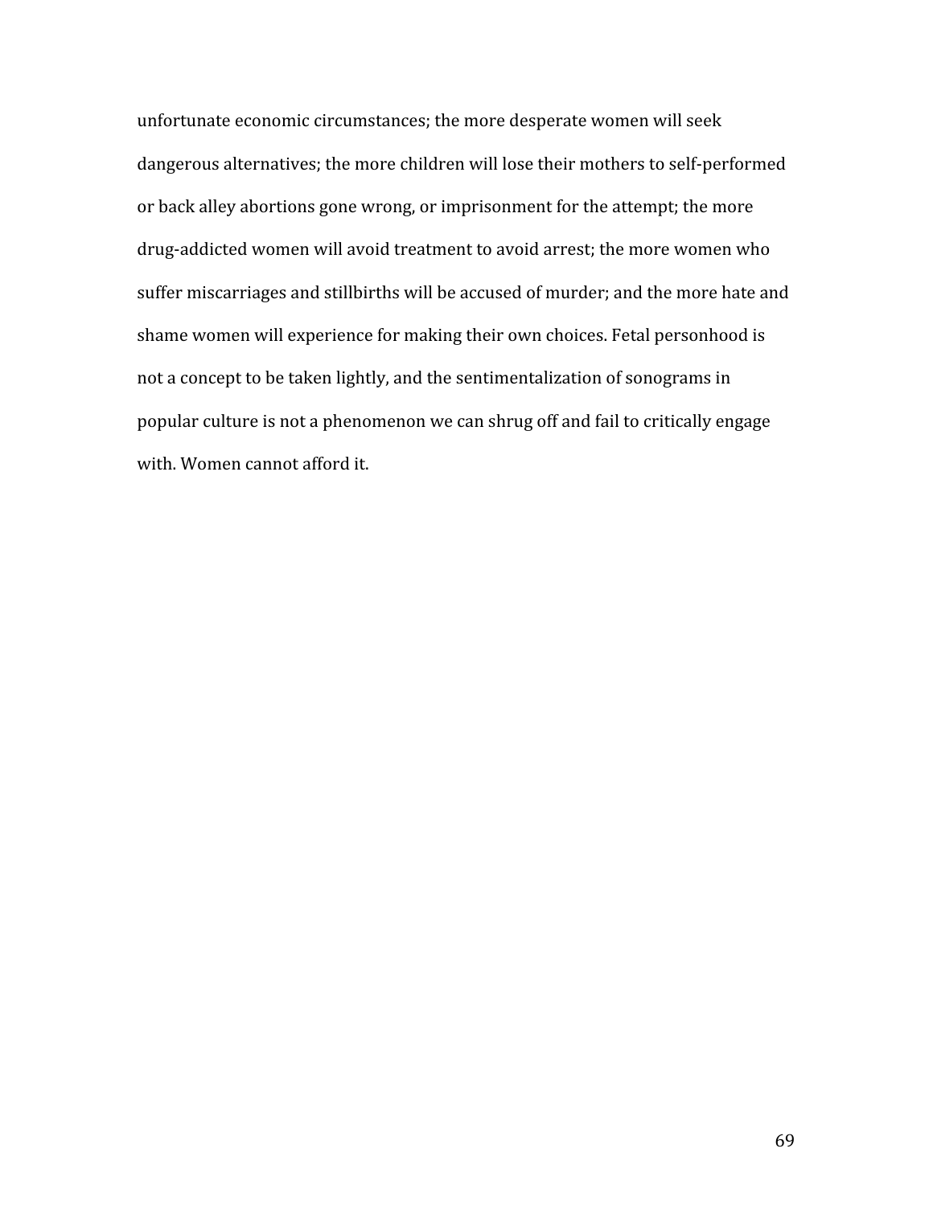unfortunate economic circumstances; the more desperate women will seek dangerous alternatives; the more children will lose their mothers to self-performed or back alley abortions gone wrong, or imprisonment for the attempt; the more drug-addicted women will avoid treatment to avoid arrest; the more women who suffer miscarriages and stillbirths will be accused of murder; and the more hate and shame women will experience for making their own choices. Fetal personhood is not a concept to be taken lightly, and the sentimentalization of sonograms in popular culture is not a phenomenon we can shrug off and fail to critically engage with. Women cannot afford it.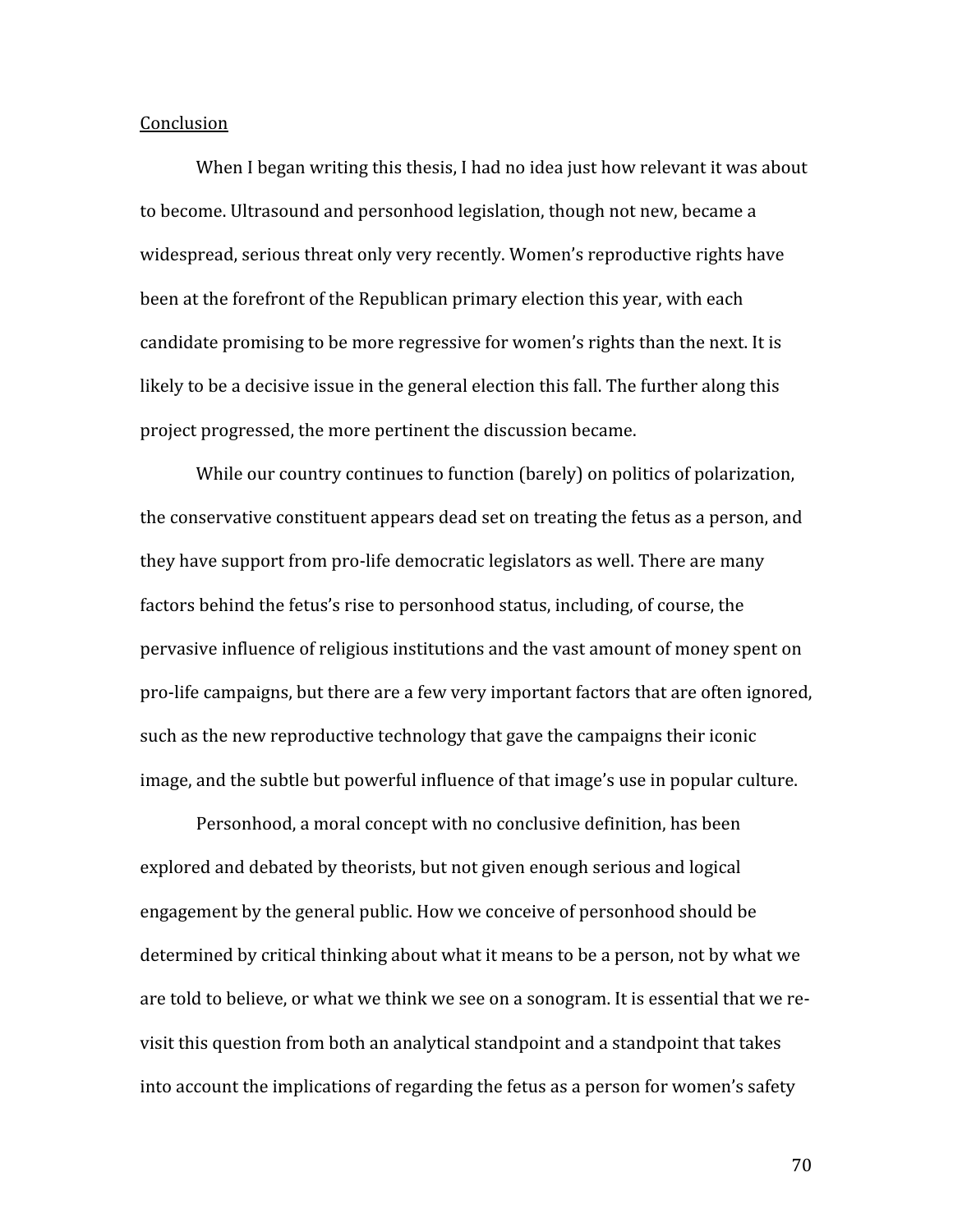## Conclusion

When I began writing this thesis, I had no idea just how relevant it was about to become. Ultrasound and personhood legislation, though not new, became a widespread, serious threat only very recently. Women's reproductive rights have been at the forefront of the Republican primary election this year, with each candidate promising to be more regressive for women's rights than the next. It is likely to be a decisive issue in the general election this fall. The further along this project progressed, the more pertinent the discussion became.

While our country continues to function (barely) on politics of polarization, the conservative constituent appears dead set on treating the fetus as a person, and they have support from pro-life democratic legislators as well. There are many factors behind the fetus's rise to personhood status, including, of course, the pervasive influence of religious institutions and the vast amount of money spent on pro-life campaigns, but there are a few very important factors that are often ignored, such as the new reproductive technology that gave the campaigns their iconic image, and the subtle but powerful influence of that image's use in popular culture.

Personhood, a moral concept with no conclusive definition, has been explored and debated by theorists, but not given enough serious and logical engagement by the general public. How we conceive of personhood should be determined by critical thinking about what it means to be a person, not by what we are told to believe, or what we think we see on a sonogram. It is essential that we re-visit this question from both an analytical standpoint and a standpoint that takes into account the implications of regarding the fetus as a person for women's safety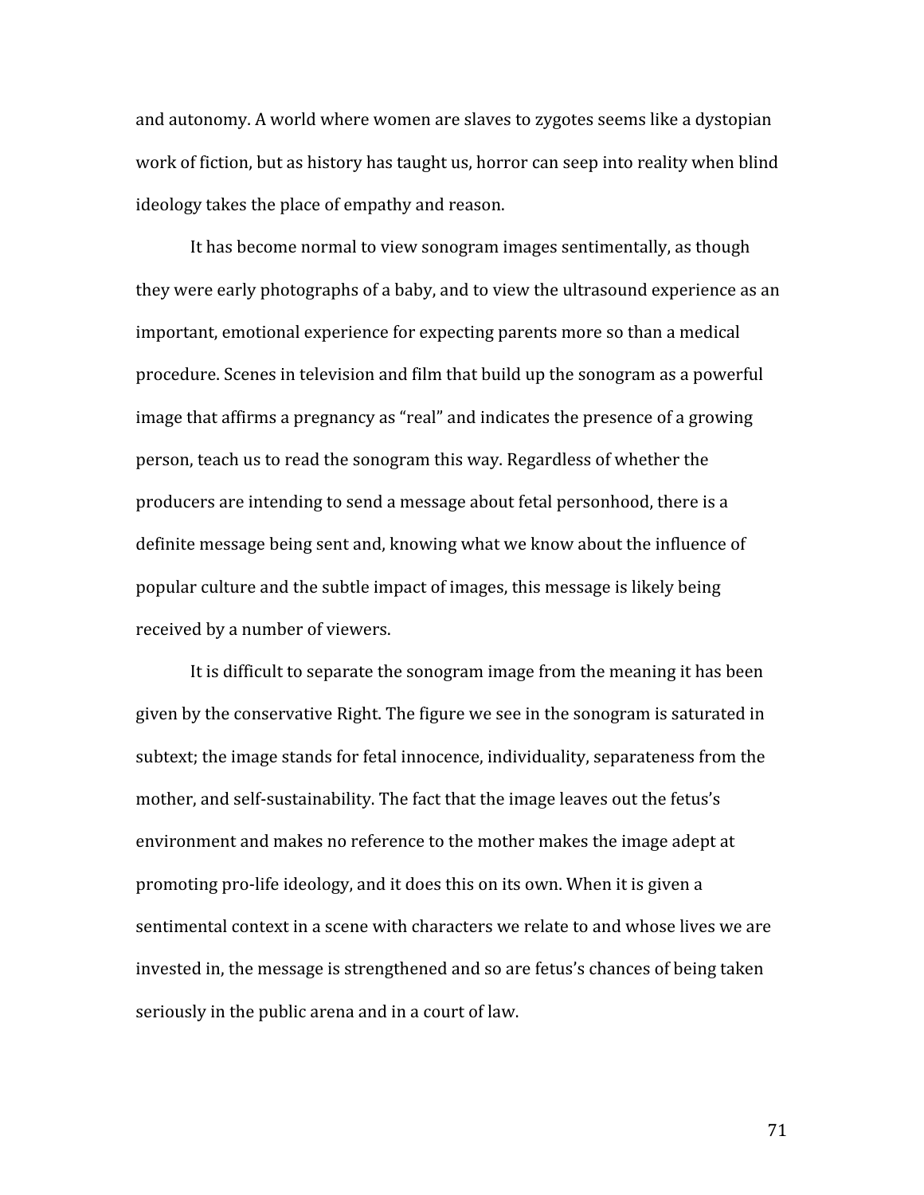and autonomy. A world where women are slaves to zygotes seems like a dystopian work of fiction, but as history has taught us, horror can seep into reality when blind ideology takes the place of empathy and reason.

It has become normal to view sonogram images sentimentally, as though they were early photographs of a baby, and to view the ultrasound experience as an important, emotional experience for expecting parents more so than a medical procedure. Scenes in television and film that build up the sonogram as a powerful image that affirms a pregnancy as "real" and indicates the presence of a growing person, teach us to read the sonogram this way. Regardless of whether the producers are intending to send a message about fetal personhood, there is a definite message being sent and, knowing what we know about the influence of popular culture and the subtle impact of images, this message is likely being received by a number of viewers.

It is difficult to separate the sonogram image from the meaning it has been given by the conservative Right. The figure we see in the sonogram is saturated in subtext; the image stands for fetal innocence, individuality, separateness from the mother, and self-sustainability. The fact that the image leaves out the fetus's environment and makes no reference to the mother makes the image adept at promoting pro-life ideology, and it does this on its own. When it is given a sentimental context in a scene with characters we relate to and whose lives we are invested in, the message is strengthened and so are fetus's chances of being taken seriously in the public arena and in a court of law.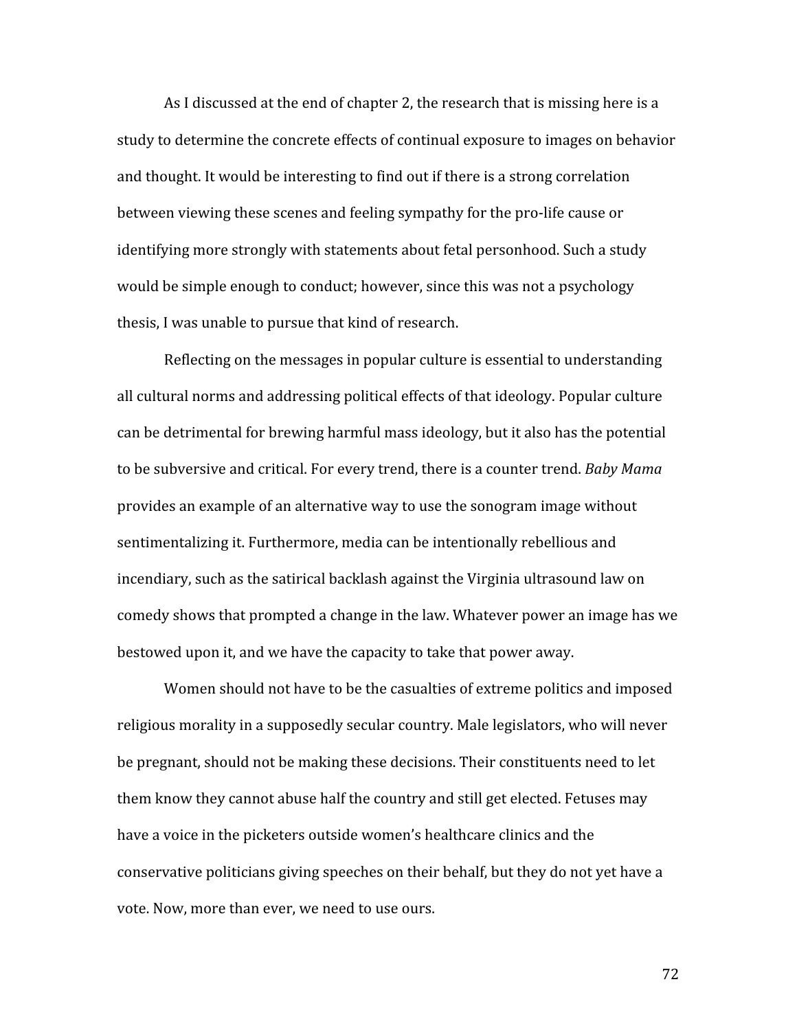As I discussed at the end of chapter 2, the research that is missing here is a study to determine the concrete effects of continual exposure to images on behavior and thought. It would be interesting to find out if there is a strong correlation between viewing these scenes and feeling sympathy for the pro-life cause or identifying more strongly with statements about fetal personhood. Such a study would be simple enough to conduct; however, since this was not a psychology thesis, I was unable to pursue that kind of research.

Reflecting on the messages in popular culture is essential to understanding all cultural norms and addressing political effects of that ideology. Popular culture can be detrimental for brewing harmful mass ideology, but it also has the potential to be subversive and critical. For every trend, there is a counter trend. *Baby Mama* provides an example of an alternative way to use the sonogram image without sentimentalizing it. Furthermore, media can be intentionally rebellious and incendiary, such as the satirical backlash against the Virginia ultrasound law on comedy shows that prompted a change in the law. Whatever power an image has we bestowed upon it, and we have the capacity to take that power away.

Women should not have to be the casualties of extreme politics and imposed religious morality in a supposedly secular country. Male legislators, who will never be pregnant, should not be making these decisions. Their constituents need to let them know they cannot abuse half the country and still get elected. Fetuses may have a voice in the picketers outside women's healthcare clinics and the conservative politicians giving speeches on their behalf, but they do not yet have a vote. Now, more than ever, we need to use ours.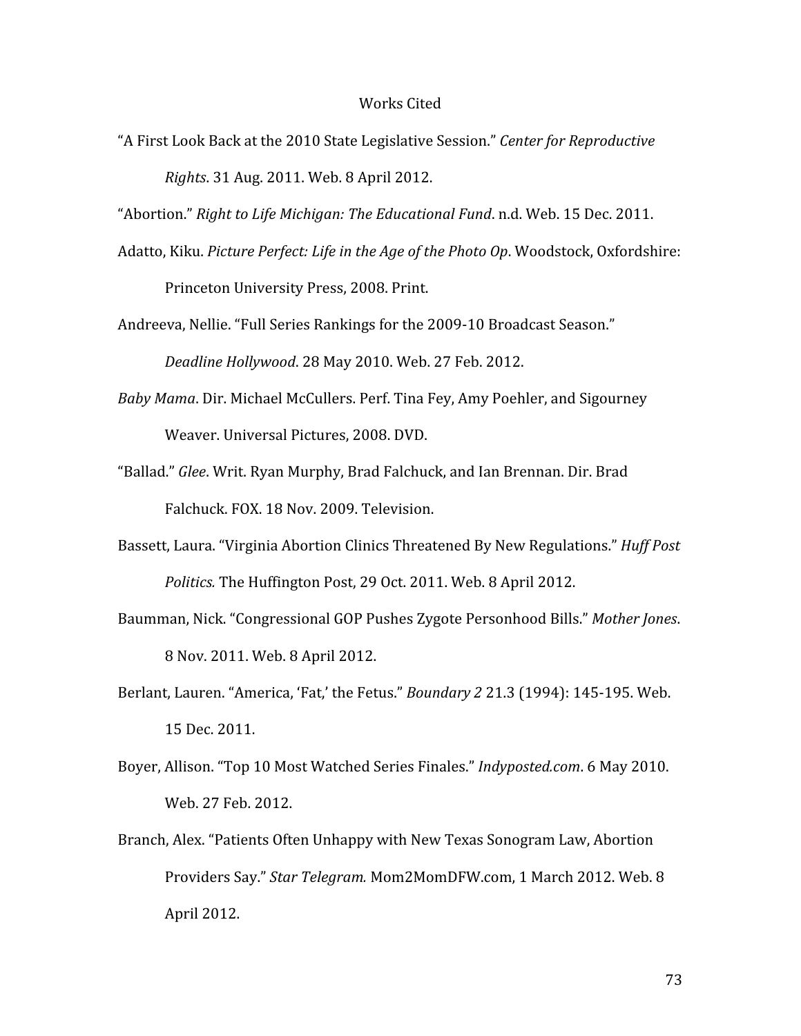# Works Cited

"A First Look Back at the 2010 State Legislative Session." *Center for Reproductive Rights*. 31 Aug. 2011. Web. 8 April 2012.

"Abortion." *Right to Life Michigan: The Educational Fund*. n.d. Web. 15 Dec. 2011.

Adatto, Kiku. *Picture Perfect: Life in the Age of the Photo Op*. Woodstock, Oxfordshire: Princeton University Press, 2008. Print.

Andreeva, Nellie. "Full Series Rankings for the 2009-10 Broadcast Season." *Deadline Hollywood*. 28 May 2010. Web. 27 Feb. 2012.

*Baby Mama*. Dir. Michael McCullers. Perf. Tina Fey, Amy Poehler, and Sigourney Weaver. Universal Pictures, 2008. DVD.

"Ballad." *Glee*. Writ. Ryan Murphy, Brad Falchuck, and Ian Brennan. Dir. Brad Falchuck. FOX. 18 Nov. 2009. Television.

Bassett, Laura. "Virginia Abortion Clinics Threatened By New Regulations." *Huff Post Politics.* The Huffington Post, 29 Oct. 2011. Web. 8 April 2012.

Baumman, Nick. "Congressional GOP Pushes Zygote Personhood Bills." *Mother Jones*. 8 Nov. 2011. Web. 8 April 2012.

Berlant, Lauren. "America, 'Fat,' the Fetus." *Boundary 2* 21.3 (1994): 145-195. Web. 15 Dec. 2011.

Boyer, Allison. "Top 10 Most Watched Series Finales." *Indyposted.com*. 6 May 2010. Web. 27 Feb. 2012.

Branch, Alex. "Patients Often Unhappy with New Texas Sonogram Law, Abortion Providers Say." *Star Telegram.* Mom2MomDFW.com, 1 March 2012. Web. 8 April 2012.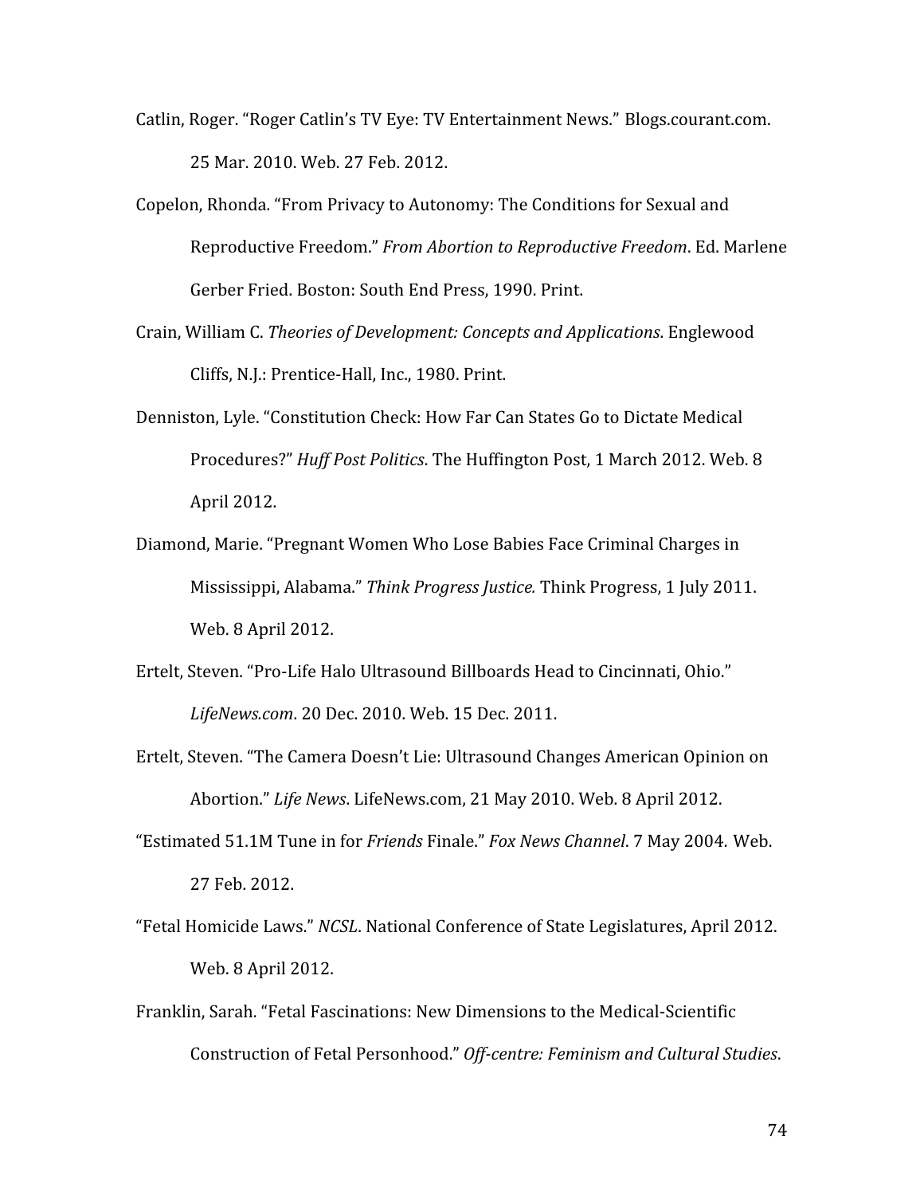Catlin, Roger. "Roger Catlin's TV Eye: TV Entertainment News." Blogs.courant.com. 25 Mar. 2010. Web. 27 Feb. 2012.

Copelon, Rhonda. "From Privacy to Autonomy: The Conditions for Sexual and Reproductive Freedom." *From Abortion to Reproductive Freedom*. Ed. Marlene Gerber Fried. Boston: South End Press, 1990. Print.

Crain, William C. *Theories of Development: Concepts and Applications*. Englewood Cliffs, N.J.: Prentice-Hall, Inc., 1980. Print.

Denniston, Lyle. "Constitution Check: How Far Can States Go to Dictate Medical Procedures?" *Huff Post Politics*. The Huffington Post, 1 March 2012. Web. 8 April 2012.

Diamond, Marie. "Pregnant Women Who Lose Babies Face Criminal Charges in Mississippi, Alabama." *Think Progress Justice.* Think Progress, 1 July 2011. Web. 8 April 2012.

Ertelt, Steven. "Pro-Life Halo Ultrasound Billboards Head to Cincinnati, Ohio." *LifeNews.com*. 20 Dec. 2010. Web. 15 Dec. 2011.

Ertelt, Steven. "The Camera Doesn't Lie: Ultrasound Changes American Opinion on Abortion." *Life News*. LifeNews.com, 21 May 2010. Web. 8 April 2012.

"Estimated 51.1M Tune in for *Friends* Finale." *Fox News Channel*. 7 May 2004. Web. 27 Feb. 2012.

"Fetal Homicide Laws." *NCSL*. National Conference of State Legislatures, April 2012. Web. 8 April 2012.

Franklin, Sarah. "Fetal Fascinations: New Dimensions to the Medical-Scientific Construction of Fetal Personhood." *Off-centre: Feminism and Cultural Studies*.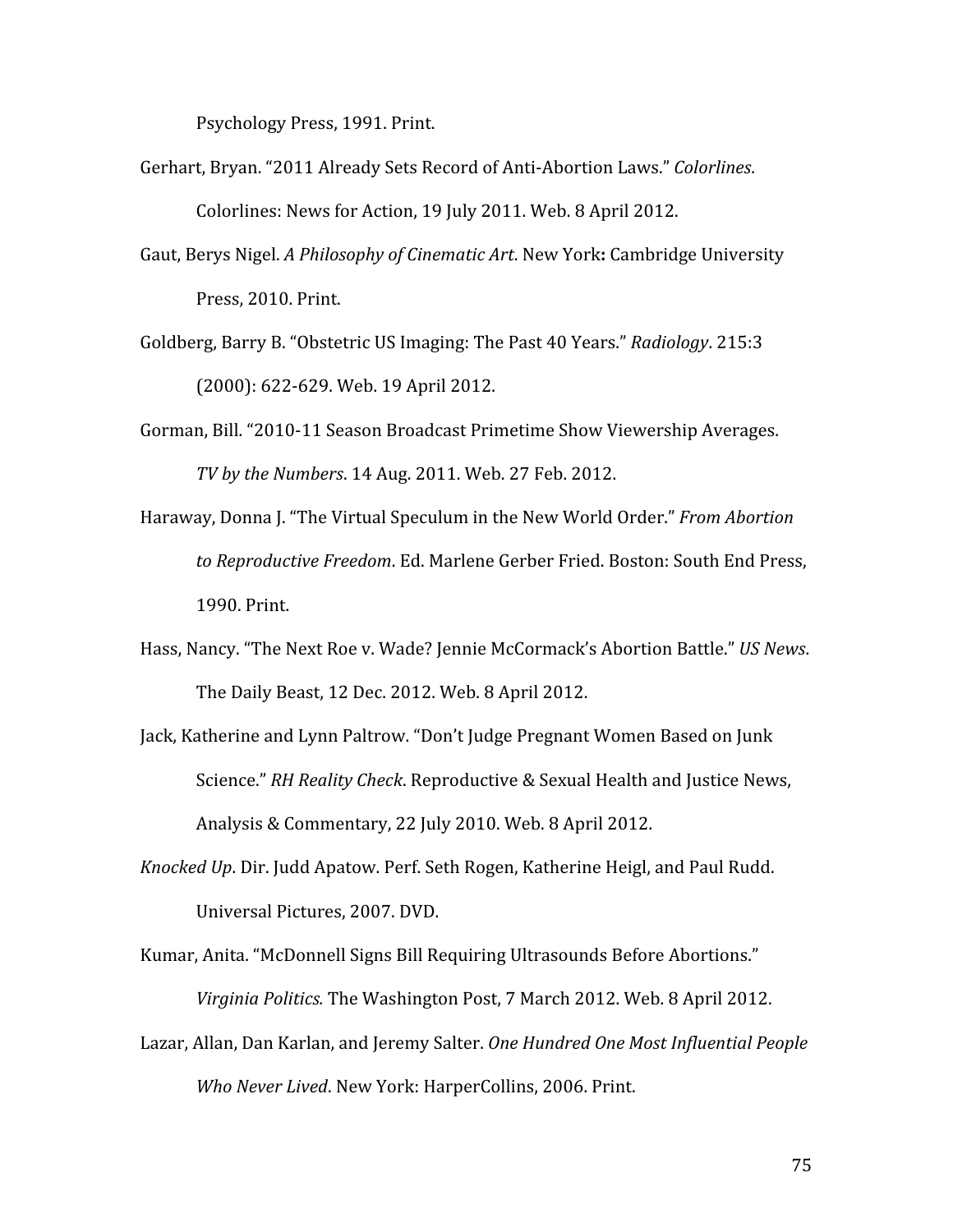Psychology Press, 1991. Print.

Gerhart, Bryan. "2011 Already Sets Record of Anti-Abortion Laws." *Colorlines*. Colorlines: News for Action, 19 July 2011. Web. 8 April 2012.

Gaut, Berys Nigel. *A Philosophy of Cinematic Art*. New York**:** Cambridge University Press, 2010. Print.

Goldberg, Barry B. "Obstetric US Imaging: The Past 40 Years." *Radiology*. 215:3 (2000): 622-629. Web. 19 April 2012.

Gorman, Bill. "2010-11 Season Broadcast Primetime Show Viewership Averages. *TV by the Numbers*. 14 Aug. 2011. Web. 27 Feb. 2012.

Haraway, Donna J. "The Virtual Speculum in the New World Order." *From Abortion to Reproductive Freedom*. Ed. Marlene Gerber Fried. Boston: South End Press, 1990. Print.

Hass, Nancy. "The Next Roe v. Wade? Jennie McCormack's Abortion Battle." *US News*. The Daily Beast, 12 Dec. 2012. Web. 8 April 2012.

Jack, Katherine and Lynn Paltrow. "Don't Judge Pregnant Women Based on Junk Science." *RH Reality Check*. Reproductive & Sexual Health and Justice News, Analysis & Commentary, 22 July 2010. Web. 8 April 2012.

*Knocked Up*. Dir. Judd Apatow. Perf. Seth Rogen, Katherine Heigl, and Paul Rudd. Universal Pictures, 2007. DVD.

Kumar, Anita. "McDonnell Signs Bill Requiring Ultrasounds Before Abortions." *Virginia Politics.* The Washington Post, 7 March 2012. Web. 8 April 2012.

Lazar, Allan, Dan Karlan, and Jeremy Salter. *One Hundred One Most Influential People Who Never Lived*. New York: HarperCollins, 2006. Print.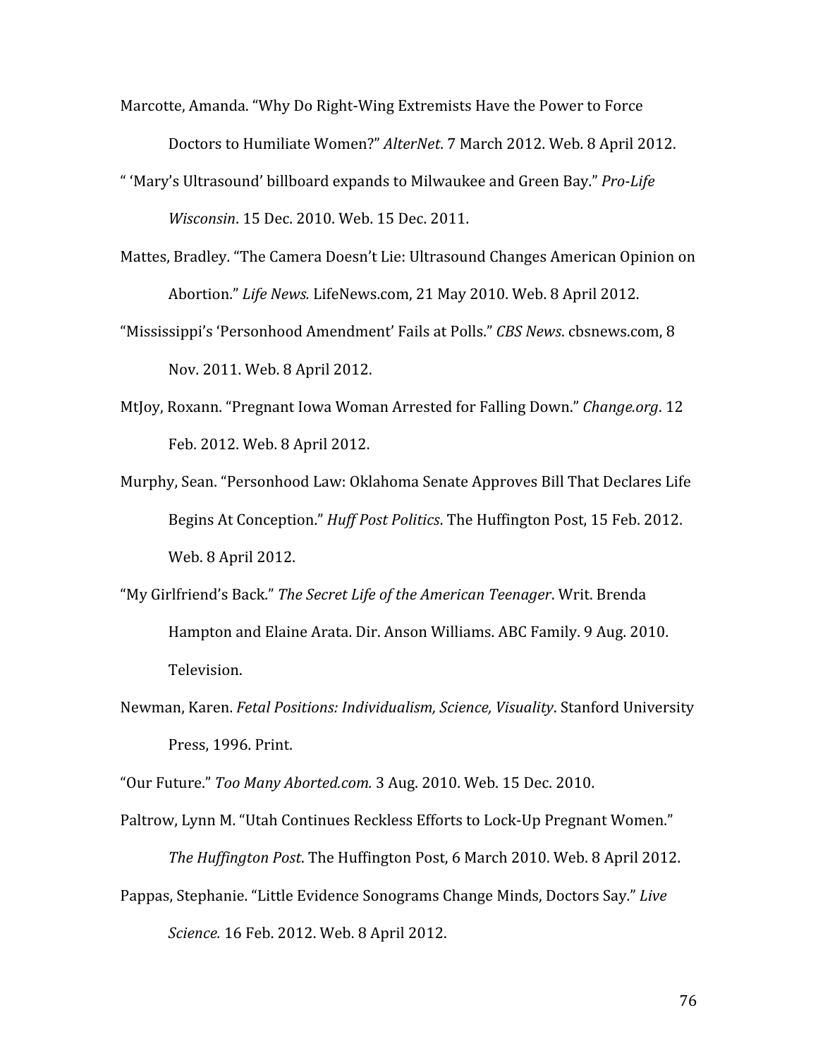Marcotte, Amanda. “Why Do Right-Wing Extremists Have the Power to Force Doctors to Humiliate Women?” *AlterNet*. 7 March 2012. Web. 8 April 2012.

“ ‘Mary’s Ultrasound’ billboard expands to Milwaukee and Green Bay.” *Pro-Life Wisconsin*. 15 Dec. 2010. Web. 15 Dec. 2011.

Mattes, Bradley. “The Camera Doesn’t Lie: Ultrasound Changes American Opinion on Abortion.” *Life News.* LifeNews.com, 21 May 2010. Web. 8 April 2012.

“Mississippi’s ‘Personhood Amendment’ Fails at Polls.” *CBS News.* cbsnews.com, 8 Nov. 2011. Web. 8 April 2012.

MtJoy, Roxann. “Pregnant Iowa Woman Arrested for Falling Down.” *Change.org*. 12 Feb. 2012. Web. 8 April 2012.

Murphy, Sean. “Personhood Law: Oklahoma Senate Approves Bill That Declares Life Begins At Conception.” *Huff Post Politics*. The Huffington Post, 15 Feb. 2012. Web. 8 April 2012.

“My Girlfriend’s Back.” *The Secret Life of the American Teenager*. Writ. Brenda Hampton and Elaine Arata. Dir. Anson Williams. ABC Family. 9 Aug. 2010. Television.

Newman, Karen. *Fetal Positions: Individualism, Science, Visuality*. Stanford University Press, 1996. Print.

“Our Future.” *Too Many Aborted.com.* 3 Aug. 2010. Web. 15 Dec. 2010.

Paltrow, Lynn M. “Utah Continues Reckless Efforts to Lock-Up Pregnant Women.” *The Huffington Post*. The Huffington Post, 6 March 2010. Web. 8 April 2012.

Pappas, Stephanie. “Little Evidence Sonograms Change Minds, Doctors Say.” *Live Science.* 16 Feb. 2012. Web. 8 April 2012.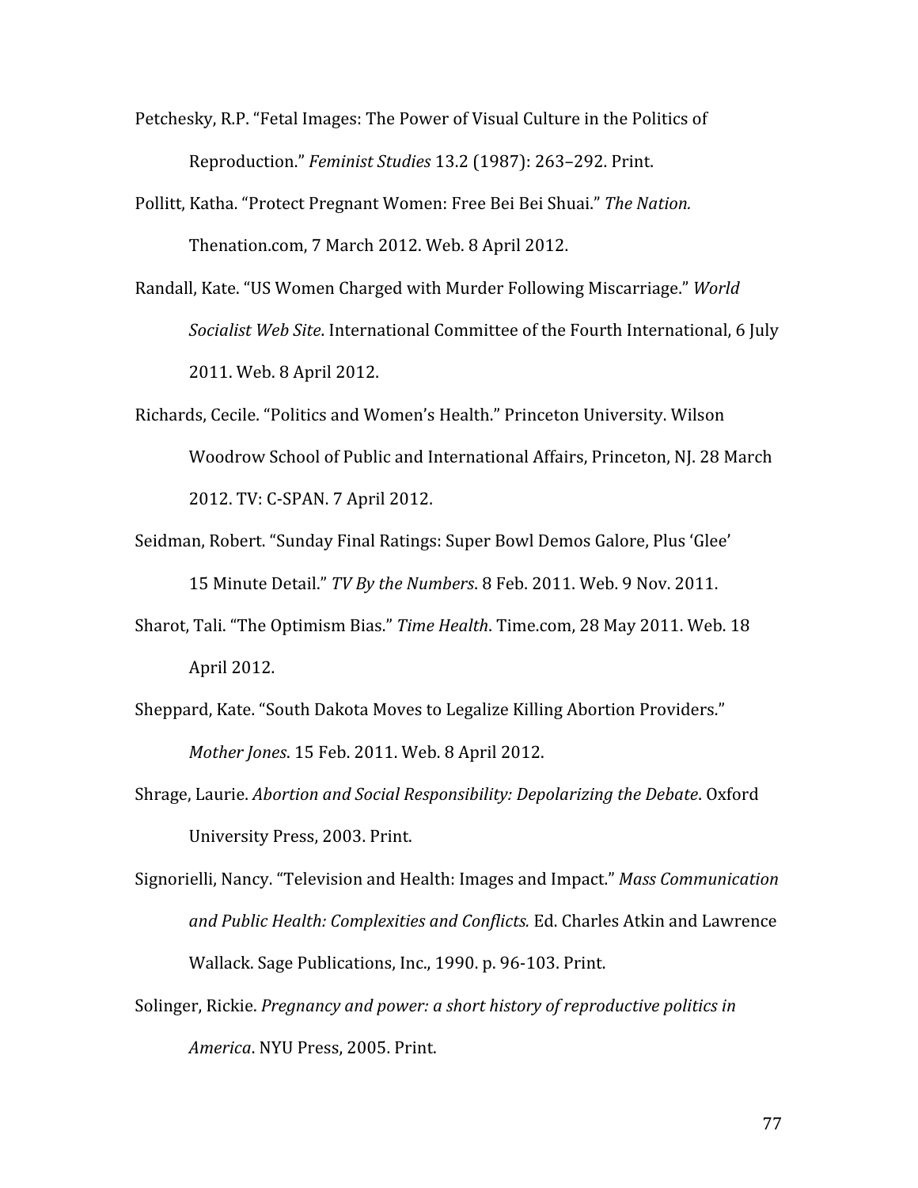Petchesky, R.P. "Fetal Images: The Power of Visual Culture in the Politics of Reproduction." *Feminist Studies* 13.2 (1987): 263–292. Print.

Pollitt, Katha. "Protect Pregnant Women: Free Bei Bei Shuai." *The Nation.* Thenation.com, 7 March 2012. Web. 8 April 2012.

Randall, Kate. "US Women Charged with Murder Following Miscarriage." *World Socialist Web Site*. International Committee of the Fourth International, 6 July 2011. Web. 8 April 2012.

Richards, Cecile. "Politics and Women's Health." Princeton University. Wilson Woodrow School of Public and International Affairs, Princeton, NJ. 28 March 2012. TV: C-SPAN. 7 April 2012.

Seidman, Robert. "Sunday Final Ratings: Super Bowl Demos Galore, Plus 'Glee' 15 Minute Detail." *TV By the Numbers*. 8 Feb. 2011. Web. 9 Nov. 2011.

Sharot, Tali. "The Optimism Bias." *Time Health*. Time.com, 28 May 2011. Web. 18 April 2012.

Sheppard, Kate. "South Dakota Moves to Legalize Killing Abortion Providers." *Mother Jones*. 15 Feb. 2011. Web. 8 April 2012.

Shrage, Laurie. *Abortion and Social Responsibility: Depolarizing the Debate*. Oxford University Press, 2003. Print.

Signorielli, Nancy. "Television and Health: Images and Impact." *Mass Communication and Public Health: Complexities and Conflicts.* Ed. Charles Atkin and Lawrence Wallack. Sage Publications, Inc., 1990. p. 96-103. Print.

Solinger, Rickie. *Pregnancy and power: a short history of reproductive politics in America*. NYU Press, 2005. Print.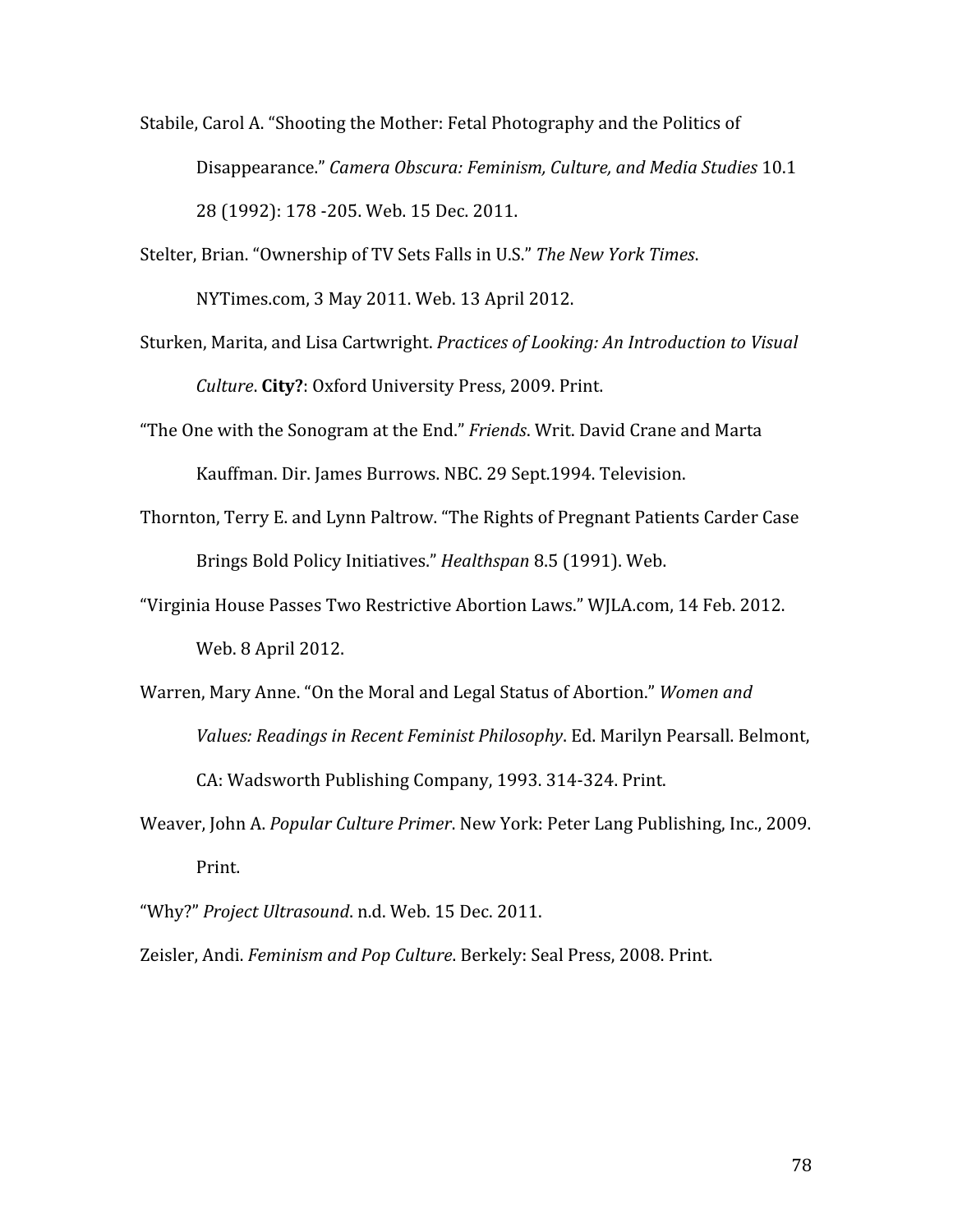Stabile, Carol A. "Shooting the Mother: Fetal Photography and the Politics of Disappearance." *Camera Obscura: Feminism, Culture, and Media Studies* 10.1 28 (1992): 178 -205. Web. 15 Dec. 2011.

Stelter, Brian. "Ownership of TV Sets Falls in U.S." *The New York Times*. NYTimes.com, 3 May 2011. Web. 13 April 2012.

Sturken, Marita, and Lisa Cartwright. *Practices of Looking: An Introduction to Visual Culture*. **City?**: Oxford University Press, 2009. Print.

"The One with the Sonogram at the End." *Friends*. Writ. David Crane and Marta Kauffman. Dir. James Burrows. NBC. 29 Sept.1994. Television.

Thornton, Terry E. and Lynn Paltrow. "The Rights of Pregnant Patients Carder Case Brings Bold Policy Initiatives." *Healthspan* 8.5 (1991). Web.

"Virginia House Passes Two Restrictive Abortion Laws." WJLA.com, 14 Feb. 2012. Web. 8 April 2012.

Warren, Mary Anne. "On the Moral and Legal Status of Abortion." *Women and Values: Readings in Recent Feminist Philosophy*. Ed. Marilyn Pearsall. Belmont, CA: Wadsworth Publishing Company, 1993. 314-324. Print.

Weaver, John A. *Popular Culture Primer*. New York: Peter Lang Publishing, Inc., 2009. Print.

"Why?" *Project Ultrasound*. n.d. Web. 15 Dec. 2011.

Zeisler, Andi. *Feminism and Pop Culture*. Berkely: Seal Press, 2008. Print.